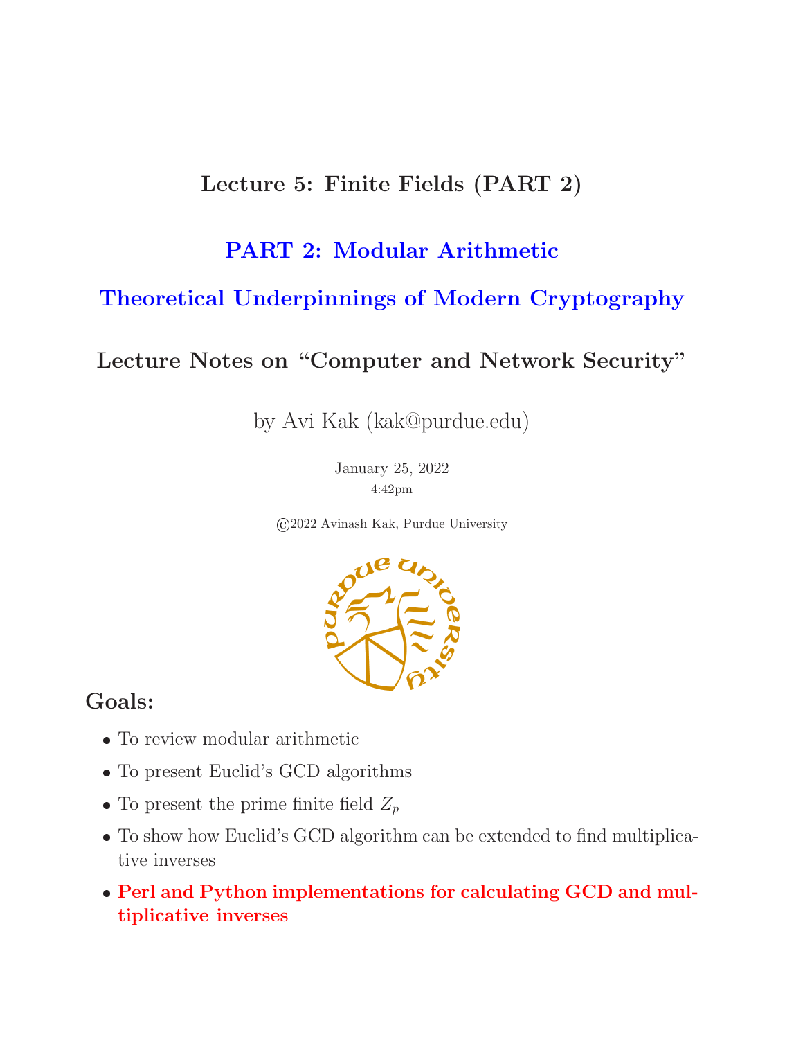# Lecture 5: Finite Fields (PART 2)

## PART 2: Modular Arithmetic

## Theoretical Underpinnings of Modern Cryptography

### Lecture Notes on "Computer and Network Security"

by Avi Kak (kak@purdue.edu)

January 25, 2022

4:42pm

©2022 Avinash Kak, Purdue University

## Goals:

- To review modular arithmetic
- To present Euclid's GCD algorithms
- To present the prime finite field $Z_p$
- To show how Euclid's GCD algorithm can be extended to find multiplicative inverses
- **Perl and Python implementations for calculating GCD and multiplicative inverses**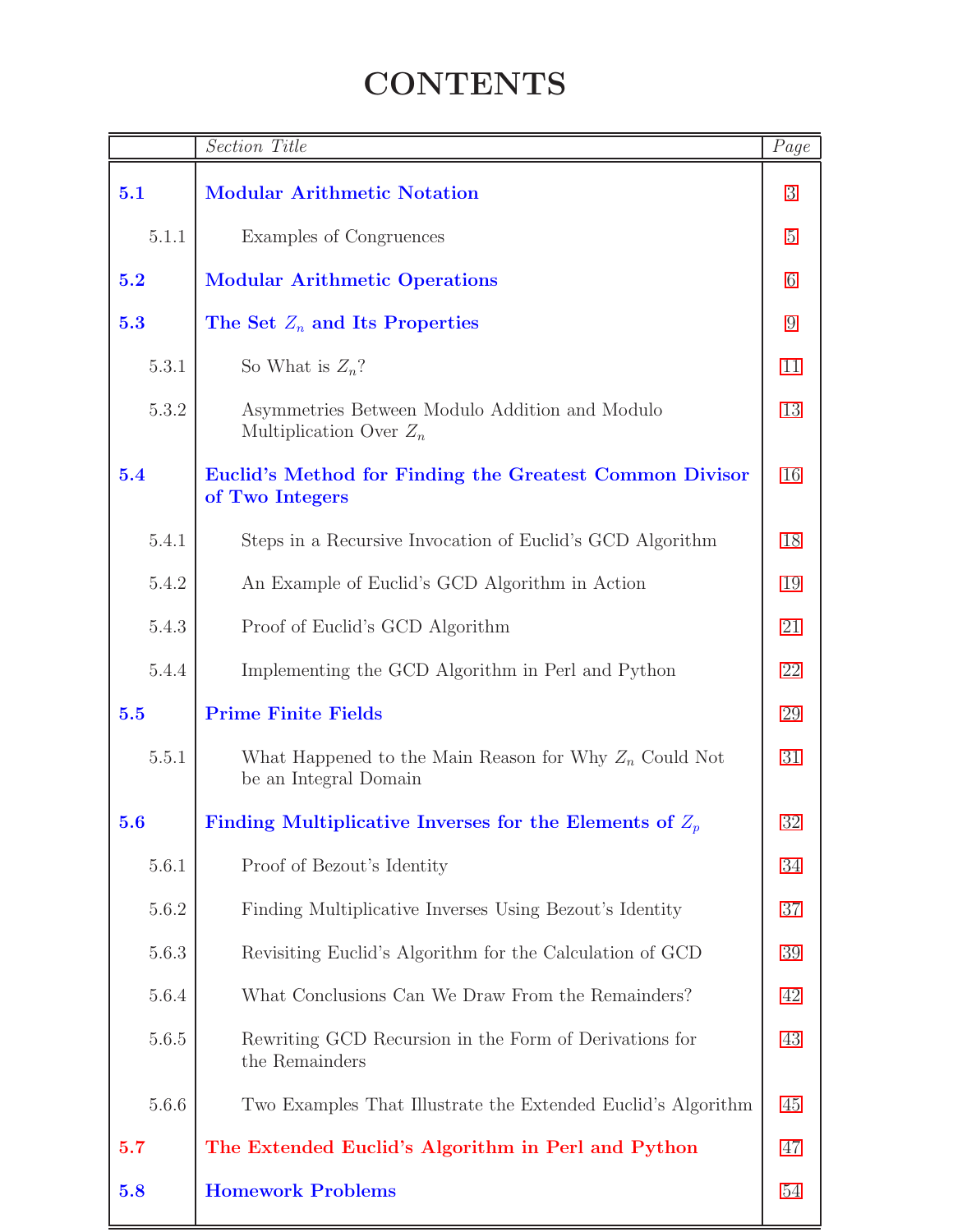# CONTENTS

| | *Section Title* | *Page* |
|---|---|---|
| **5.1** | **Modular Arithmetic Notation** | 3 |
| 5.1.1 | Examples of Congruences | 5 |
| **5.2** | **Modular Arithmetic Operations** | 6 |
| **5.3** | **The Set $Z_n$ and Its Properties** | 9 |
| 5.3.1 | So What is $Z_n$? | 11 |
| 5.3.2 | Asymmetries Between Modulo Addition and Modulo Multiplication Over $Z_n$ | 13 |
| **5.4** | **Euclid's Method for Finding the Greatest Common Divisor of Two Integers** | 16 |
| 5.4.1 | Steps in a Recursive Invocation of Euclid's GCD Algorithm | 18 |
| 5.4.2 | An Example of Euclid's GCD Algorithm in Action | 19 |
| 5.4.3 | Proof of Euclid's GCD Algorithm | 21 |
| 5.4.4 | Implementing the GCD Algorithm in Perl and Python | 22 |
| **5.5** | **Prime Finite Fields** | 29 |
| 5.5.1 | What Happened to the Main Reason for Why $Z_n$ Could Not be an Integral Domain | 31 |
| **5.6** | **Finding Multiplicative Inverses for the Elements of $Z_p$** | 32 |
| 5.6.1 | Proof of Bezout's Identity | 34 |
| 5.6.2 | Finding Multiplicative Inverses Using Bezout's Identity | 37 |
| 5.6.3 | Revisiting Euclid's Algorithm for the Calculation of GCD | 39 |
| 5.6.4 | What Conclusions Can We Draw From the Remainders? | 42 |
| 5.6.5 | Rewriting GCD Recursion in the Form of Derivations for the Remainders | 43 |
| 5.6.6 | Two Examples That Illustrate the Extended Euclid's Algorithm | 45 |
| **5.7** | **The Extended Euclid's Algorithm in Perl and Python** | 47 |
| **5.8** | **Homework Problems** | 54 |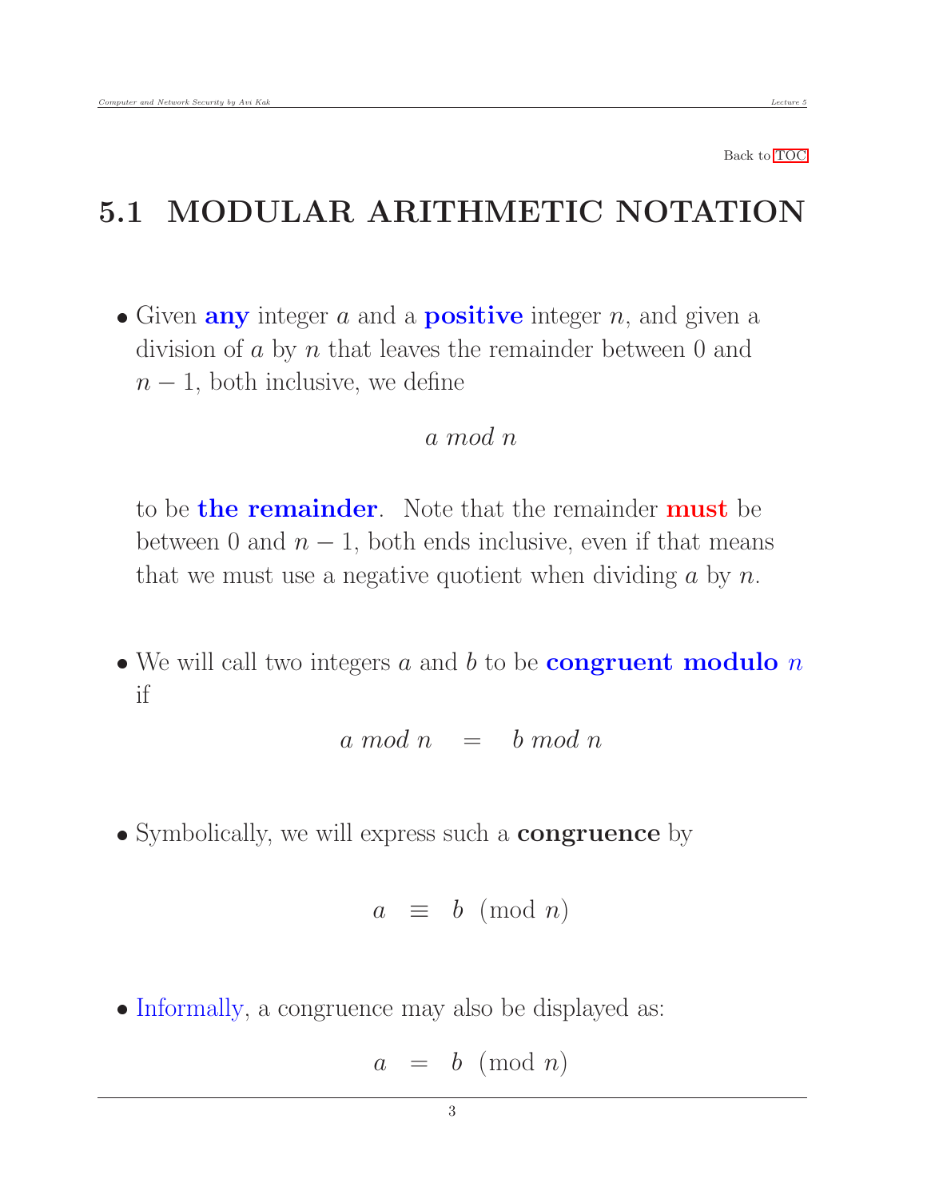Back to TOC

# 5.1 MODULAR ARITHMETIC NOTATION

- Given **any** integer $a$ and a **positive** integer $n$, and given a division of $a$ by $n$ that leaves the remainder between 0 and $n-1$, both inclusive, we define

$$a \ mod \ n$$

  to be **the remainder**. Note that the remainder **must** be between 0 and $n-1$, both ends inclusive, even if that means that we must use a negative quotient when dividing $a$ by $n$.

- We will call two integers $a$ and $b$ to be **congruent modulo $n$** if

$$a \ mod \ n \quad = \quad b \ mod \ n$$

- Symbolically, we will express such a **congruence** by

$$a \quad \equiv \quad b \pmod{n}$$

- Informally, a congruence may also be displayed as:

$$a \quad = \quad b \pmod{n}$$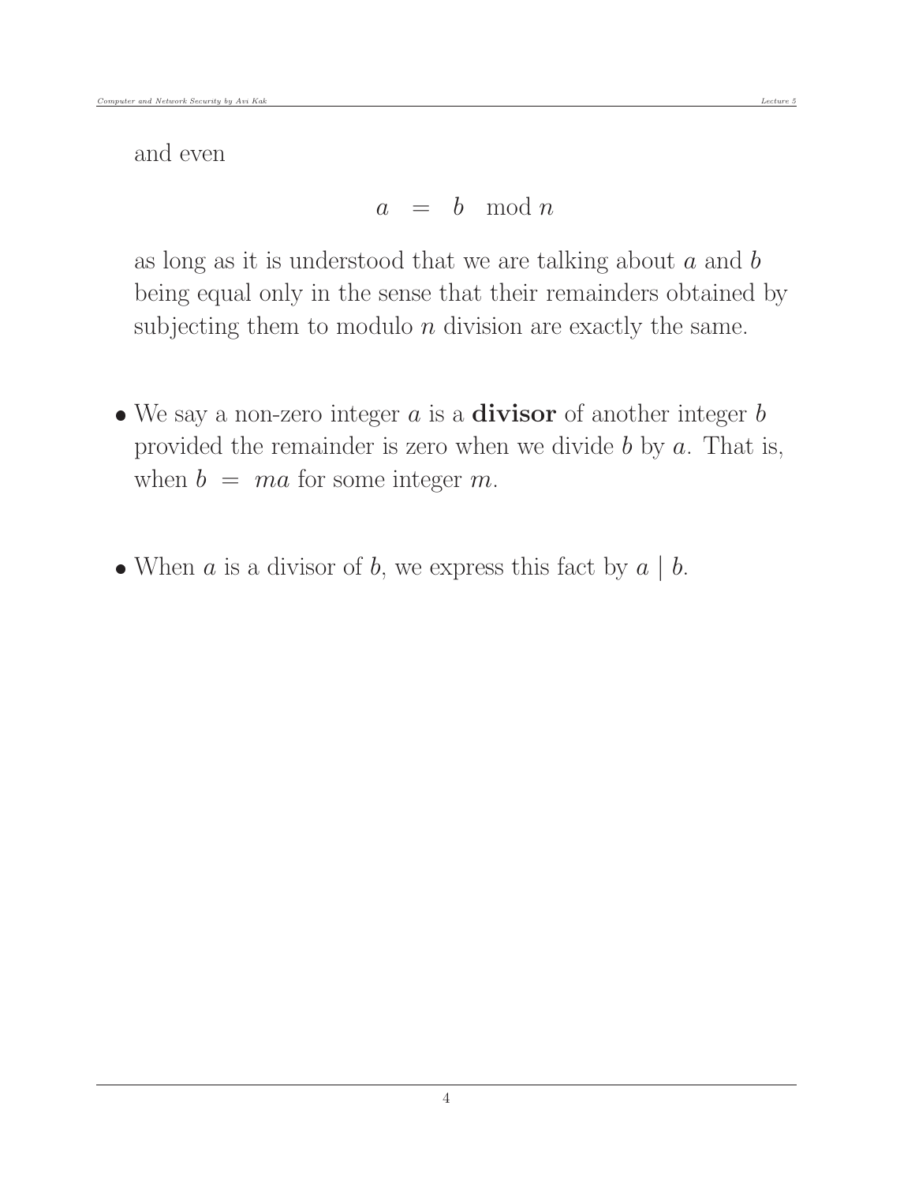and even

$$a \quad = \quad b \mod n$$

as long as it is understood that we are talking about $a$ and $b$ being equal only in the sense that their remainders obtained by subjecting them to modulo $n$ division are exactly the same.

- We say a non-zero integer $a$ is a **divisor** of another integer $b$ provided the remainder is zero when we divide $b$ by $a$. That is, when $b \; = \; ma$ for some integer $m$.

- When $a$ is a divisor of $b$, we express this fact by $a \mid b$.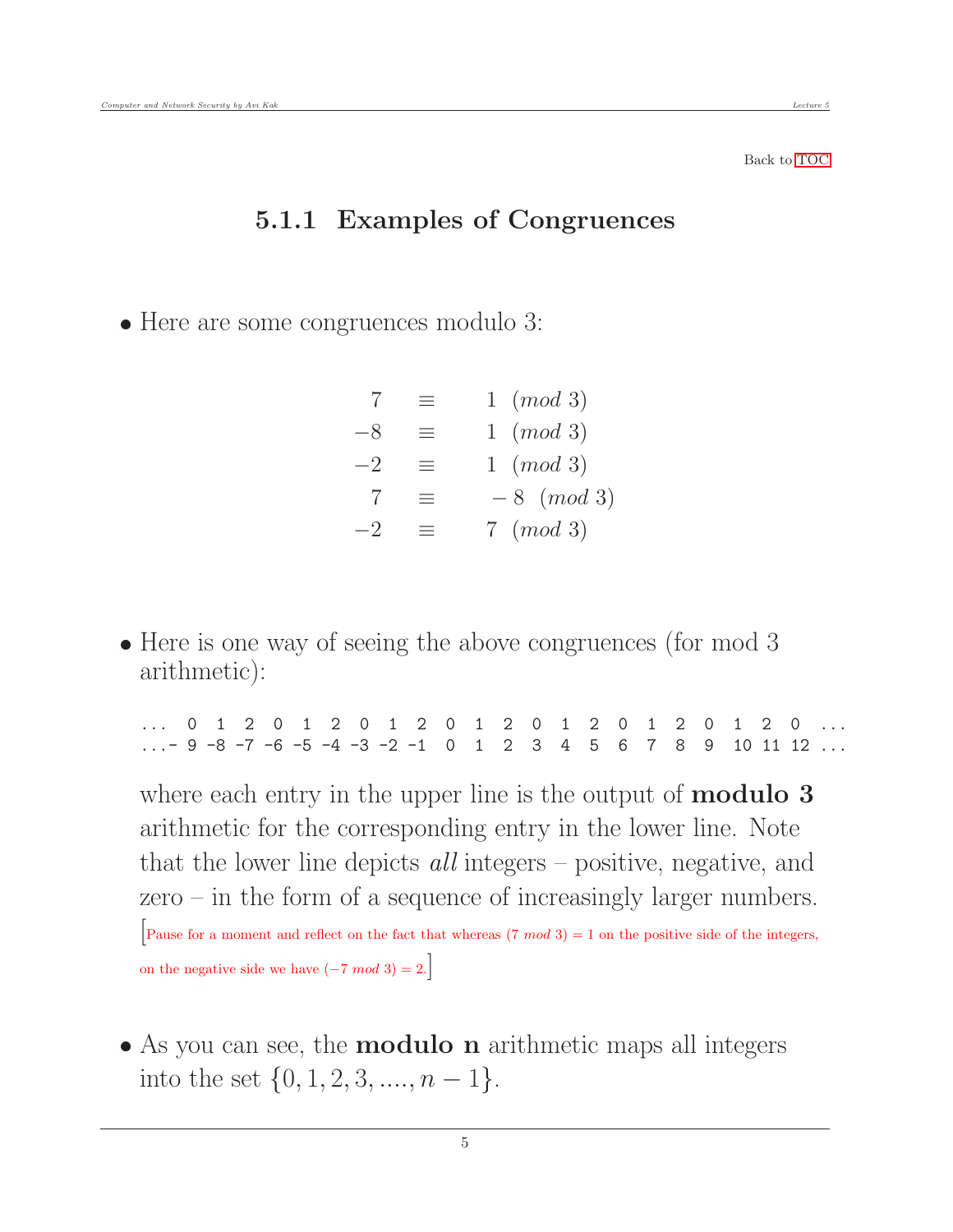Back to TOC

### 5.1.1 Examples of Congruences

- Here are some congruences modulo 3:

$$
\begin{aligned}
7 &\equiv 1 \pmod{3} \\
-8 &\equiv 1 \pmod{3} \\
-2 &\equiv 1 \pmod{3} \\
7 &\equiv -8 \pmod{3} \\
-2 &\equiv 7 \pmod{3}
\end{aligned}
$$

- Here is one way of seeing the above congruences (for mod 3 arithmetic):

```
...  0  1  2  0  1  2  0  1  2  0  1  2  0  1  2  0  1  2  0  1  2  0  ...
...- 9 -8 -7 -6 -5 -4 -3 -2 -1  0  1  2  3  4  5  6  7  8  9  10 11 12 ...
```

where each entry in the upper line is the output of **modulo 3** arithmetic for the corresponding entry in the lower line. Note that the lower line depicts *all* integers – positive, negative, and zero – in the form of a sequence of increasingly larger numbers. [Pause for a moment and reflect on the fact that whereas $(7 \ mod \ 3) = 1$ on the positive side of the integers, on the negative side we have $(-7 \ mod \ 3) = 2$.]

- As you can see, the **modulo n** arithmetic maps all integers into the set $\{0, 1, 2, 3, ...., n - 1\}$.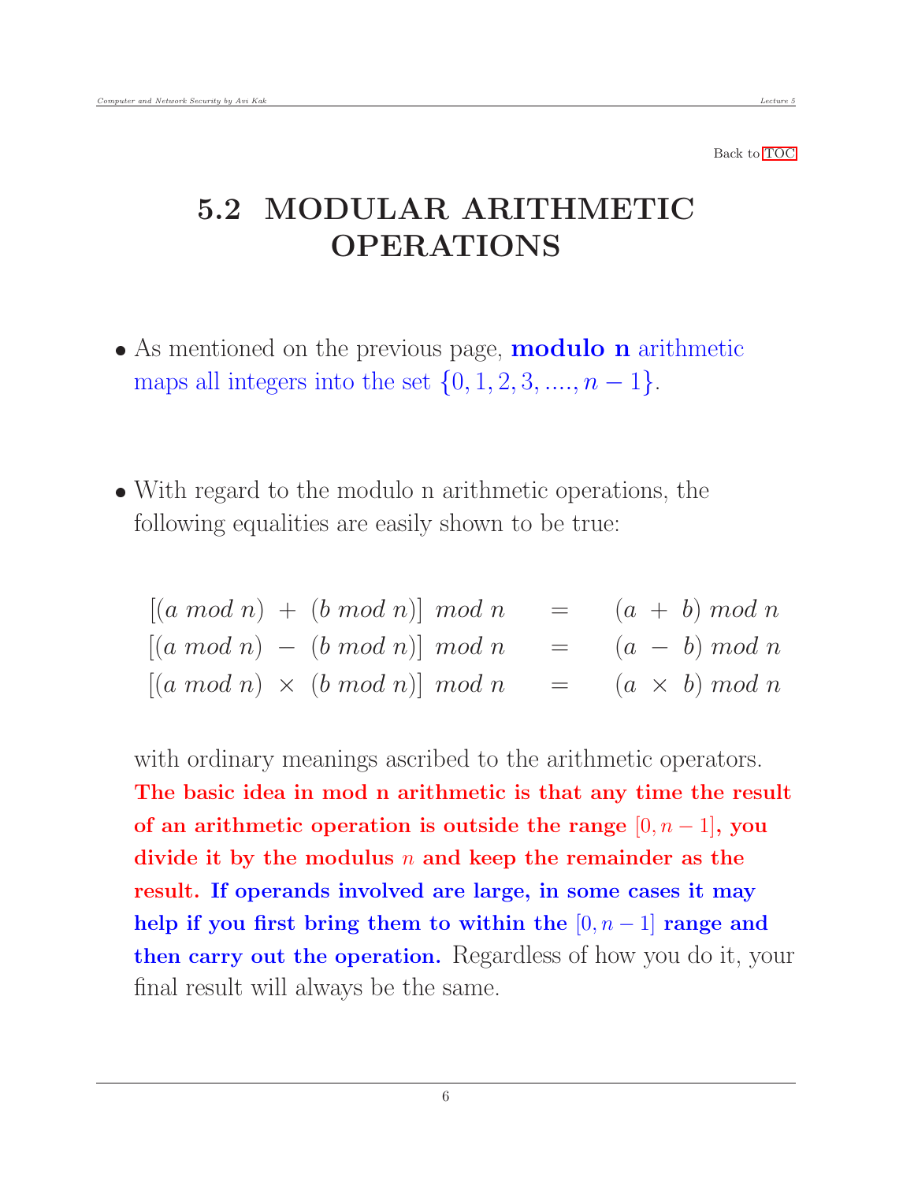Back to TOC

# 5.2 MODULAR ARITHMETIC OPERATIONS

- As mentioned on the previous page, **modulo n** arithmetic maps all integers into the set $\{0, 1, 2, 3, ...., n-1\}$.

- With regard to the modulo n arithmetic operations, the following equalities are easily shown to be true:

$$
\begin{aligned}
[(a \bmod n) \ + \ (b \bmod n)] \bmod n \quad &= \quad (a \ + \ b) \bmod n \\
[(a \bmod n) \ - \ (b \bmod n)] \bmod n \quad &= \quad (a \ - \ b) \bmod n \\
[(a \bmod n) \ \times \ (b \bmod n)] \bmod n \quad &= \quad (a \ \times \ b) \bmod n
\end{aligned}
$$

  with ordinary meanings ascribed to the arithmetic operators. **The basic idea in mod n arithmetic is that any time the result of an arithmetic operation is outside the range $[0, n-1]$, you divide it by the modulus $n$ and keep the remainder as the result. If operands involved are large, in some cases it may help if you first bring them to within the $[0, n-1]$ range and then carry out the operation.** Regardless of how you do it, your final result will always be the same.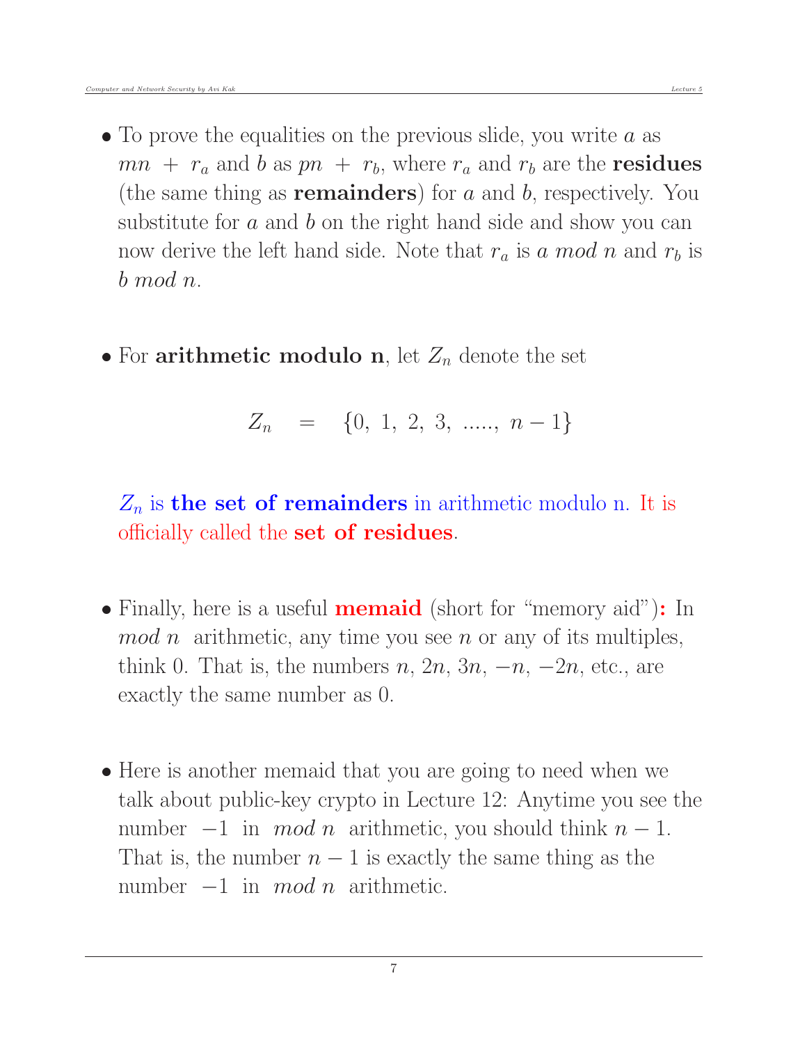- To prove the equalities on the previous slide, you write $a$ as $mn + r_a$ and $b$ as $pn + r_b$, where $r_a$ and $r_b$ are the **residues** (the same thing as **remainders**) for $a$ and $b$, respectively. You substitute for $a$ and $b$ on the right hand side and show you can now derive the left hand side. Note that $r_a$ is $a \ mod \ n$ and $r_b$ is $b \ mod \ n$.

- For **arithmetic modulo n**, let $Z_n$ denote the set

$$Z_n \quad = \quad \{0,\ 1,\ 2,\ 3,\ .....,\ n-1\}$$

  $Z_n$ is **the set of remainders** in arithmetic modulo n. It is officially called the **set of residues**.

- Finally, here is a useful **memaid** (short for "memory aid")**:** In $mod\ n$ arithmetic, any time you see $n$ or any of its multiples, think 0. That is, the numbers $n$, $2n$, $3n$, $-n$, $-2n$, etc., are exactly the same number as 0.

- Here is another memaid that you are going to need when we talk about public-key crypto in Lecture 12: Anytime you see the number $-1$ in $mod\ n$ arithmetic, you should think $n-1$. That is, the number $n-1$ is exactly the same thing as the number $-1$ in $mod\ n$ arithmetic.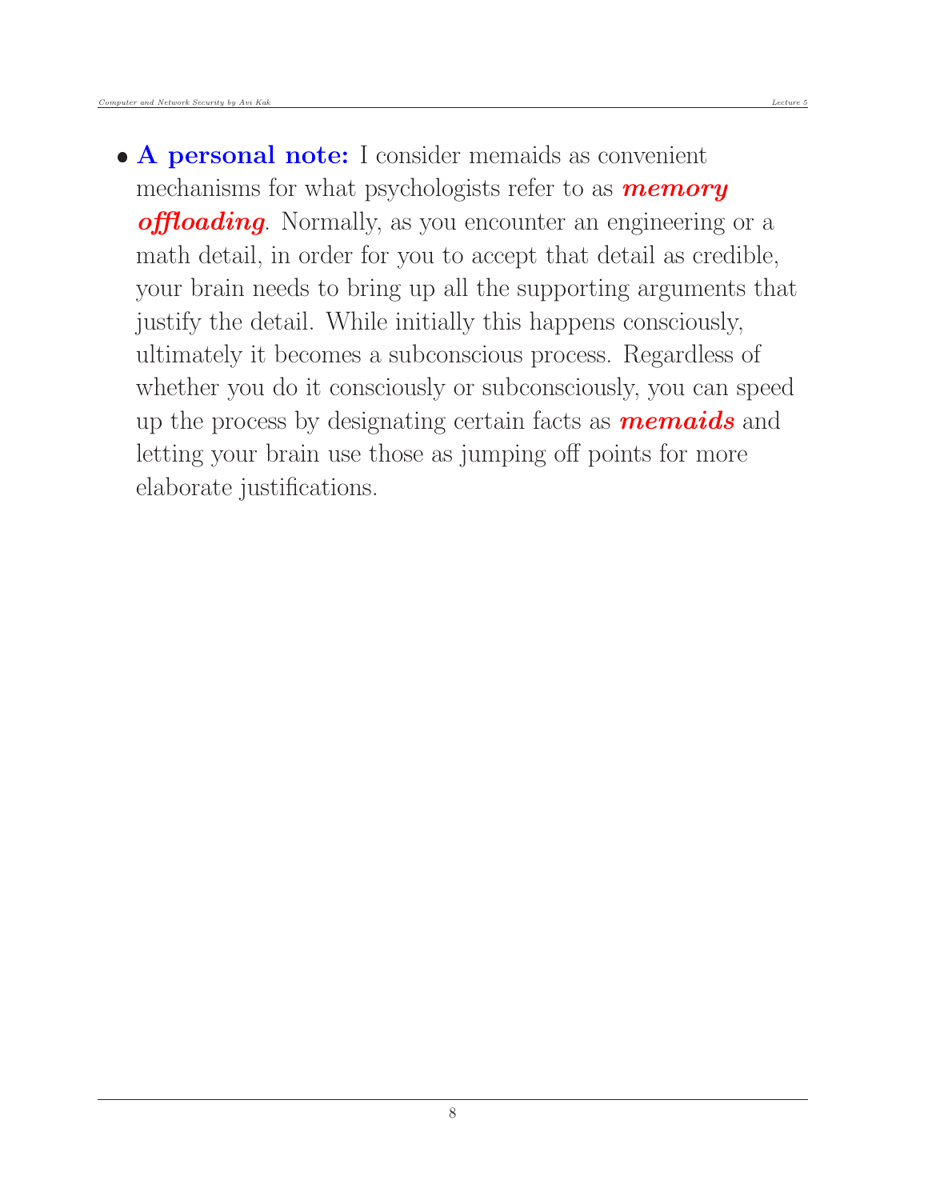- **A personal note:** I consider memaids as convenient mechanisms for what psychologists refer to as ***memory offloading***. Normally, as you encounter an engineering or a math detail, in order for you to accept that detail as credible, your brain needs to bring up all the supporting arguments that justify the detail. While initially this happens consciously, ultimately it becomes a subconscious process. Regardless of whether you do it consciously or subconsciously, you can speed up the process by designating certain facts as ***memaids*** and letting your brain use those as jumping off points for more elaborate justifications.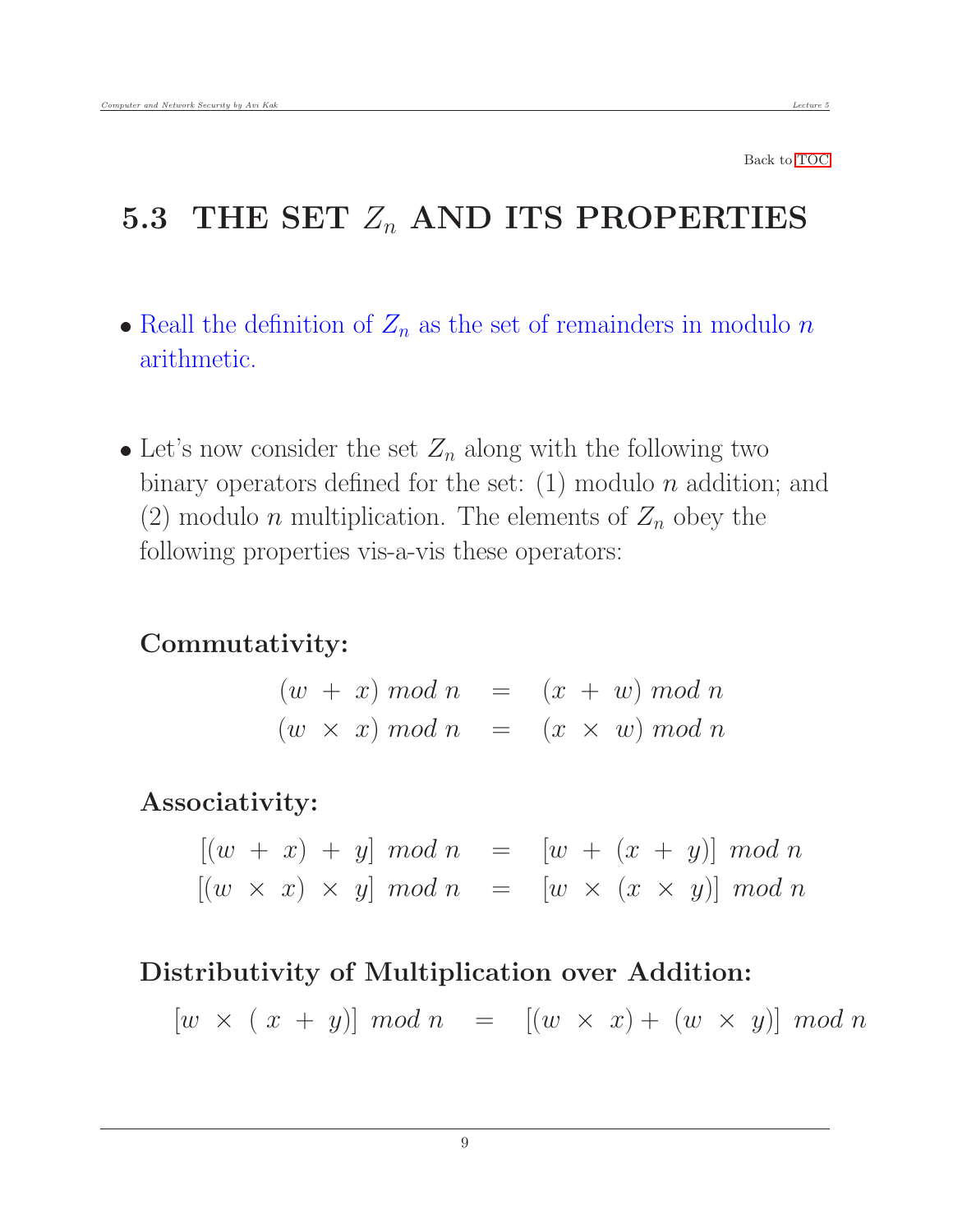## 5.3 THE SET $Z_n$ AND ITS PROPERTIES

- Reall the definition of $Z_n$ as the set of remainders in modulo $n$ arithmetic.

- Let's now consider the set $Z_n$ along with the following two binary operators defined for the set: (1) modulo $n$ addition; and (2) modulo $n$ multiplication. The elements of $Z_n$ obey the following properties vis-a-vis these operators:

**Commutativity:**

$$
\begin{aligned}
(w + x) \bmod n &= (x + w) \bmod n \\
(w \times x) \bmod n &= (x \times w) \bmod n
\end{aligned}
$$

**Associativity:**

$$
\begin{aligned}
[(w + x) + y] \bmod n &= [w + (x + y)] \bmod n \\
[(w \times x) \times y] \bmod n &= [w \times (x \times y)] \bmod n
\end{aligned}
$$

**Distributivity of Multiplication over Addition:**

$$
[w \times (x + y)] \bmod n = [(w \times x) + (w \times y)] \bmod n
$$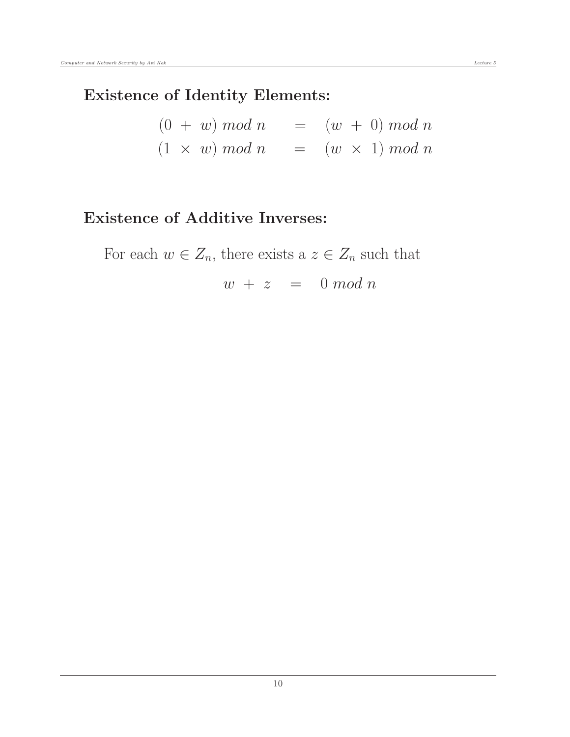**Existence of Identity Elements:**

$$
\begin{aligned}
(0 \; + \; w) \; mod \; n \quad &= \quad (w \; + \; 0) \; mod \; n \\
(1 \; \times \; w) \; mod \; n \quad &= \quad (w \; \times \; 1) \; mod \; n
\end{aligned}
$$

**Existence of Additive Inverses:**

For each $w \in Z_n$, there exists a $z \in Z_n$ such that

$$
w \; + \; z \quad = \quad 0 \; mod \; n
$$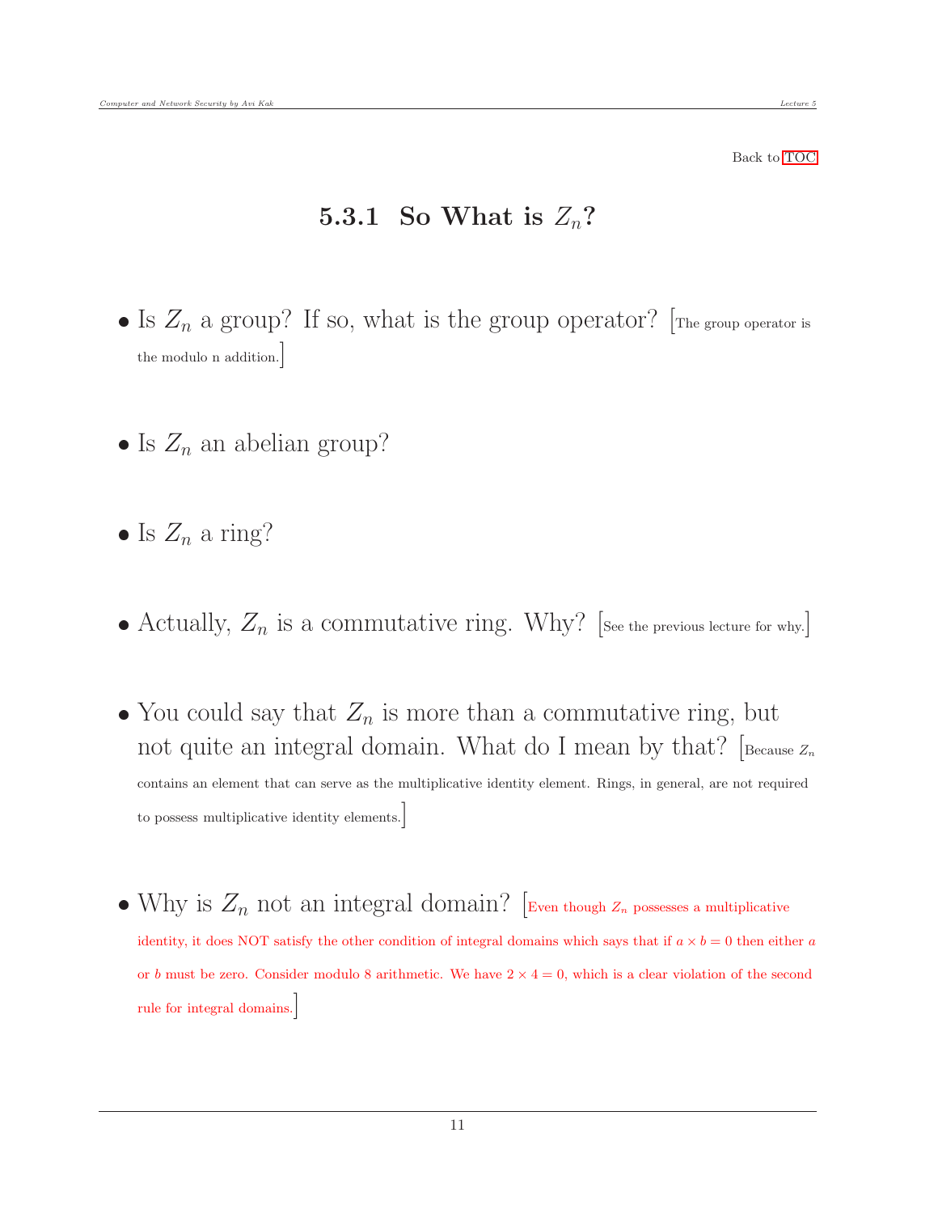Back to TOC

### 5.3.1 So What is $Z_n$?

- Is $Z_n$ a group? If so, what is the group operator? [The group operator is the modulo n addition.]

- Is $Z_n$ an abelian group?

- Is $Z_n$ a ring?

- Actually, $Z_n$ is a commutative ring. Why? [See the previous lecture for why.]

- You could say that $Z_n$ is more than a commutative ring, but not quite an integral domain. What do I mean by that? [Because $Z_n$ contains an element that can serve as the multiplicative identity element. Rings, in general, are not required to possess multiplicative identity elements.]

- Why is $Z_n$ not an integral domain? [Even though $Z_n$ possesses a multiplicative identity, it does NOT satisfy the other condition of integral domains which says that if $a \times b = 0$ then either $a$ or $b$ must be zero. Consider modulo 8 arithmetic. We have $2 \times 4 = 0$, which is a clear violation of the second rule for integral domains.]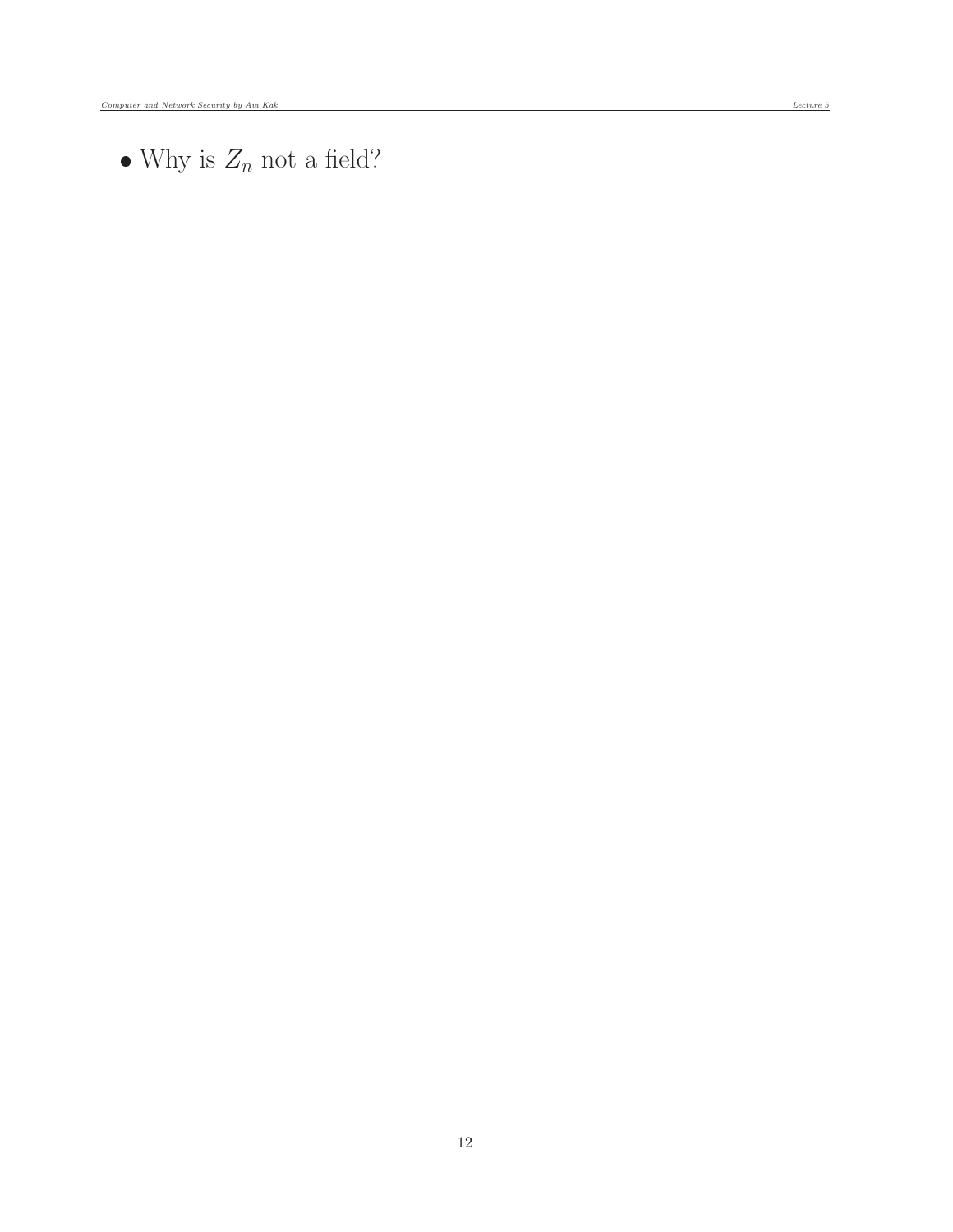- Why is $Z_n$ not a field?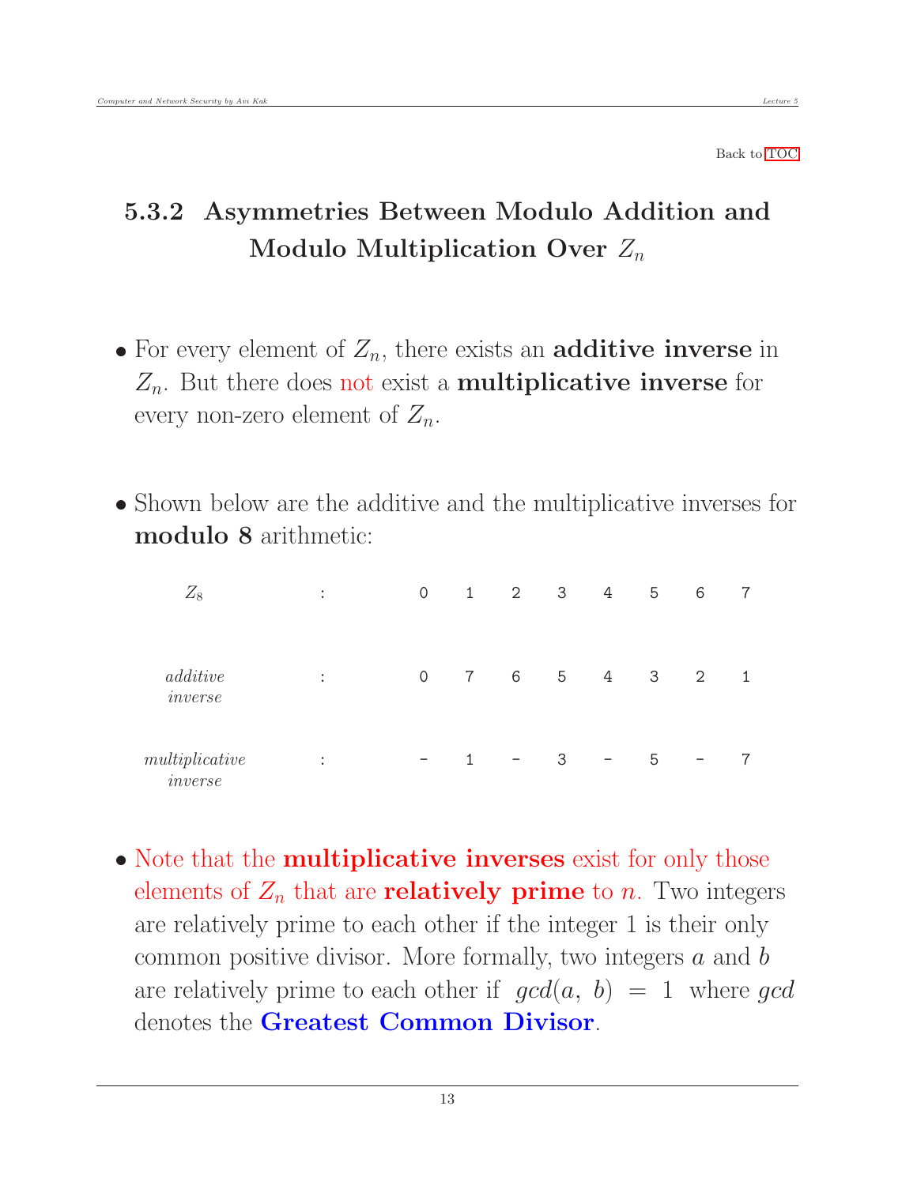Back to TOC

### 5.3.2 Asymmetries Between Modulo Addition and Modulo Multiplication Over $Z_n$

- For every element of $Z_n$, there exists an **additive inverse** in $Z_n$. But there does not exist a **multiplicative inverse** for every non-zero element of $Z_n$.

- Shown below are the additive and the multiplicative inverses for **modulo 8** arithmetic:

| $Z_8$ | : | 0 | 1 | 2 | 3 | 4 | 5 | 6 | 7 |
|---|---|---|---|---|---|---|---|---|---|
| *additive inverse* | : | 0 | 7 | 6 | 5 | 4 | 3 | 2 | 1 |
| *multiplicative inverse* | : | - | 1 | - | 3 | - | 5 | - | 7 |

- Note that the **multiplicative inverses** exist for only those elements of $Z_n$ that are **relatively prime** to $n$. Two integers are relatively prime to each other if the integer 1 is their only common positive divisor. More formally, two integers $a$ and $b$ are relatively prime to each other if $gcd(a, b) = 1$ where $gcd$ denotes the **Greatest Common Divisor**.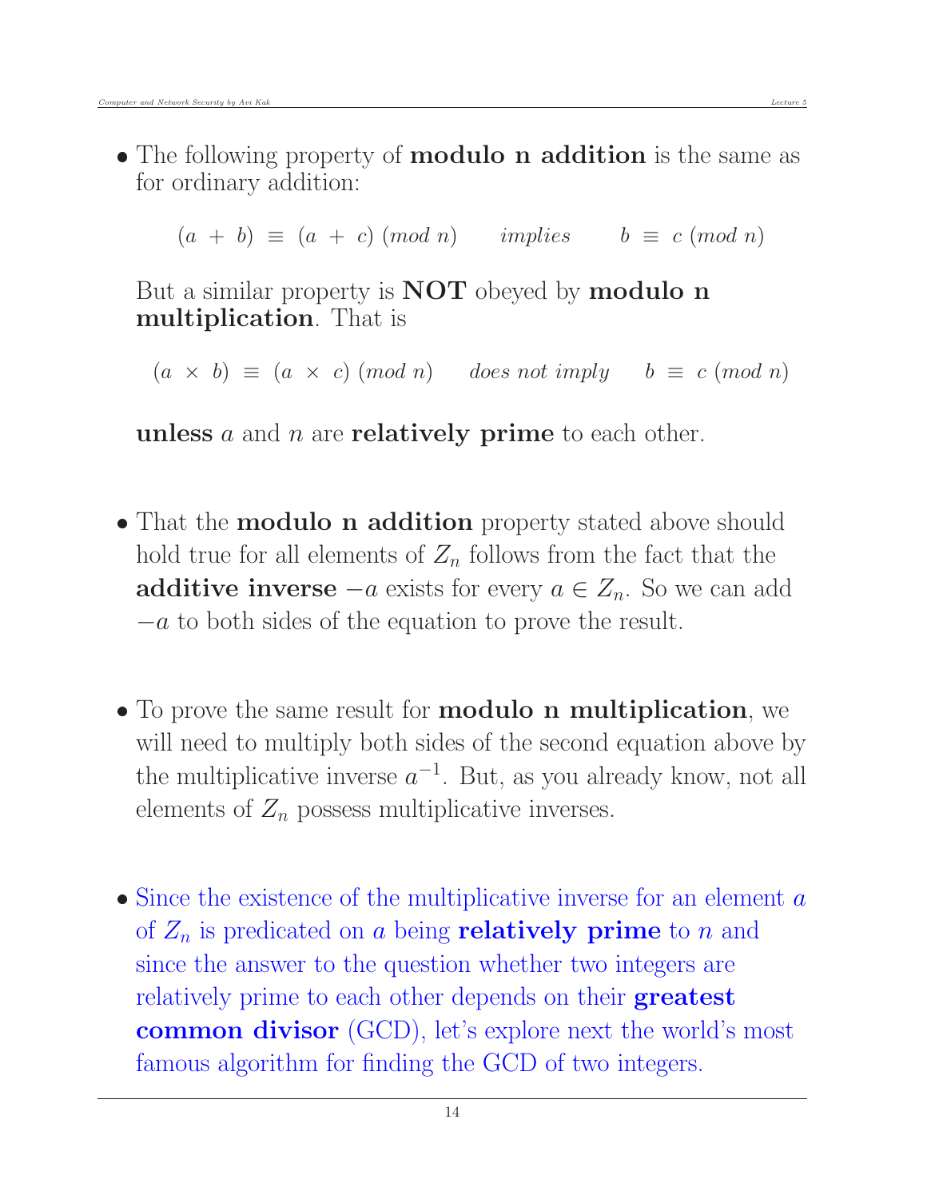- The following property of **modulo n addition** is the same as for ordinary addition:

$$(a + b) \equiv (a + c) \ (mod\ n) \qquad implies \qquad b \equiv c \ (mod\ n)$$

  But a similar property is **NOT** obeyed by **modulo n multiplication**. That is

$$(a \times b) \equiv (a \times c) \ (mod\ n) \qquad does\ not\ imply \qquad b \equiv c \ (mod\ n)$$

  **unless** $a$ and $n$ are **relatively prime** to each other.

- That the **modulo n addition** property stated above should hold true for all elements of $Z_n$ follows from the fact that the **additive inverse** $-a$ exists for every $a \in Z_n$. So we can add $-a$ to both sides of the equation to prove the result.

- To prove the same result for **modulo n multiplication**, we will need to multiply both sides of the second equation above by the multiplicative inverse $a^{-1}$. But, as you already know, not all elements of $Z_n$ possess multiplicative inverses.

- Since the existence of the multiplicative inverse for an element $a$ of $Z_n$ is predicated on $a$ being **relatively prime** to $n$ and since the answer to the question whether two integers are relatively prime to each other depends on their **greatest common divisor** (GCD), let's explore next the world's most famous algorithm for finding the GCD of two integers.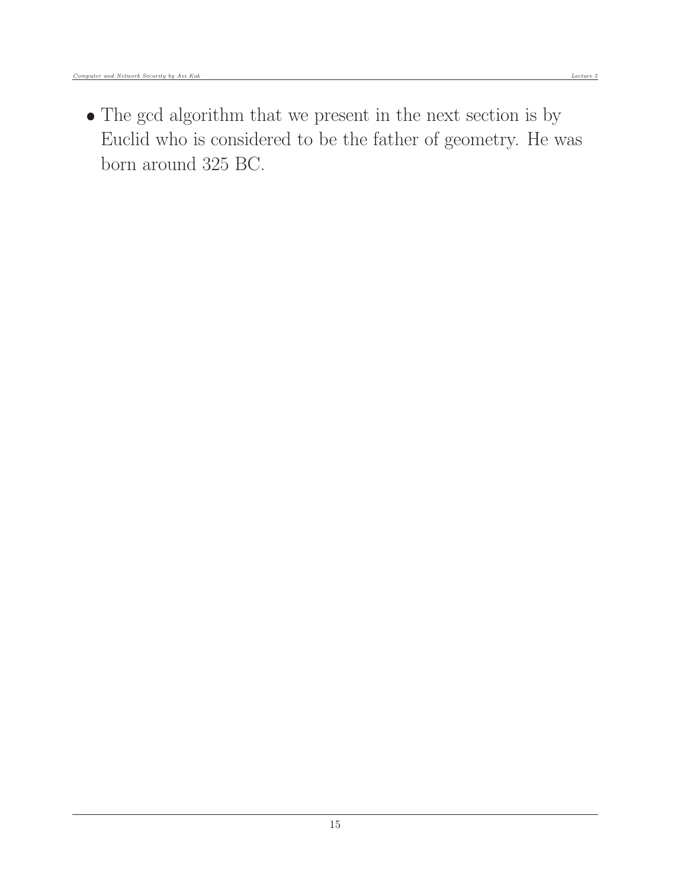- The gcd algorithm that we present in the next section is by Euclid who is considered to be the father of geometry. He was born around 325 BC.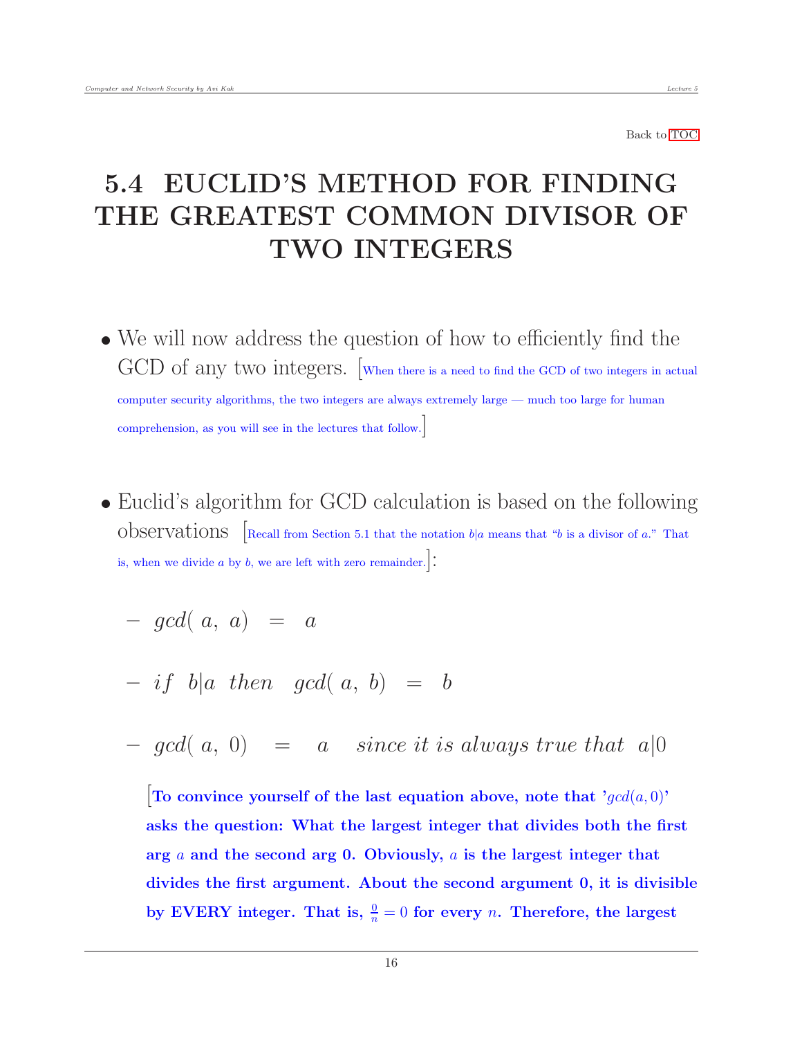Back to TOC

# 5.4 EUCLID'S METHOD FOR FINDING THE GREATEST COMMON DIVISOR OF TWO INTEGERS

- We will now address the question of how to efficiently find the GCD of any two integers. [When there is a need to find the GCD of two integers in actual computer security algorithms, the two integers are always extremely large — much too large for human comprehension, as you will see in the lectures that follow.]

- Euclid's algorithm for GCD calculation is based on the following observations [Recall from Section 5.1 that the notation $b|a$ means that "$b$ is a divisor of $a$." That is, when we divide $a$ by $b$, we are left with zero remainder.]:

  - $gcd(\ a,\ a) \ = \ a$

  - $if \ \ b|a \ \ then \ \ gcd(\ a,\ b) \ = \ b$

  - $gcd(\ a,\ 0) \ = \ a \quad since\ it\ is\ always\ true\ that\ \ a|0$

  **[To convince yourself of the last equation above, note that '$gcd(a, 0)$' asks the question: What the largest integer that divides both the first arg $a$ and the second arg 0. Obviously, $a$ is the largest integer that divides the first argument. About the second argument 0, it is divisible by EVERY integer. That is, $\frac{0}{n} = 0$ for every $n$. Therefore, the largest**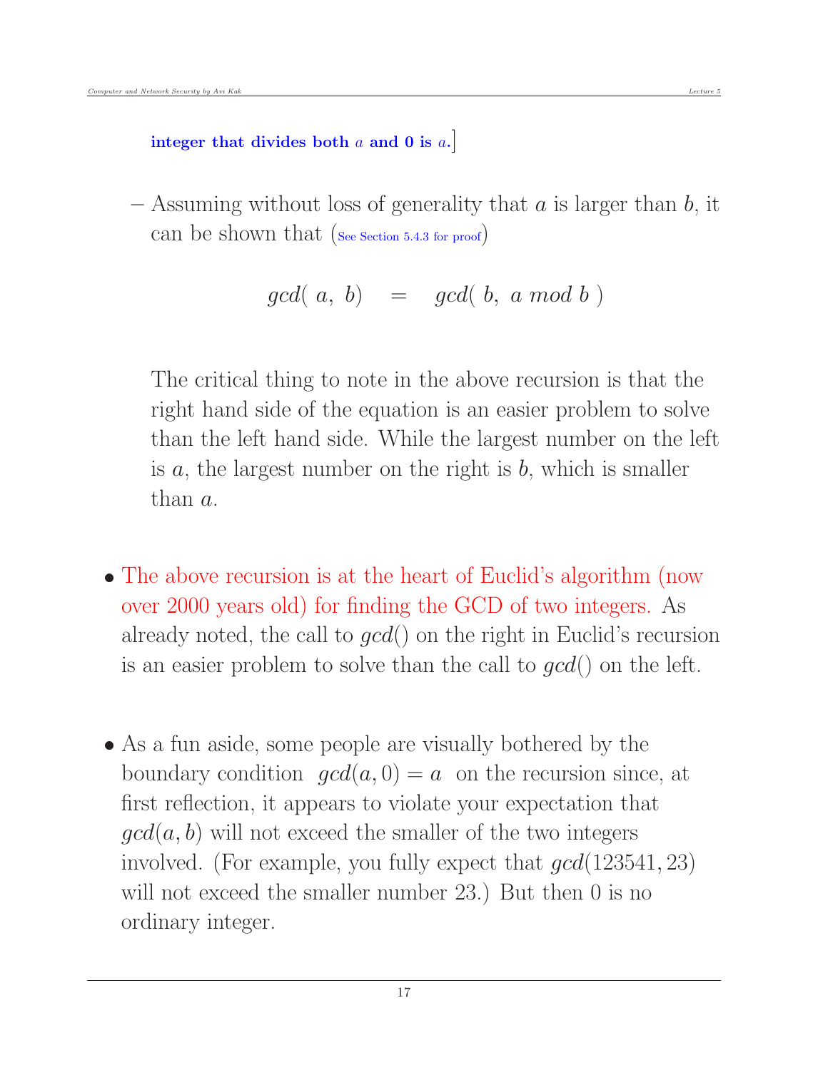**integer that divides both $a$ and 0 is $a$.**]

– Assuming without loss of generality that $a$ is larger than $b$, it can be shown that (See Section 5.4.3 for proof)

$$gcd(\ a,\ b) \quad = \quad gcd(\ b,\ a\ mod\ b\ )$$

The critical thing to note in the above recursion is that the right hand side of the equation is an easier problem to solve than the left hand side. While the largest number on the left is $a$, the largest number on the right is $b$, which is smaller than $a$.

- The above recursion is at the heart of Euclid's algorithm (now over 2000 years old) for finding the GCD of two integers. As already noted, the call to $gcd()$ on the right in Euclid's recursion is an easier problem to solve than the call to $gcd()$ on the left.

- As a fun aside, some people are visually bothered by the boundary condition $gcd(a, 0) = a$ on the recursion since, at first reflection, it appears to violate your expectation that $gcd(a, b)$ will not exceed the smaller of the two integers involved. (For example, you fully expect that $gcd(123541, 23)$ will not exceed the smaller number 23.) But then 0 is no ordinary integer.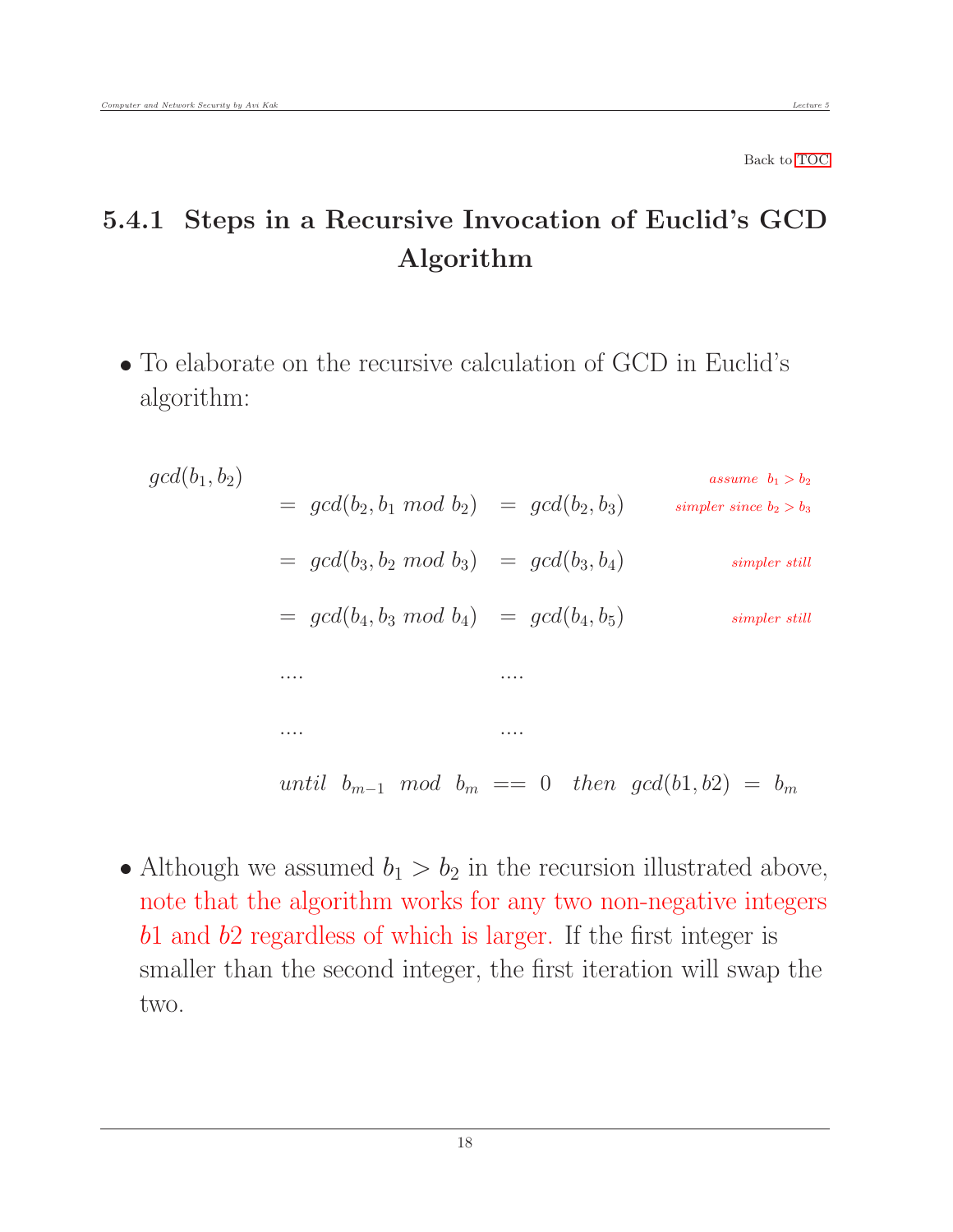Back to TOC

## 5.4.1 Steps in a Recursive Invocation of Euclid's GCD Algorithm

- To elaborate on the recursive calculation of GCD in Euclid's algorithm:

$$
\begin{array}{llll}
gcd(b_1, b_2) & & & \textit{assume } b_1 > b_2 \\
 & = gcd(b_2, b_1 \ mod \ b_2) & = gcd(b_2, b_3) & \textit{simpler since } b_2 > b_3 \\
 & = gcd(b_3, b_2 \ mod \ b_3) & = gcd(b_3, b_4) & \textit{simpler still} \\
 & = gcd(b_4, b_3 \ mod \ b_4) & = gcd(b_4, b_5) & \textit{simpler still} \\
 & .... & .... & \\
 & .... & .... & \\
 & \multicolumn{2}{l}{until \ \ b_{m-1} \ \ mod \ \ b_m \ == \ 0 \quad then \ \ gcd(b1, b2) \ = \ b_m} &
\end{array}
$$

- Although we assumed $b_1 > b_2$ in the recursion illustrated above, note that the algorithm works for any two non-negative integers $b1$ and $b2$ regardless of which is larger. If the first integer is smaller than the second integer, the first iteration will swap the two.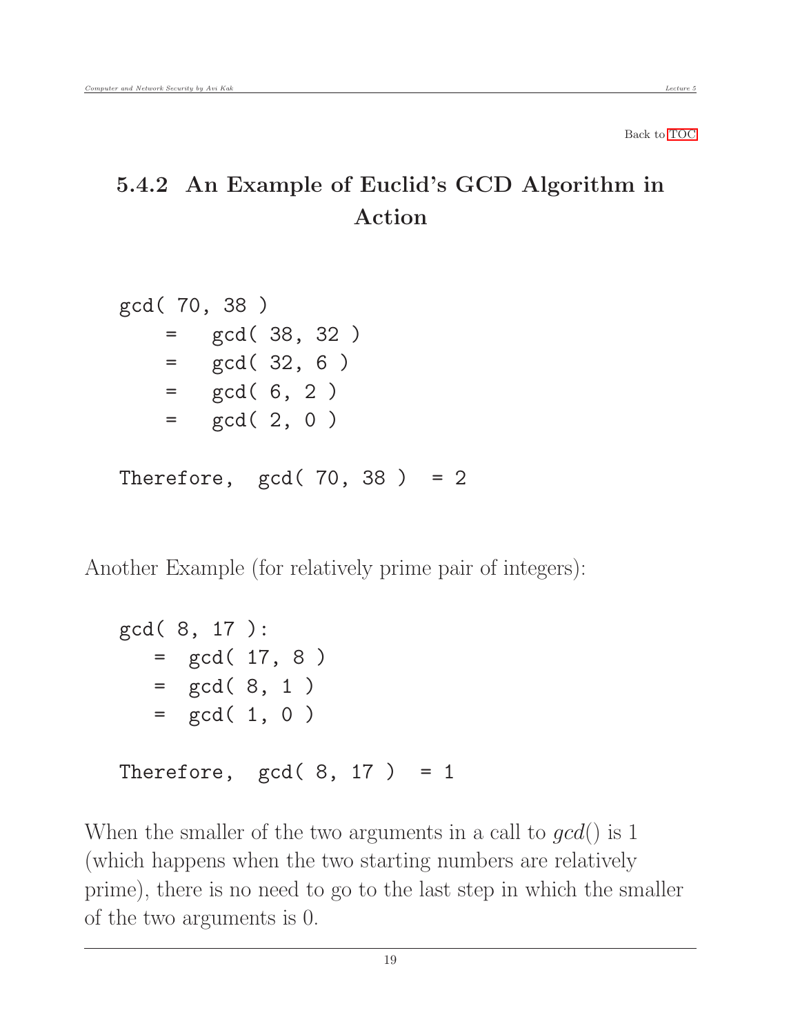Back to TOC

## 5.4.2 An Example of Euclid's GCD Algorithm in Action

```
gcd( 70, 38 )
    =   gcd( 38, 32 )
    =   gcd( 32, 6 )
    =   gcd( 6, 2 )
    =   gcd( 2, 0 )

Therefore,  gcd( 70, 38 )  = 2
```

Another Example (for relatively prime pair of integers):

```
gcd( 8, 17 ):
   =  gcd( 17, 8 )
   =  gcd( 8, 1 )
   =  gcd( 1, 0 )

Therefore,  gcd( 8, 17 )  = 1
```

When the smaller of the two arguments in a call to *gcd*() is 1 (which happens when the two starting numbers are relatively prime), there is no need to go to the last step in which the smaller of the two arguments is 0.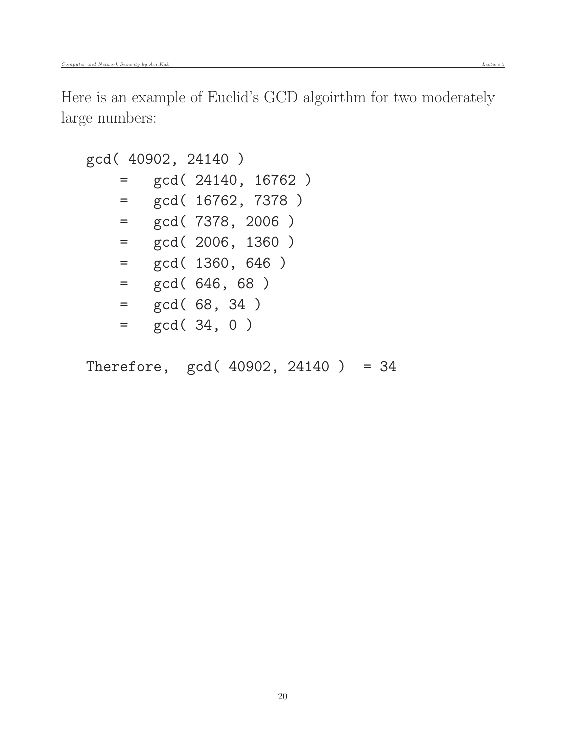Here is an example of Euclid's GCD algoirthm for two moderately large numbers:

```
gcd( 40902, 24140 )
    =    gcd( 24140, 16762 )
    =    gcd( 16762, 7378 )
    =    gcd( 7378, 2006 )
    =    gcd( 2006, 1360 )
    =    gcd( 1360, 646 )
    =    gcd( 646, 68 )
    =    gcd( 68, 34 )
    =    gcd( 34, 0 )

Therefore,  gcd( 40902, 24140 )  = 34
```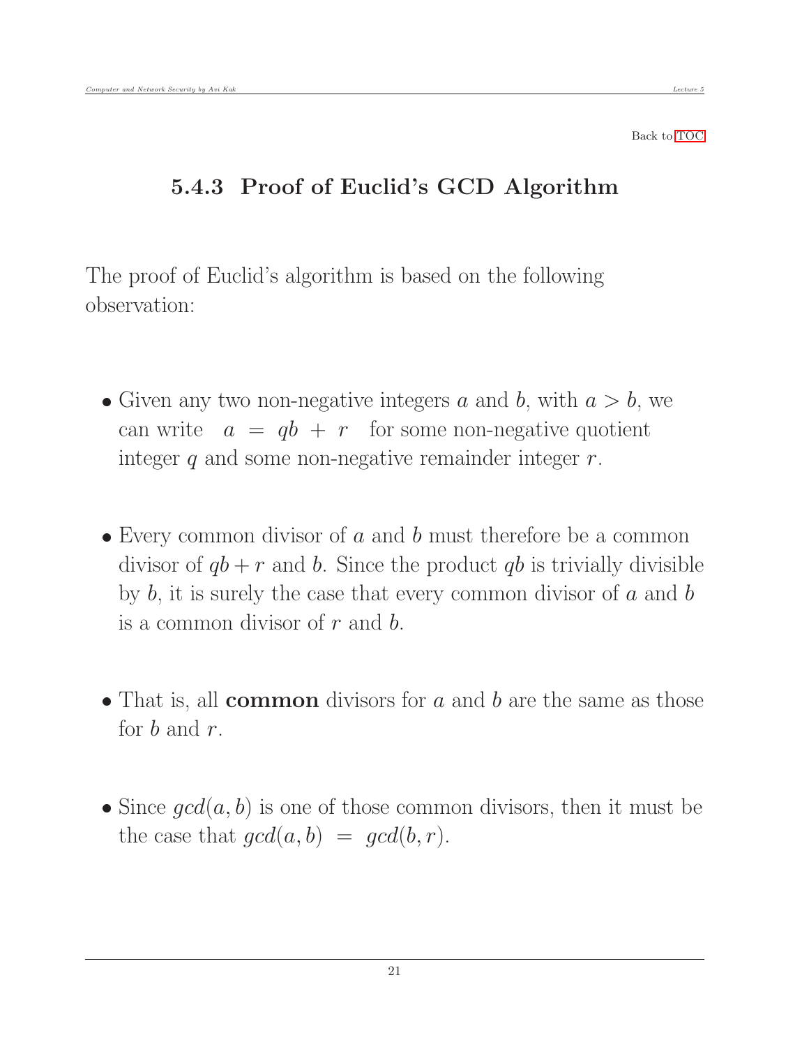Back to TOC

### 5.4.3 Proof of Euclid's GCD Algorithm

The proof of Euclid's algorithm is based on the following observation:

- Given any two non-negative integers $a$ and $b$, with $a > b$, we can write $a = qb + r$ for some non-negative quotient integer $q$ and some non-negative remainder integer $r$.

- Every common divisor of $a$ and $b$ must therefore be a common divisor of $qb + r$ and $b$. Since the product $qb$ is trivially divisible by $b$, it is surely the case that every common divisor of $a$ and $b$ is a common divisor of $r$ and $b$.

- That is, all **common** divisors for $a$ and $b$ are the same as those for $b$ and $r$.

- Since $gcd(a, b)$ is one of those common divisors, then it must be the case that $gcd(a, b) = gcd(b, r)$.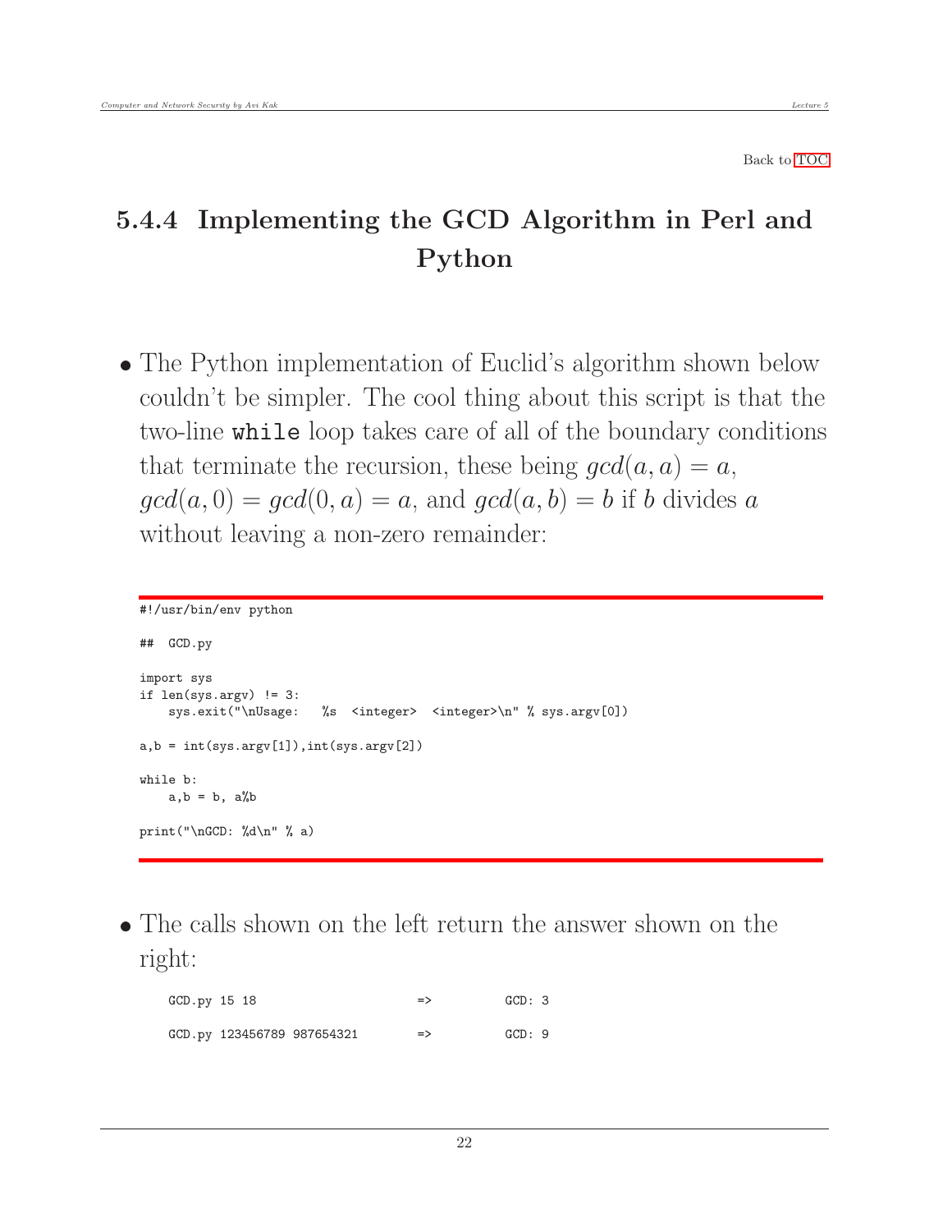Back to TOC

## 5.4.4 Implementing the GCD Algorithm in Perl and Python

- The Python implementation of Euclid's algorithm shown below couldn't be simpler. The cool thing about this script is that the two-line `while` loop takes care of all of the boundary conditions that terminate the recursion, these being $gcd(a, a) = a$, $gcd(a, 0) = gcd(0, a) = a$, and $gcd(a, b) = b$ if $b$ divides $a$ without leaving a non-zero remainder:

```
#!/usr/bin/env python

##  GCD.py

import sys
if len(sys.argv) != 3:
    sys.exit("\nUsage:   %s  <integer>  <integer>\n" % sys.argv[0])

a,b = int(sys.argv[1]),int(sys.argv[2])

while b:
    a,b = b, a%b

print("\nGCD: %d\n" % a)
```

- The calls shown on the left return the answer shown on the right:

```
GCD.py 15 18                  =>          GCD: 3

GCD.py 123456789 987654321    =>          GCD: 9
```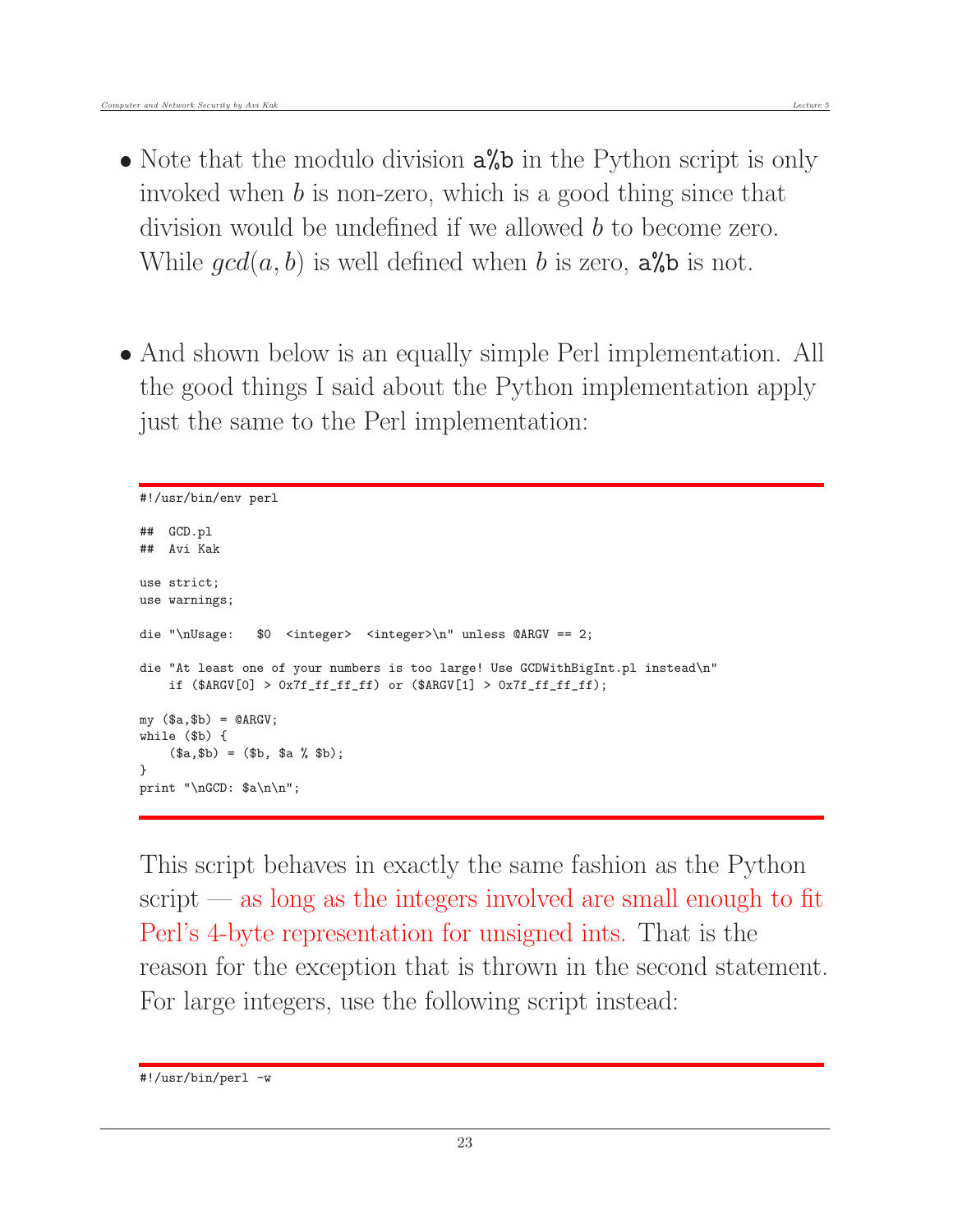- Note that the modulo division `a%b` in the Python script is only invoked when $b$ is non-zero, which is a good thing since that division would be undefined if we allowed $b$ to become zero. While $gcd(a, b)$ is well defined when $b$ is zero, `a%b` is not.

- And shown below is an equally simple Perl implementation. All the good things I said about the Python implementation apply just the same to the Perl implementation:

```
#!/usr/bin/env perl

##  GCD.pl
##  Avi Kak

use strict;
use warnings;

die "\nUsage:   $0  <integer>  <integer>\n" unless @ARGV == 2;

die "At least one of your numbers is too large! Use GCDWithBigInt.pl instead\n"
    if ($ARGV[0] > 0x7f_ff_ff_ff) or ($ARGV[1] > 0x7f_ff_ff_ff);

my ($a,$b) = @ARGV;
while ($b) {
    ($a,$b) = ($b, $a % $b);
}
print "\nGCD: $a\n\n";
```

This script behaves in exactly the same fashion as the Python script — as long as the integers involved are small enough to fit Perl's 4-byte representation for unsigned ints. That is the reason for the exception that is thrown in the second statement. For large integers, use the following script instead:

```
#!/usr/bin/perl -w
```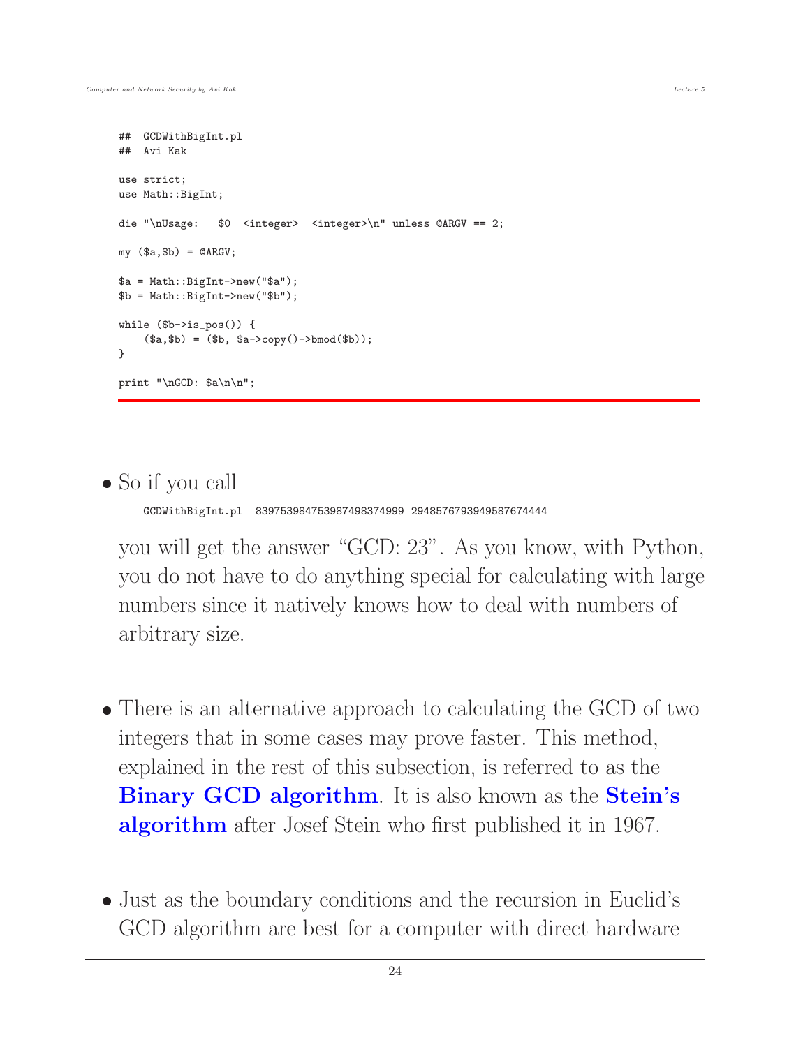```perl
##  GCDWithBigInt.pl
##  Avi Kak

use strict;
use Math::BigInt;

die "\nUsage:   $0  <integer>  <integer>\n" unless @ARGV == 2;

my ($a,$b) = @ARGV;

$a = Math::BigInt->new("$a");
$b = Math::BigInt->new("$b");

while ($b->is_pos()) {
    ($a,$b) = ($b, $a->copy()->bmod($b));
}

print "\nGCD: $a\n\n";
```

- So if you call

  ```
  GCDWithBigInt.pl  839753984753987498374999 2948576793949587674444
  ```

  you will get the answer "GCD: 23". As you know, with Python, you do not have to do anything special for calculating with large numbers since it natively knows how to deal with numbers of arbitrary size.

- There is an alternative approach to calculating the GCD of two integers that in some cases may prove faster. This method, explained in the rest of this subsection, is referred to as the **Binary GCD algorithm**. It is also known as the **Stein's algorithm** after Josef Stein who first published it in 1967.

- Just as the boundary conditions and the recursion in Euclid's GCD algorithm are best for a computer with direct hardware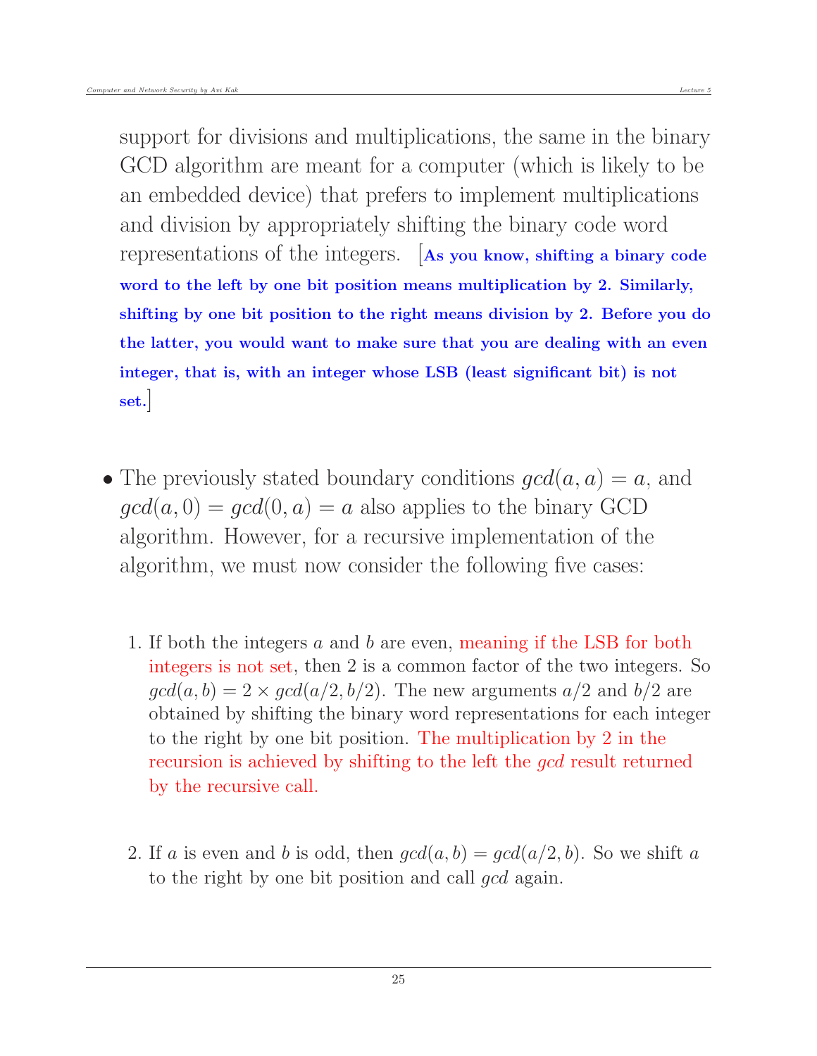support for divisions and multiplications, the same in the binary GCD algorithm are meant for a computer (which is likely to be an embedded device) that prefers to implement multiplications and division by appropriately shifting the binary code word representations of the integers. [**As you know, shifting a binary code word to the left by one bit position means multiplication by 2. Similarly, shifting by one bit position to the right means division by 2. Before you do the latter, you would want to make sure that you are dealing with an even integer, that is, with an integer whose LSB (least significant bit) is not set.**]

- The previously stated boundary conditions $gcd(a, a) = a$, and $gcd(a, 0) = gcd(0, a) = a$ also applies to the binary GCD algorithm. However, for a recursive implementation of the algorithm, we must now consider the following five cases:

  1. If both the integers $a$ and $b$ are even, meaning if the LSB for both integers is not set, then 2 is a common factor of the two integers. So $gcd(a, b) = 2 \times gcd(a/2, b/2)$. The new arguments $a/2$ and $b/2$ are obtained by shifting the binary word representations for each integer to the right by one bit position. The multiplication by 2 in the recursion is achieved by shifting to the left the *gcd* result returned by the recursive call.

  2. If $a$ is even and $b$ is odd, then $gcd(a, b) = gcd(a/2, b)$. So we shift $a$ to the right by one bit position and call *gcd* again.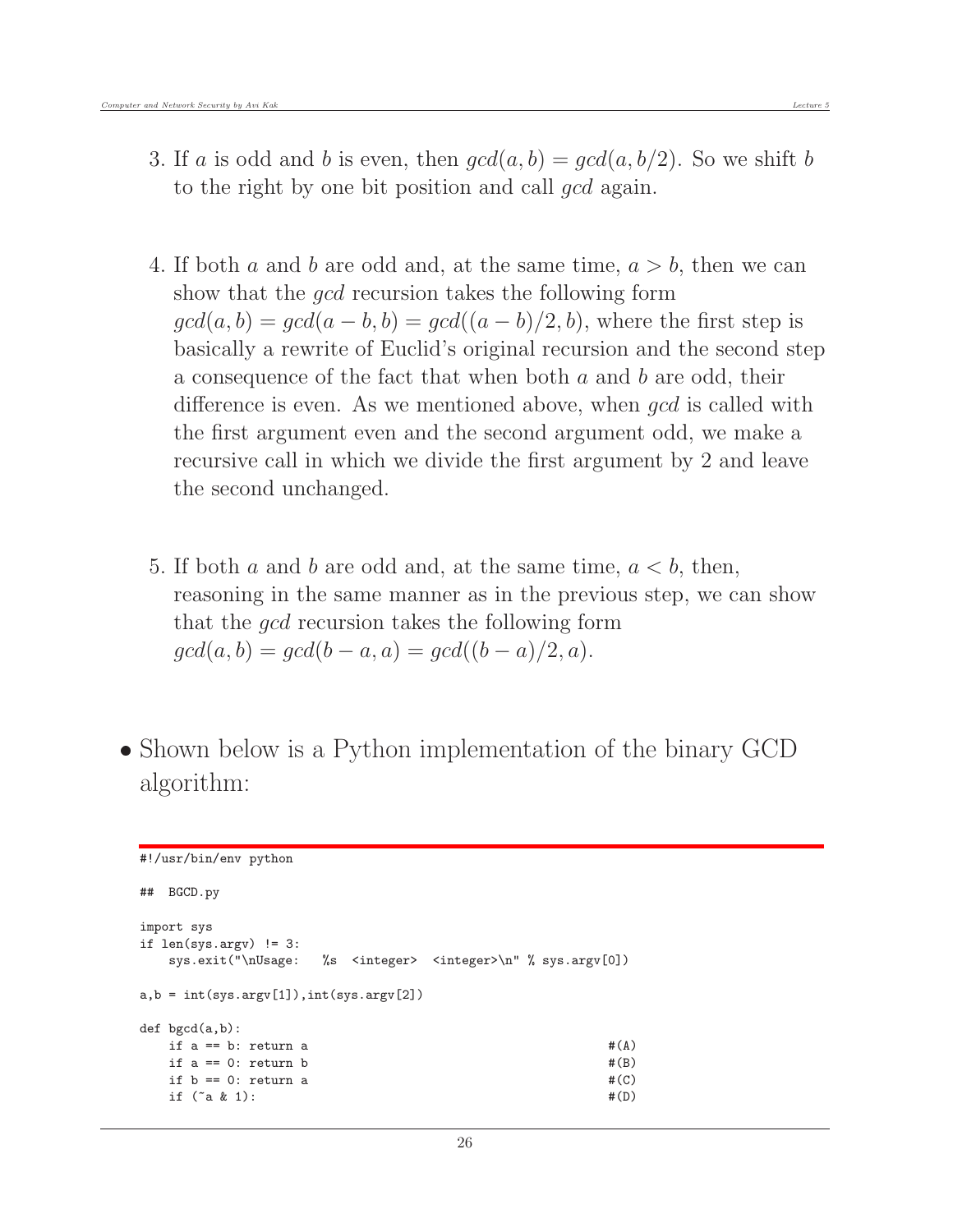3. If $a$ is odd and $b$ is even, then $gcd(a, b) = gcd(a, b/2)$. So we shift $b$ to the right by one bit position and call *gcd* again.

4. If both $a$ and $b$ are odd and, at the same time, $a > b$, then we can show that the *gcd* recursion takes the following form $gcd(a, b) = gcd(a - b, b) = gcd((a - b)/2, b)$, where the first step is basically a rewrite of Euclid's original recursion and the second step a consequence of the fact that when both $a$ and $b$ are odd, their difference is even. As we mentioned above, when *gcd* is called with the first argument even and the second argument odd, we make a recursive call in which we divide the first argument by 2 and leave the second unchanged.

5. If both $a$ and $b$ are odd and, at the same time, $a < b$, then, reasoning in the same manner as in the previous step, we can show that the *gcd* recursion takes the following form $gcd(a, b) = gcd(b - a, a) = gcd((b - a)/2, a)$.

- Shown below is a Python implementation of the binary GCD algorithm:

```
#!/usr/bin/env python

##  BGCD.py

import sys
if len(sys.argv) != 3:
    sys.exit("\nUsage:   %s  <integer>  <integer>\n" % sys.argv[0])

a,b = int(sys.argv[1]),int(sys.argv[2])

def bgcd(a,b):
    if a == b: return a                                          #(A)
    if a == 0: return b                                          #(B)
    if b == 0: return a                                          #(C)
    if (~a & 1):                                                 #(D)
```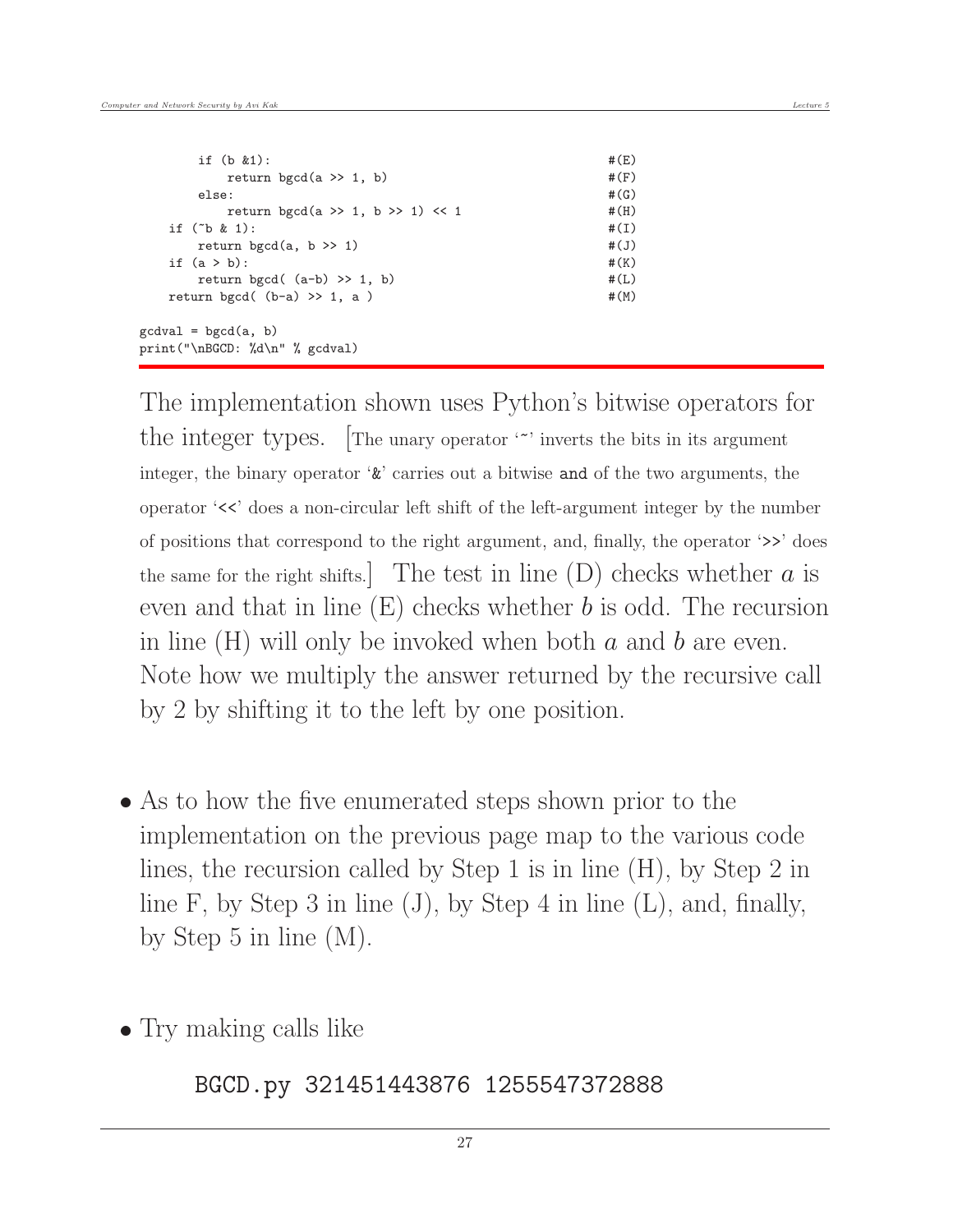```
        if (b &1):                                              #(E)
            return bgcd(a >> 1, b)                              #(F)
        else:                                                   #(G)
            return bgcd(a >> 1, b >> 1) << 1                    #(H)
    if (~b & 1):                                                #(I)
        return bgcd(a, b >> 1)                                  #(J)
    if (a > b):                                                 #(K)
        return bgcd( (a-b) >> 1, b)                             #(L)
    return bgcd( (b-a) >> 1, a )                                #(M)

gcdval = bgcd(a, b)
print("\nBGCD: %d\n" % gcdval)
```

The implementation shown uses Python's bitwise operators for the integer types. [The unary operator '~' inverts the bits in its argument integer, the binary operator '&' carries out a bitwise **and** of the two arguments, the operator '<<' does a non-circular left shift of the left-argument integer by the number of positions that correspond to the right argument, and, finally, the operator '>>' does the same for the right shifts.] The test in line (D) checks whether $a$ is even and that in line (E) checks whether $b$ is odd. The recursion in line (H) will only be invoked when both $a$ and $b$ are even. Note how we multiply the answer returned by the recursive call by 2 by shifting it to the left by one position.

- As to how the five enumerated steps shown prior to the implementation on the previous page map to the various code lines, the recursion called by Step 1 is in line (H), by Step 2 in line F, by Step 3 in line (J), by Step 4 in line (L), and, finally, by Step 5 in line (M).

- Try making calls like

```
BGCD.py 321451443876 1255547372888
```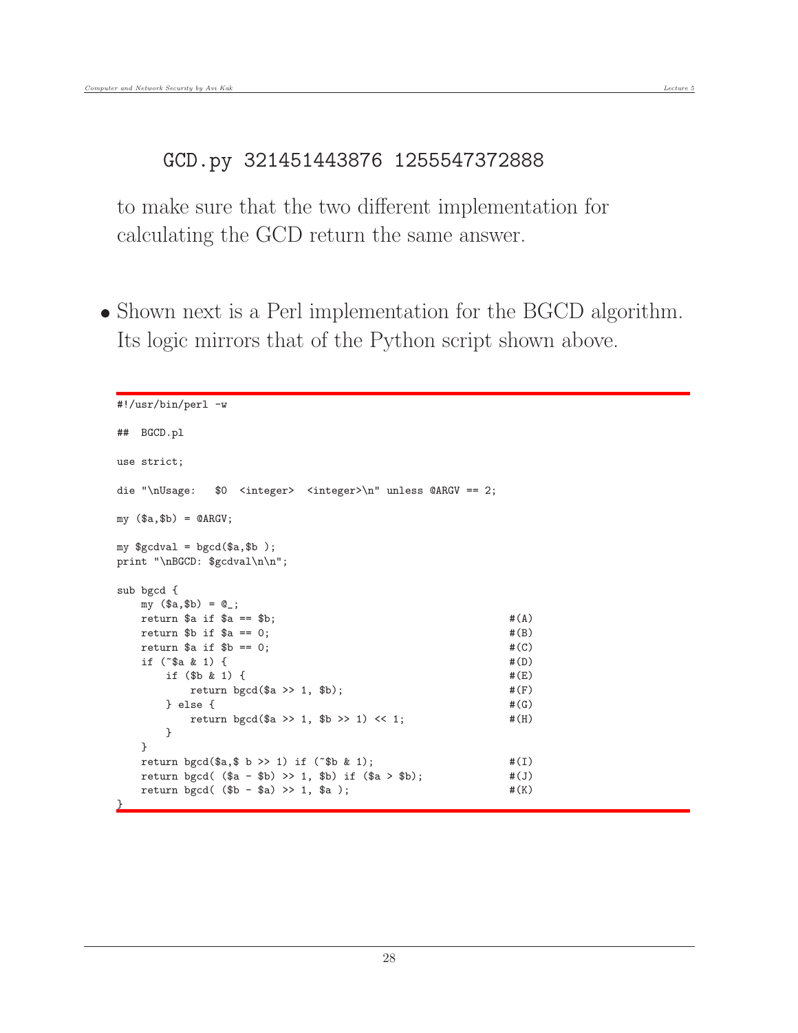```
GCD.py 321451443876 1255547372888
```

to make sure that the two different implementation for calculating the GCD return the same answer.

- Shown next is a Perl implementation for the BGCD algorithm. Its logic mirrors that of the Python script shown above.

```
#!/usr/bin/perl -w

##  BGCD.pl

use strict;

die "\nUsage:   $0  <integer>  <integer>\n" unless @ARGV == 2;

my ($a,$b) = @ARGV;

my $gcdval = bgcd($a,$b );
print "\nBGCD: $gcdval\n\n";

sub bgcd {
    my ($a,$b) = @_;
    return $a if $a == $b;                                      #(A)
    return $b if $a == 0;                                       #(B)
    return $a if $b == 0;                                       #(C)
    if (~$a & 1) {                                              #(D)
        if ($b & 1) {                                           #(E)
            return bgcd($a >> 1, $b);                           #(F)
        } else {                                                #(G)
            return bgcd($a >> 1, $b >> 1) << 1;                 #(H)
        }
    }
    return bgcd($a,$ b >> 1) if (~$b & 1);                      #(I)
    return bgcd( ($a - $b) >> 1, $b) if ($a > $b);              #(J)
    return bgcd( ($b - $a) >> 1, $a );                          #(K)
}
```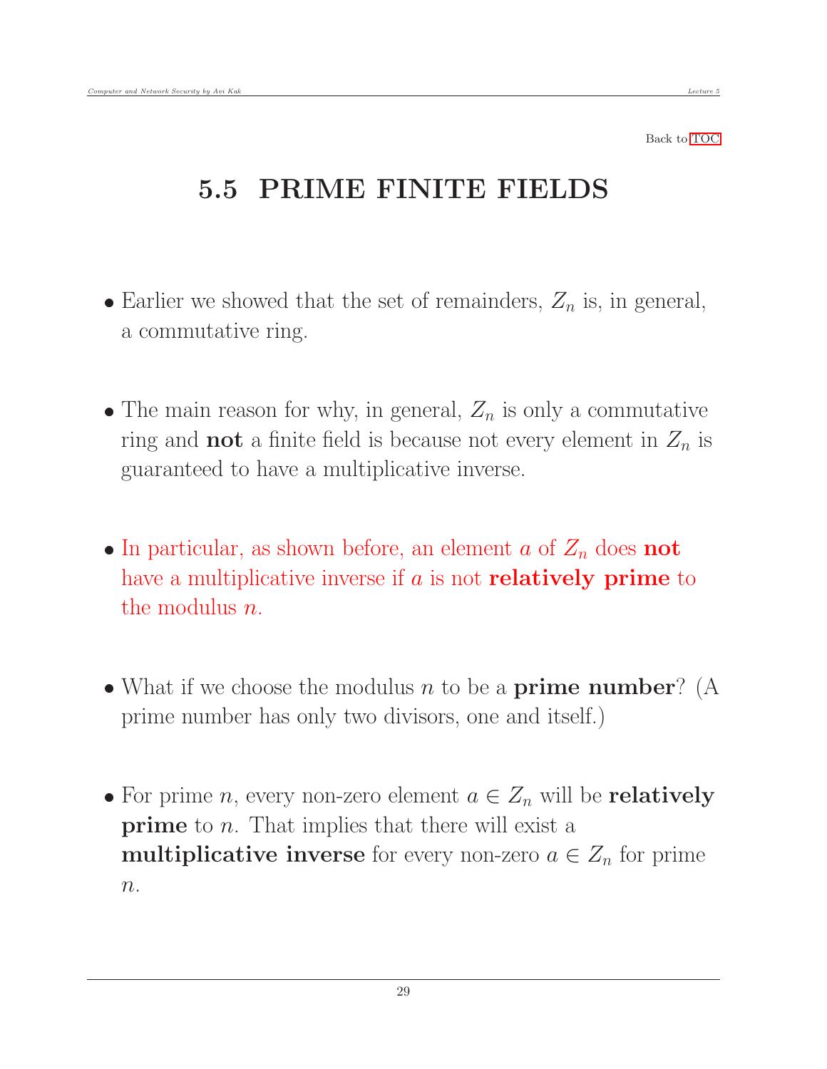Back to TOC

## 5.5 PRIME FINITE FIELDS

- Earlier we showed that the set of remainders, $Z_n$ is, in general, a commutative ring.

- The main reason for why, in general, $Z_n$ is only a commutative ring and **not** a finite field is because not every element in $Z_n$ is guaranteed to have a multiplicative inverse.

- In particular, as shown before, an element $a$ of $Z_n$ does **not** have a multiplicative inverse if $a$ is not **relatively prime** to the modulus $n$.

- What if we choose the modulus $n$ to be a **prime number**? (A prime number has only two divisors, one and itself.)

- For prime $n$, every non-zero element $a \in Z_n$ will be **relatively prime** to $n$. That implies that there will exist a **multiplicative inverse** for every non-zero $a \in Z_n$ for prime $n$.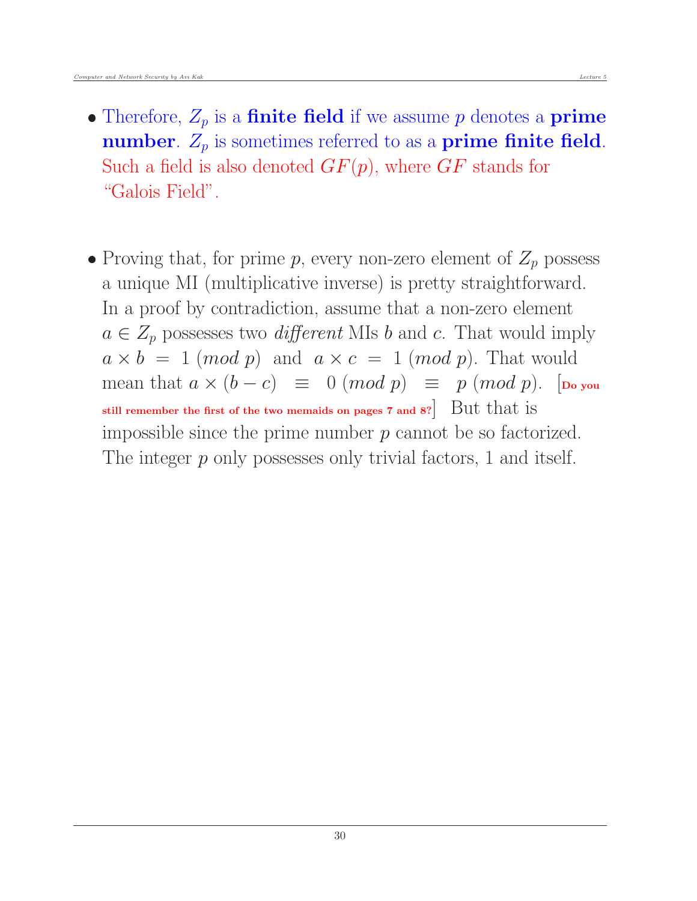- Therefore, $Z_p$ is a **finite field** if we assume $p$ denotes a **prime number**. $Z_p$ is sometimes referred to as a **prime finite field**. Such a field is also denoted $GF(p)$, where $GF$ stands for "Galois Field".

- Proving that, for prime $p$, every non-zero element of $Z_p$ possess a unique MI (multiplicative inverse) is pretty straightforward. In a proof by contradiction, assume that a non-zero element $a \in Z_p$ possesses two *different* MIs $b$ and $c$. That would imply $a \times b \; = \; 1 \; (mod \; p)$ and $a \times c \; = \; 1 \; (mod \; p)$. That would mean that $a \times (b - c) \;\; \equiv \;\; 0 \; (mod \; p) \;\; \equiv \;\; p \; (mod \; p)$. [**Do you still remember the first of the two memaids on pages 7 and 8?**] But that is impossible since the prime number $p$ cannot be so factorized. The integer $p$ only possesses only trivial factors, 1 and itself.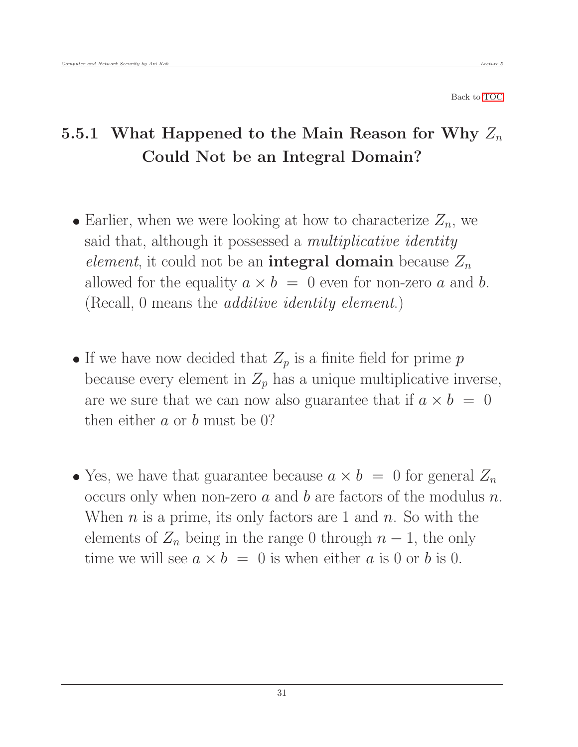Back to TOC

### 5.5.1 What Happened to the Main Reason for Why $Z_n$ Could Not be an Integral Domain?

- Earlier, when we were looking at how to characterize $Z_n$, we said that, although it possessed a *multiplicative identity element*, it could not be an **integral domain** because $Z_n$ allowed for the equality $a \times b \ = \ 0$ even for non-zero $a$ and $b$. (Recall, 0 means the *additive identity element*.)

- If we have now decided that $Z_p$ is a finite field for prime $p$ because every element in $Z_p$ has a unique multiplicative inverse, are we sure that we can now also guarantee that if $a \times b \ = \ 0$ then either $a$ or $b$ must be 0?

- Yes, we have that guarantee because $a \times b \ = \ 0$ for general $Z_n$ occurs only when non-zero $a$ and $b$ are factors of the modulus $n$. When $n$ is a prime, its only factors are 1 and $n$. So with the elements of $Z_n$ being in the range 0 through $n - 1$, the only time we will see $a \times b \ = \ 0$ is when either $a$ is 0 or $b$ is 0.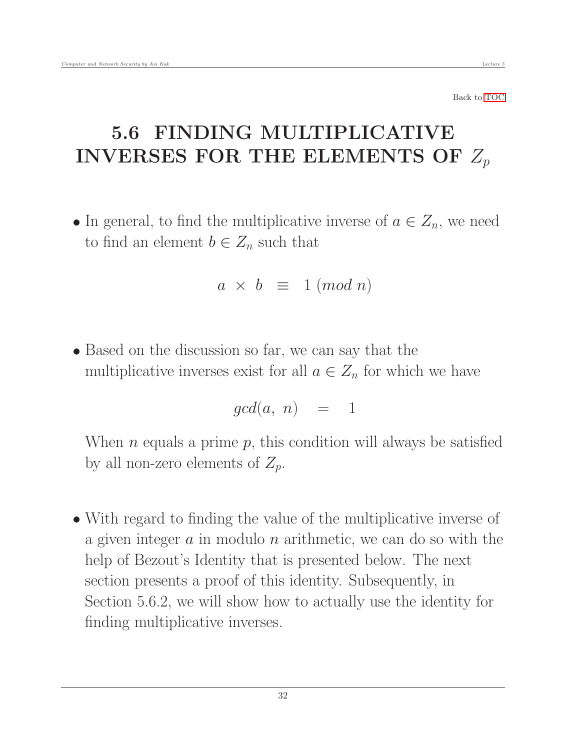Back to TOC

# 5.6 FINDING MULTIPLICATIVE INVERSES FOR THE ELEMENTS OF $Z_p$

- In general, to find the multiplicative inverse of $a \in Z_n$, we need to find an element $b \in Z_n$ such that

$$a \times b \equiv 1 \ (mod\ n)$$

- Based on the discussion so far, we can say that the multiplicative inverses exist for all $a \in Z_n$ for which we have

$$gcd(a,\ n) = 1$$

  When $n$ equals a prime $p$, this condition will always be satisfied by all non-zero elements of $Z_p$.

- With regard to finding the value of the multiplicative inverse of a given integer $a$ in modulo $n$ arithmetic, we can do so with the help of Bezout's Identity that is presented below. The next section presents a proof of this identity. Subsequently, in Section 5.6.2, we will show how to actually use the identity for finding multiplicative inverses.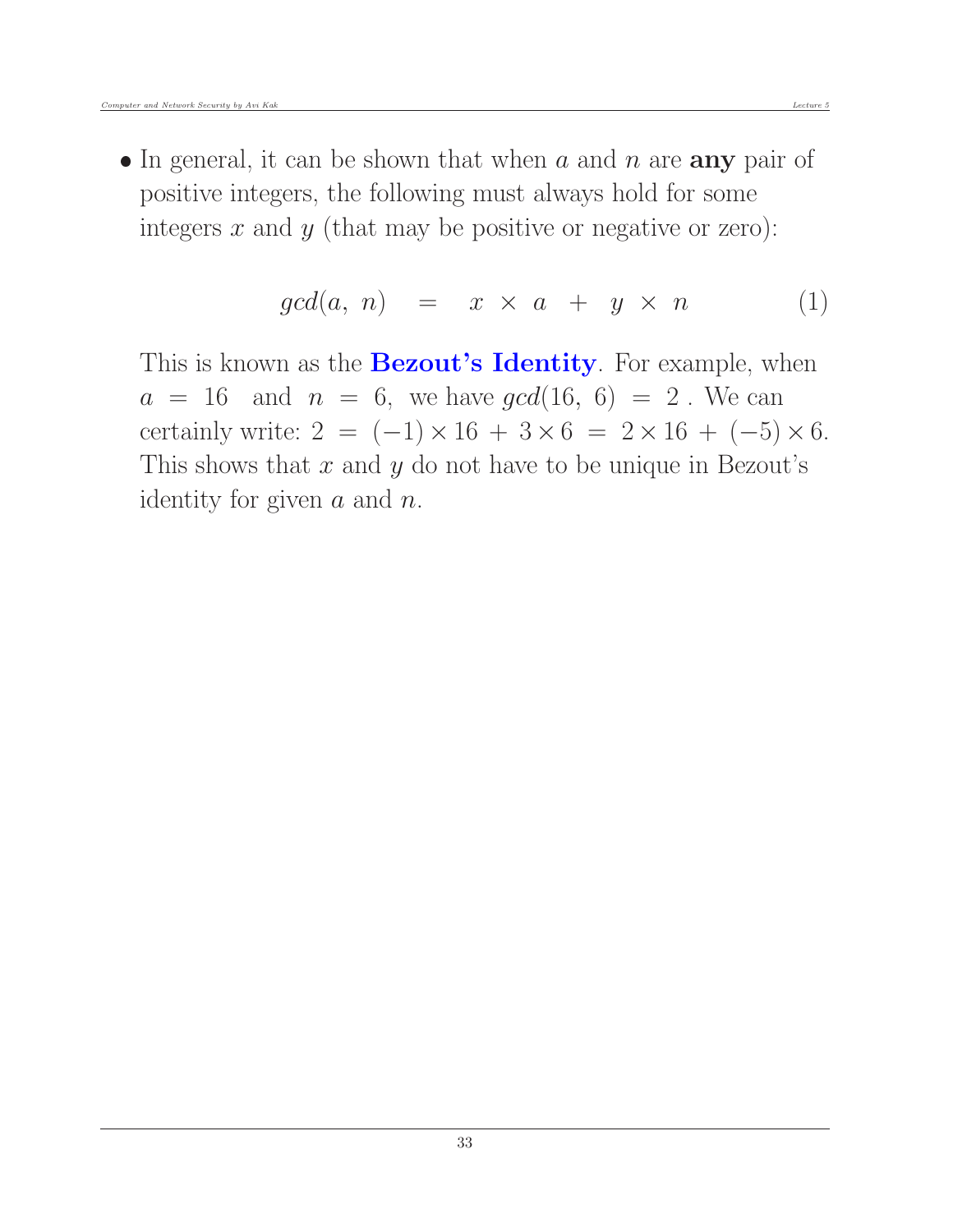- In general, it can be shown that when $a$ and $n$ are **any** pair of positive integers, the following must always hold for some integers $x$ and $y$ (that may be positive or negative or zero):

$$gcd(a,\ n) \quad = \quad x \ \times \ a \ + \ y \ \times \ n \qquad (1)$$

This is known as the **Bezout's Identity**. For example, when $a = 16$ and $n = 6$, we have $gcd(16,\ 6) = 2$ . We can certainly write: $2 = (-1) \times 16 + 3 \times 6 = 2 \times 16 + (-5) \times 6$. This shows that $x$ and $y$ do not have to be unique in Bezout's identity for given $a$ and $n$.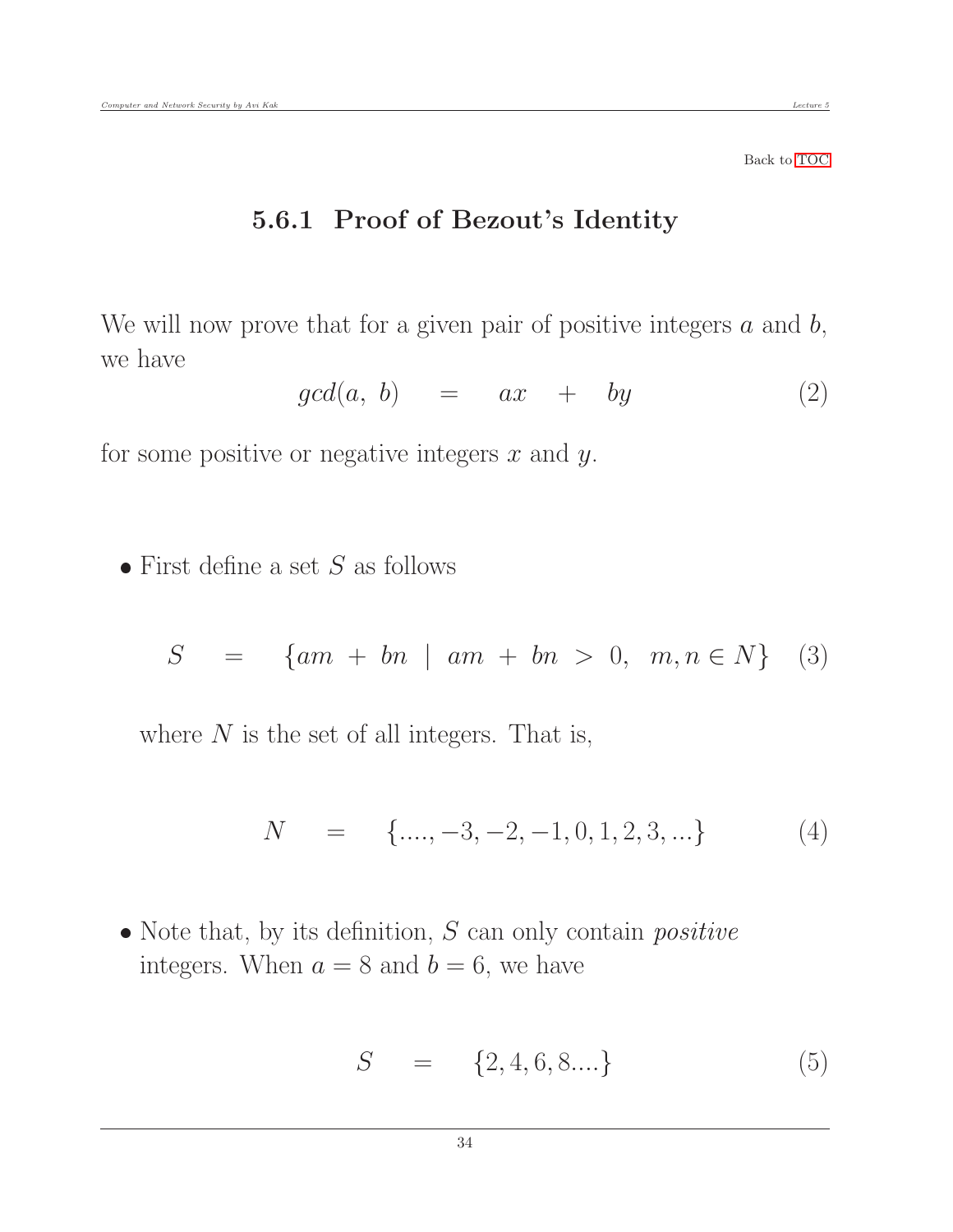Back to TOC

### 5.6.1 Proof of Bezout's Identity

We will now prove that for a given pair of positive integers $a$ and $b$, we have

$$gcd(a,\ b) \quad = \quad ax \quad + \quad by \tag{2}$$

for some positive or negative integers $x$ and $y$.

- First define a set $S$ as follows

$$S \quad = \quad \{am\ +\ bn\ \mid\ am\ +\ bn\ >\ 0,\ \ m, n \in N\} \tag{3}$$

  where $N$ is the set of all integers. That is,

$$N \quad = \quad \{...., -3, -2, -1, 0, 1, 2, 3, ...\} \tag{4}$$

- Note that, by its definition, $S$ can only contain *positive* integers. When $a = 8$ and $b = 6$, we have

$$S \quad = \quad \{2, 4, 6, 8....\} \tag{5}$$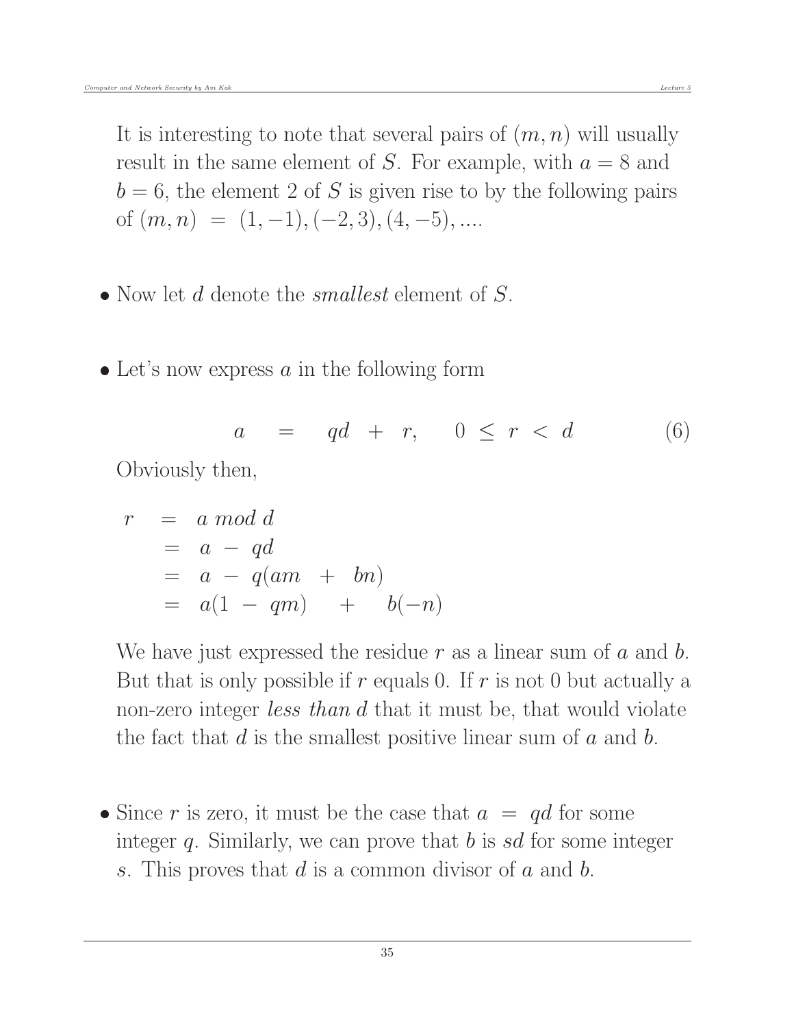It is interesting to note that several pairs of $(m, n)$ will usually result in the same element of $S$. For example, with $a = 8$ and $b = 6$, the element 2 of $S$ is given rise to by the following pairs of $(m, n) \;=\; (1, -1), (-2, 3), (4, -5), ....$

- Now let $d$ denote the *smallest* element of $S$.

- Let's now express $a$ in the following form

$$a \quad = \quad qd \;+\; r, \qquad 0 \;\leq\; r \;<\; d \tag{6}$$

Obviously then,

$$\begin{aligned} r \;&=\; a \; mod \; d \\ &=\; a \;-\; qd \\ &=\; a \;-\; q(am \;\;+\;\; bn) \\ &=\; a(1 \;-\; qm) \quad + \quad b(-n) \end{aligned}$$

We have just expressed the residue $r$ as a linear sum of $a$ and $b$. But that is only possible if $r$ equals 0. If $r$ is not 0 but actually a non-zero integer *less than* $d$ that it must be, that would violate the fact that $d$ is the smallest positive linear sum of $a$ and $b$.

- Since $r$ is zero, it must be the case that $a \;=\; qd$ for some integer $q$. Similarly, we can prove that $b$ is $sd$ for some integer $s$. This proves that $d$ is a common divisor of $a$ and $b$.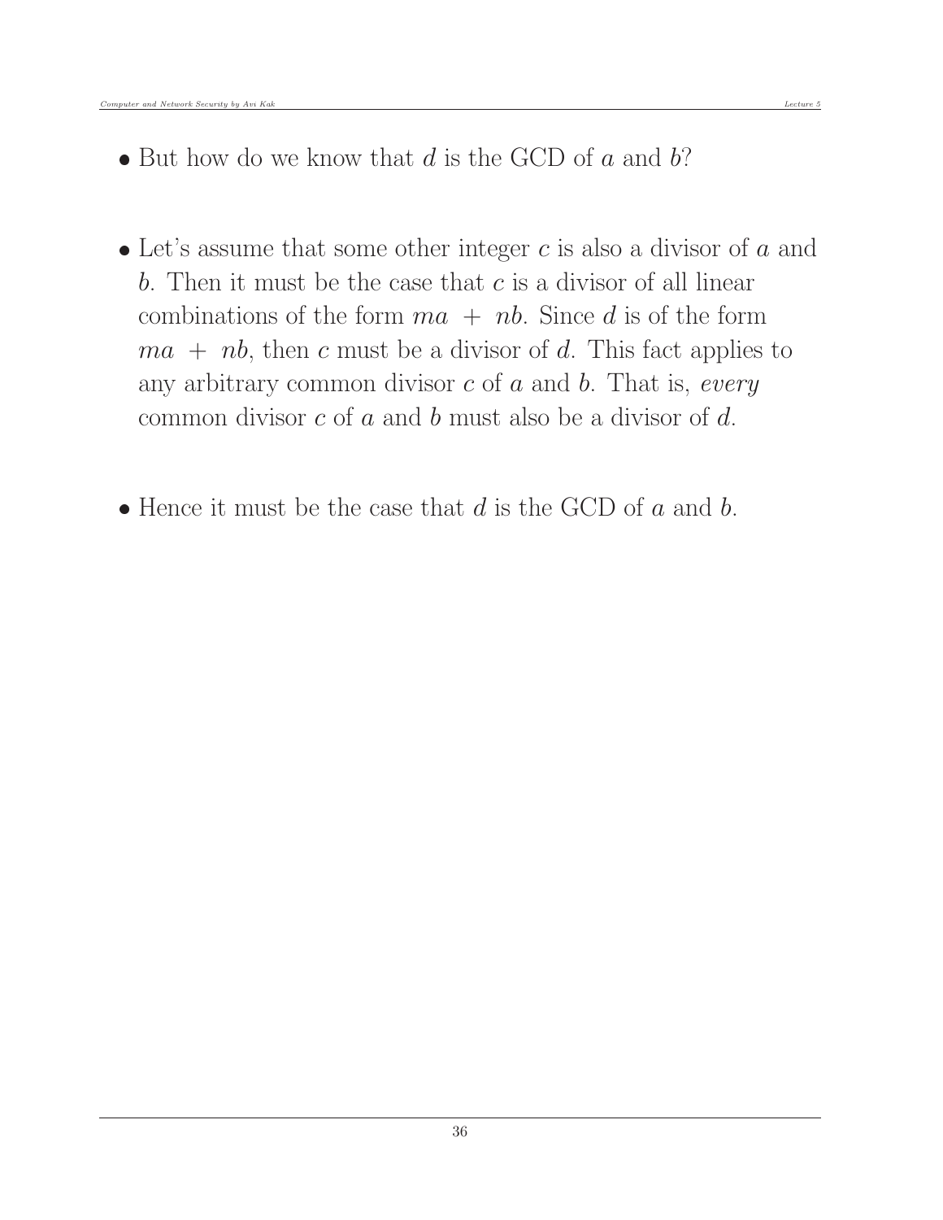- But how do we know that $d$ is the GCD of $a$ and $b$?

- Let's assume that some other integer $c$ is also a divisor of $a$ and $b$. Then it must be the case that $c$ is a divisor of all linear combinations of the form $ma + nb$. Since $d$ is of the form $ma + nb$, then $c$ must be a divisor of $d$. This fact applies to any arbitrary common divisor $c$ of $a$ and $b$. That is, *every* common divisor $c$ of $a$ and $b$ must also be a divisor of $d$.

- Hence it must be the case that $d$ is the GCD of $a$ and $b$.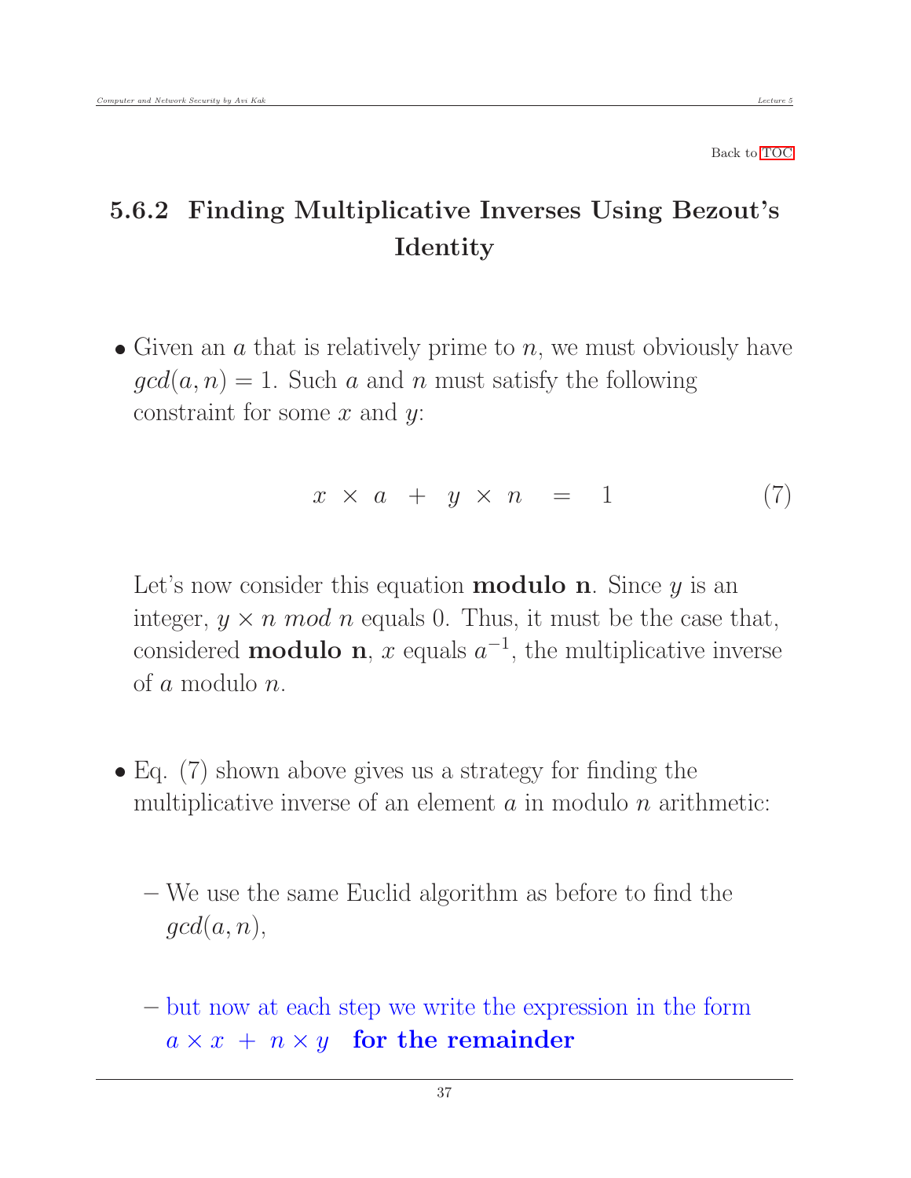Back to TOC

## 5.6.2 Finding Multiplicative Inverses Using Bezout's Identity

- Given an $a$ that is relatively prime to $n$, we must obviously have $gcd(a, n) = 1$. Such $a$ and $n$ must satisfy the following constraint for some $x$ and $y$:

$$x \times a + y \times n = 1 \tag{7}$$

  Let's now consider this equation **modulo n**. Since $y$ is an integer, $y \times n \ mod \ n$ equals 0. Thus, it must be the case that, considered **modulo n**, $x$ equals $a^{-1}$, the multiplicative inverse of $a$ modulo $n$.

- Eq. (7) shown above gives us a strategy for finding the multiplicative inverse of an element $a$ in modulo $n$ arithmetic:

  – We use the same Euclid algorithm as before to find the $gcd(a, n)$,

  – but now at each step we write the expression in the form $a \times x + n \times y$ **for the remainder**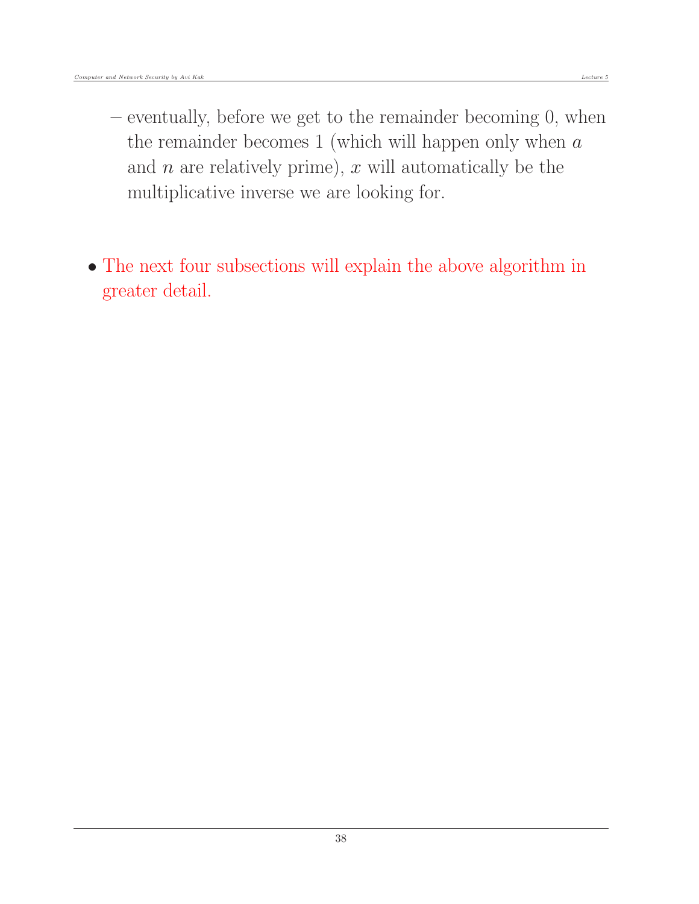- eventually, before we get to the remainder becoming 0, when the remainder becomes 1 (which will happen only when $a$ and $n$ are relatively prime), $x$ will automatically be the multiplicative inverse we are looking for.

- The next four subsections will explain the above algorithm in greater detail.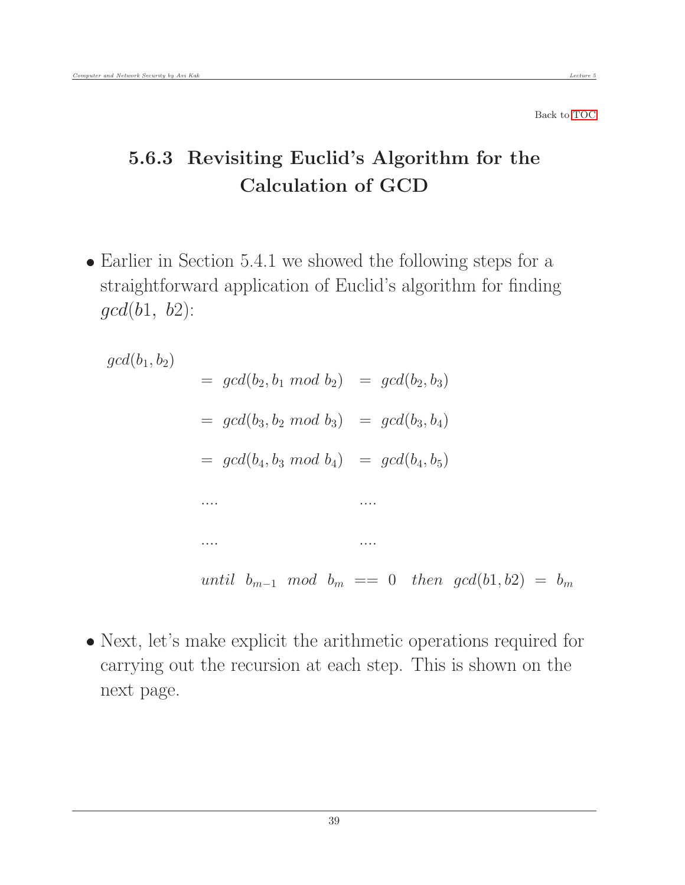Back to TOC

## 5.6.3 Revisiting Euclid's Algorithm for the Calculation of GCD

- Earlier in Section 5.4.1 we showed the following steps for a straightforward application of Euclid's algorithm for finding $gcd(b1,\ b2)$:

$$
\begin{aligned}
& gcd(b_1, b_2) \\
& \qquad = \ gcd(b_2, b_1 \ mod \ b_2) \ = \ gcd(b_2, b_3) \\
& \qquad = \ gcd(b_3, b_2 \ mod \ b_3) \ = \ gcd(b_3, b_4) \\
& \qquad = \ gcd(b_4, b_3 \ mod \ b_4) \ = \ gcd(b_4, b_5) \\
& \qquad .... \qquad\qquad\qquad\quad .... \\
& \qquad .... \qquad\qquad\qquad\quad .... \\
& \qquad until \ \ b_{m-1} \ \ mod \ \ b_m \ == \ 0 \ \ \ then \ \ gcd(b1, b2) \ = \ b_m
\end{aligned}
$$

- Next, let's make explicit the arithmetic operations required for carrying out the recursion at each step. This is shown on the next page.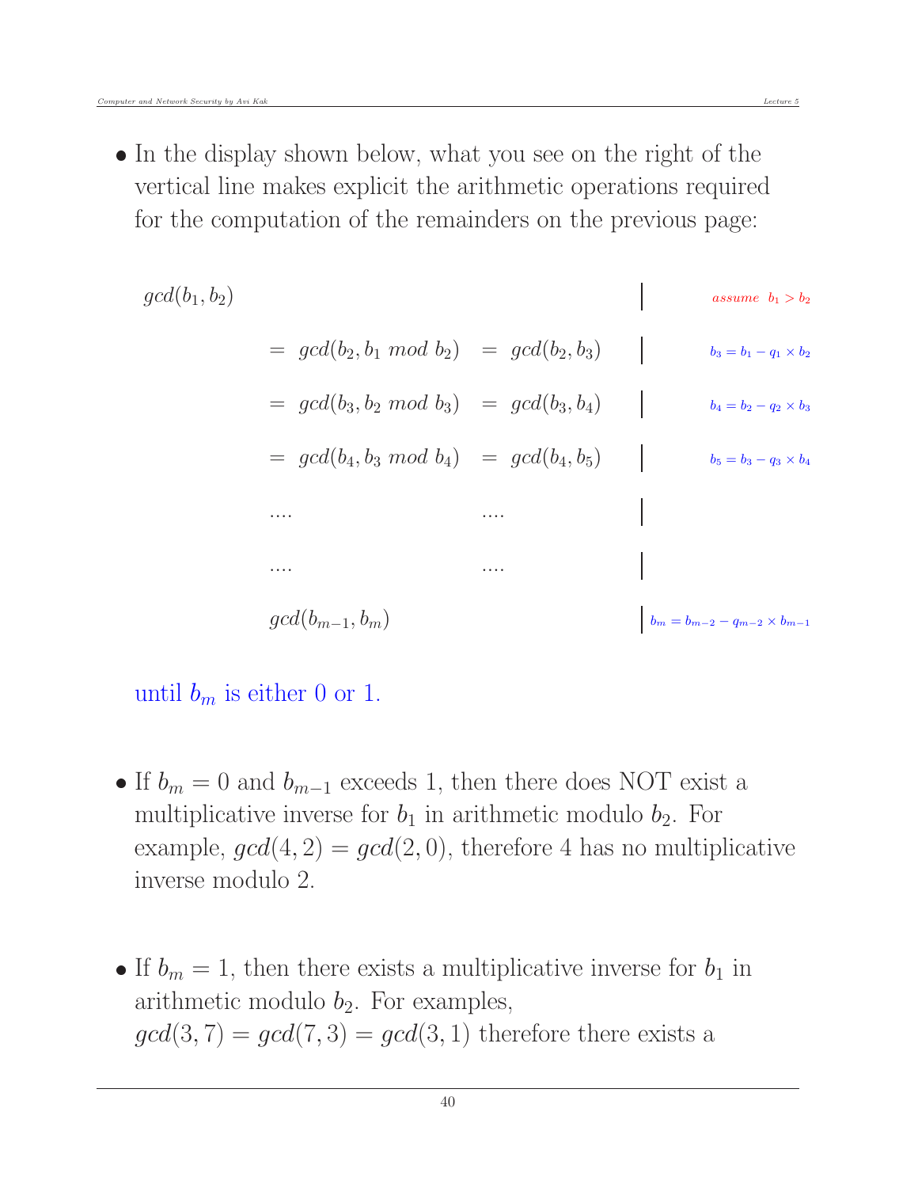- In the display shown below, what you see on the right of the vertical line makes explicit the arithmetic operations required for the computation of the remainders on the previous page:

$$
\begin{array}{lllll|l}
gcd(b_1, b_2) & & & & & \textit{assume } b_1 > b_2 \\
 & = & gcd(b_2, b_1 \textit{ mod } b_2) & = & gcd(b_2, b_3) & b_3 = b_1 - q_1 \times b_2 \\
 & = & gcd(b_3, b_2 \textit{ mod } b_3) & = & gcd(b_3, b_4) & b_4 = b_2 - q_2 \times b_3 \\
 & = & gcd(b_4, b_3 \textit{ mod } b_4) & = & gcd(b_4, b_5) & b_5 = b_3 - q_3 \times b_4 \\
 & & .... & & .... & \\
 & & .... & & .... & \\
 & & gcd(b_{m-1}, b_m) & & & b_m = b_{m-2} - q_{m-2} \times b_{m-1}
\end{array}
$$

until $b_m$ is either 0 or 1.

- If $b_m = 0$ and $b_{m-1}$ exceeds 1, then there does NOT exist a multiplicative inverse for $b_1$ in arithmetic modulo $b_2$. For example, $gcd(4, 2) = gcd(2, 0)$, therefore 4 has no multiplicative inverse modulo 2.

- If $b_m = 1$, then there exists a multiplicative inverse for $b_1$ in arithmetic modulo $b_2$. For examples, $gcd(3, 7) = gcd(7, 3) = gcd(3, 1)$ therefore there exists a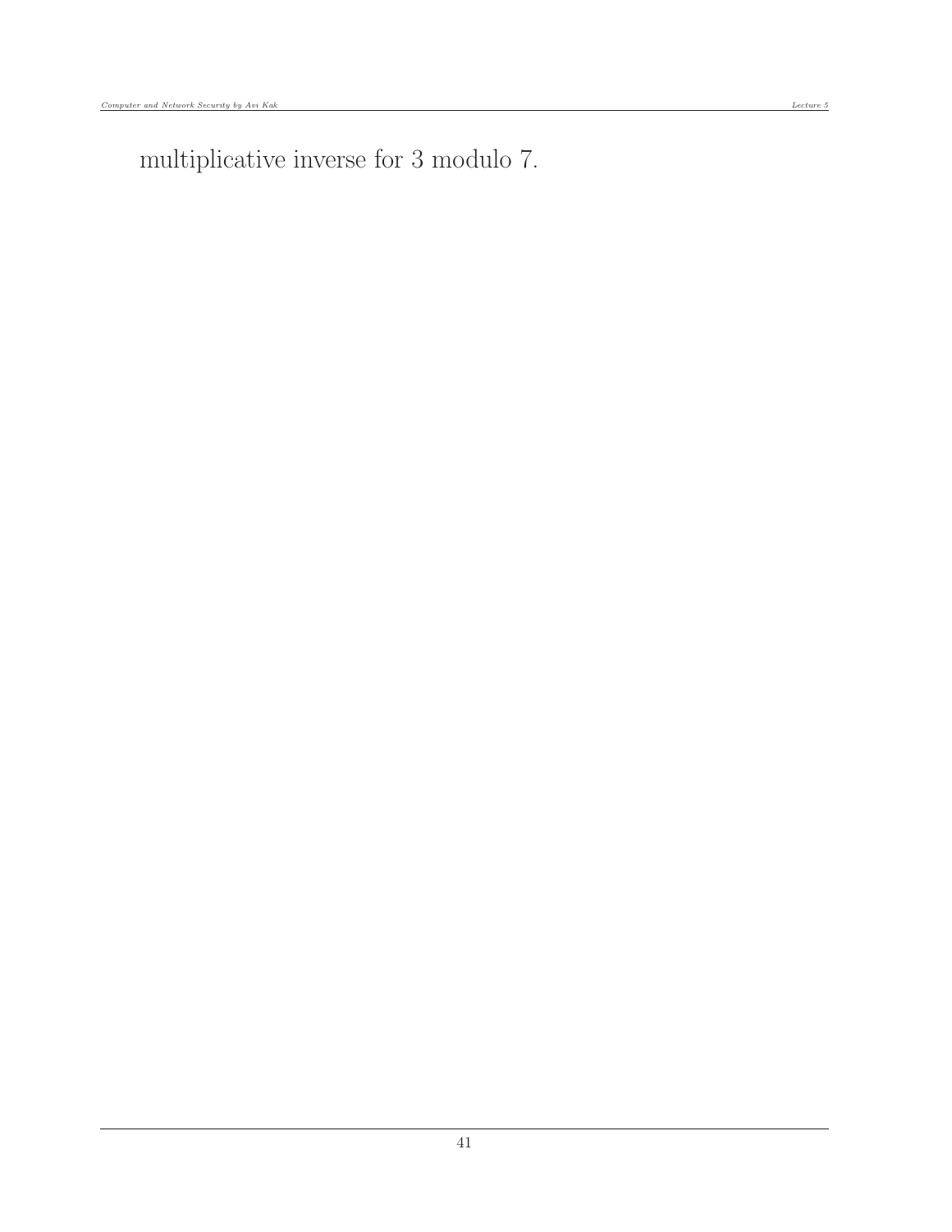multiplicative inverse for 3 modulo 7.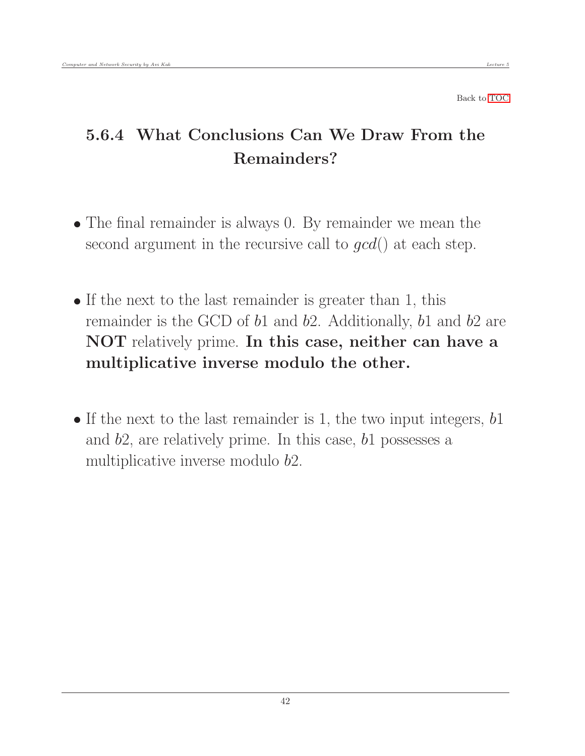Back to TOC

### 5.6.4 What Conclusions Can We Draw From the Remainders?

- The final remainder is always 0. By remainder we mean the second argument in the recursive call to *gcd*() at each step.

- If the next to the last remainder is greater than 1, this remainder is the GCD of $b1$ and $b2$. Additionally, $b1$ and $b2$ are **NOT** relatively prime. **In this case, neither can have a multiplicative inverse modulo the other.**

- If the next to the last remainder is 1, the two input integers, $b1$ and $b2$, are relatively prime. In this case, $b1$ possesses a multiplicative inverse modulo $b2$.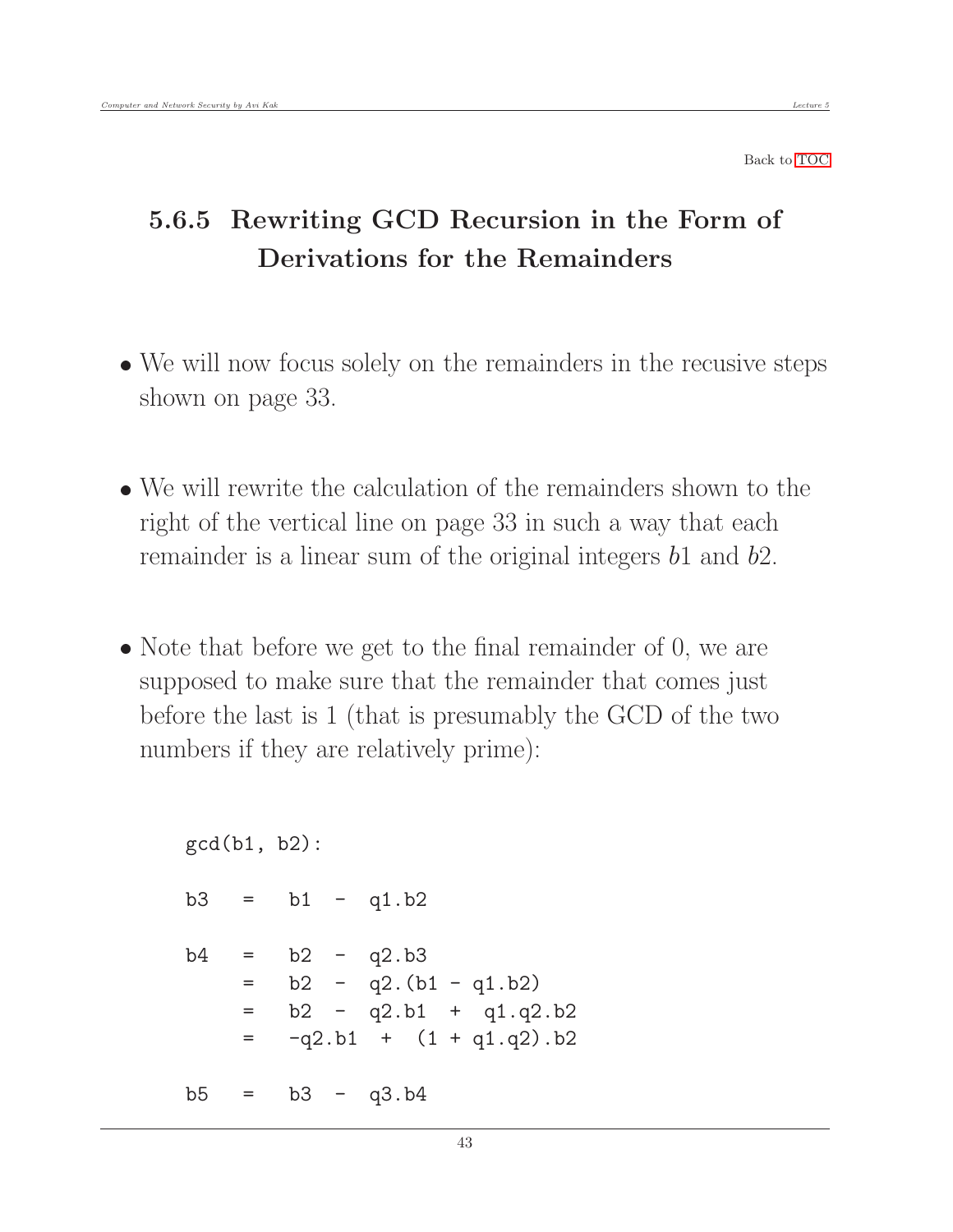Back to TOC

### 5.6.5 Rewriting GCD Recursion in the Form of Derivations for the Remainders

- We will now focus solely on the remainders in the recusive steps shown on page 33.
- We will rewrite the calculation of the remainders shown to the right of the vertical line on page 33 in such a way that each remainder is a linear sum of the original integers $b1$ and $b2$.
- Note that before we get to the final remainder of 0, we are supposed to make sure that the remainder that comes just before the last is 1 (that is presumably the GCD of the two numbers if they are relatively prime):

```
gcd(b1, b2):

b3   =   b1  -  q1.b2

b4   =   b2  -  q2.b3
     =   b2  -  q2.(b1 - q1.b2)
     =   b2  -  q2.b1  +  q1.q2.b2
     =   -q2.b1  +  (1 + q1.q2).b2

b5   =   b3  -  q3.b4
```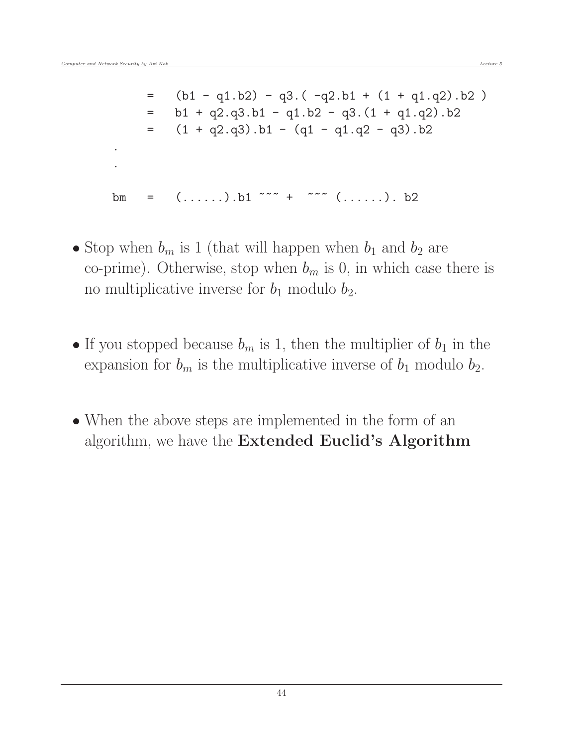```
        =    (b1 - q1.b2) - q3.( -q2.b1 + (1 + q1.q2).b2 )
        =    b1 + q2.q3.b1 - q1.b2 - q3.(1 + q1.q2).b2
        =    (1 + q2.q3).b1 - (q1 - q1.q2 - q3).b2
   .
   .

   bm   =    (......).b1 ~~~ +  ~~~ (......). b2
```

- Stop when $b_m$ is 1 (that will happen when $b_1$ and $b_2$ are co-prime). Otherwise, stop when $b_m$ is 0, in which case there is no multiplicative inverse for $b_1$ modulo $b_2$.

- If you stopped because $b_m$ is 1, then the multiplier of $b_1$ in the expansion for $b_m$ is the multiplicative inverse of $b_1$ modulo $b_2$.

- When the above steps are implemented in the form of an algorithm, we have the **Extended Euclid's Algorithm**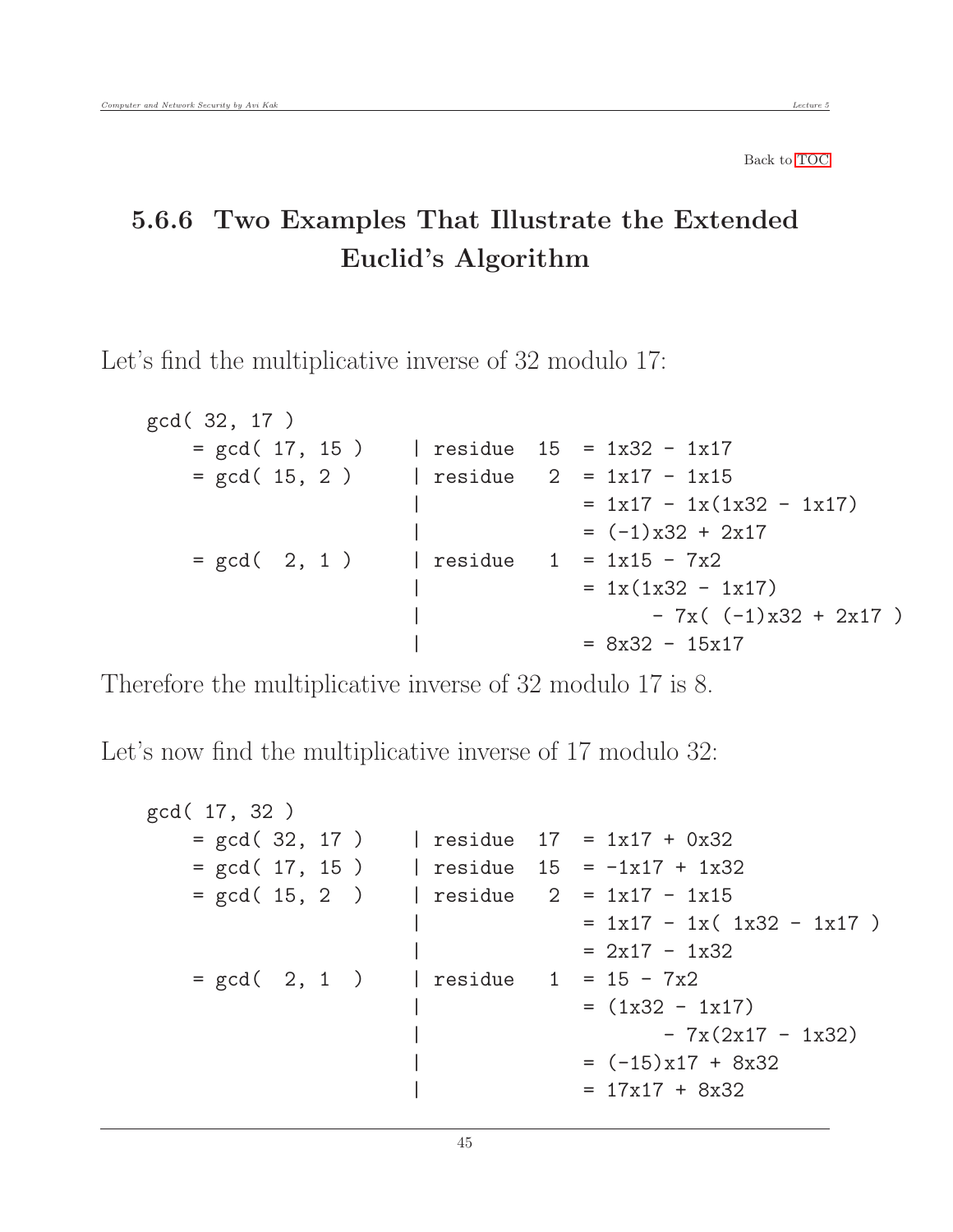Back to TOC

## 5.6.6 Two Examples That Illustrate the Extended Euclid's Algorithm

Let's find the multiplicative inverse of 32 modulo 17:

```
gcd( 32, 17 )
    = gcd( 17, 15 )    | residue  15  = 1x32 - 1x17
    = gcd( 15, 2 )     | residue   2  = 1x17 - 1x15
                       |              = 1x17 - 1x(1x32 - 1x17)
                       |              = (-1)x32 + 2x17
    = gcd(  2, 1 )     | residue   1  = 1x15 - 7x2
                       |              = 1x(1x32 - 1x17)
                       |                   - 7x( (-1)x32 + 2x17 )
                       |              = 8x32 - 15x17
```

Therefore the multiplicative inverse of 32 modulo 17 is 8.

Let's now find the multiplicative inverse of 17 modulo 32:

```
gcd( 17, 32 )
    = gcd( 32, 17 )    | residue  17  = 1x17 + 0x32
    = gcd( 17, 15 )    | residue  15  = -1x17 + 1x32
    = gcd( 15, 2  )    | residue   2  = 1x17 - 1x15
                       |              = 1x17 - 1x( 1x32 - 1x17 )
                       |              = 2x17 - 1x32
    = gcd(  2, 1  )    | residue   1  = 15 - 7x2
                       |              = (1x32 - 1x17)
                       |                    - 7x(2x17 - 1x32)
                       |              = (-15)x17 + 8x32
                       |              = 17x17 + 8x32
```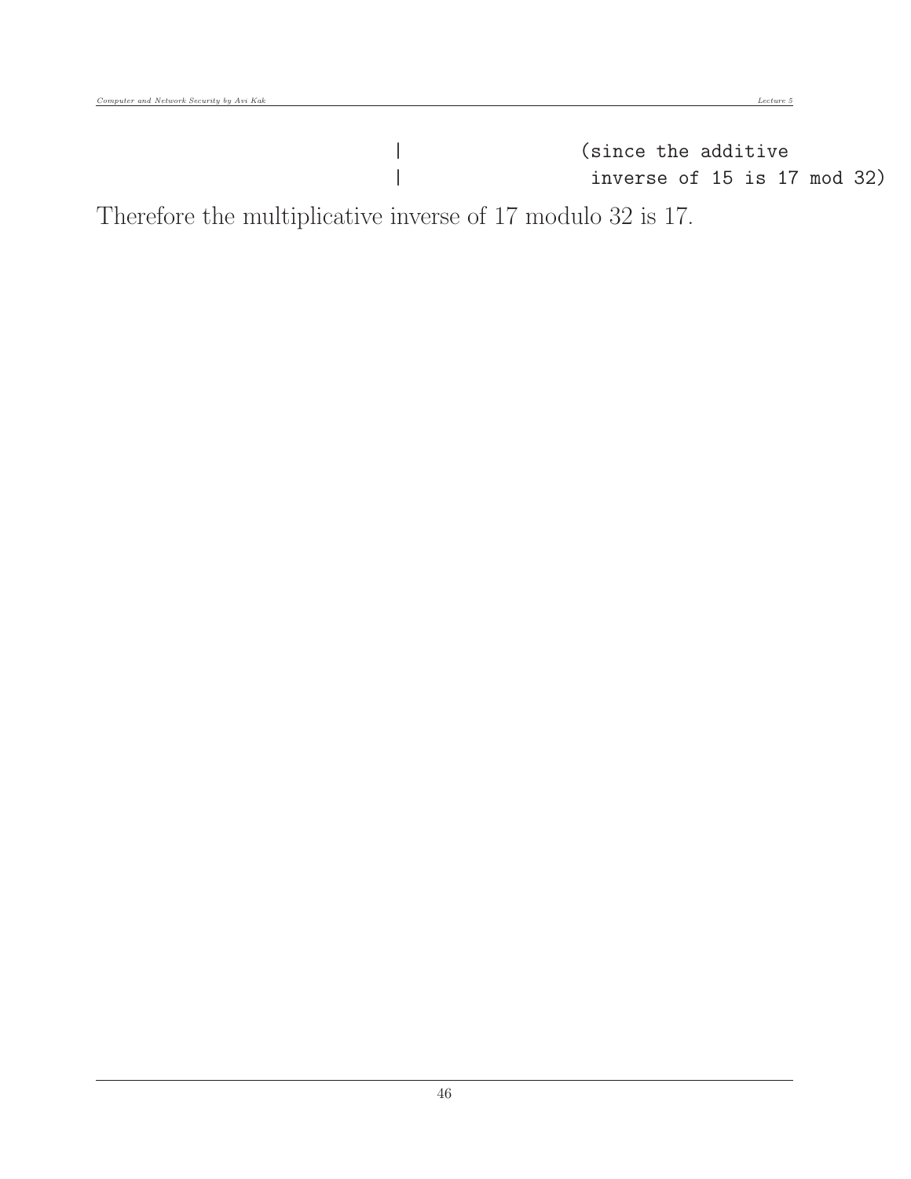```
                              |               (since the additive
                              |                inverse of 15 is 17 mod 32)
```

Therefore the multiplicative inverse of 17 modulo 32 is 17.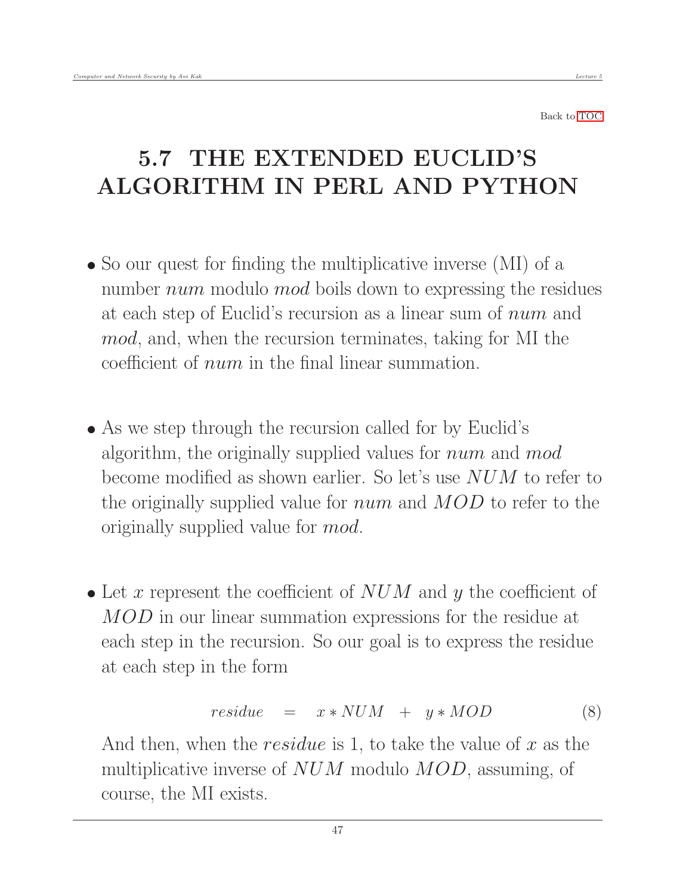Back to TOC

# 5.7 THE EXTENDED EUCLID'S ALGORITHM IN PERL AND PYTHON

- So our quest for finding the multiplicative inverse (MI) of a number *num* modulo *mod* boils down to expressing the residues at each step of Euclid's recursion as a linear sum of *num* and *mod*, and, when the recursion terminates, taking for MI the coefficient of *num* in the final linear summation.

- As we step through the recursion called for by Euclid's algorithm, the originally supplied values for *num* and *mod* become modified as shown earlier. So let's use $NUM$ to refer to the originally supplied value for *num* and $MOD$ to refer to the originally supplied value for *mod*.

- Let $x$ represent the coefficient of $NUM$ and $y$ the coefficient of $MOD$ in our linear summation expressions for the residue at each step in the recursion. So our goal is to express the residue at each step in the form

$$residue \quad = \quad x * NUM \ + \ y * MOD \tag{8}$$

  And then, when the $residue$ is 1, to take the value of $x$ as the multiplicative inverse of $NUM$ modulo $MOD$, assuming, of course, the MI exists.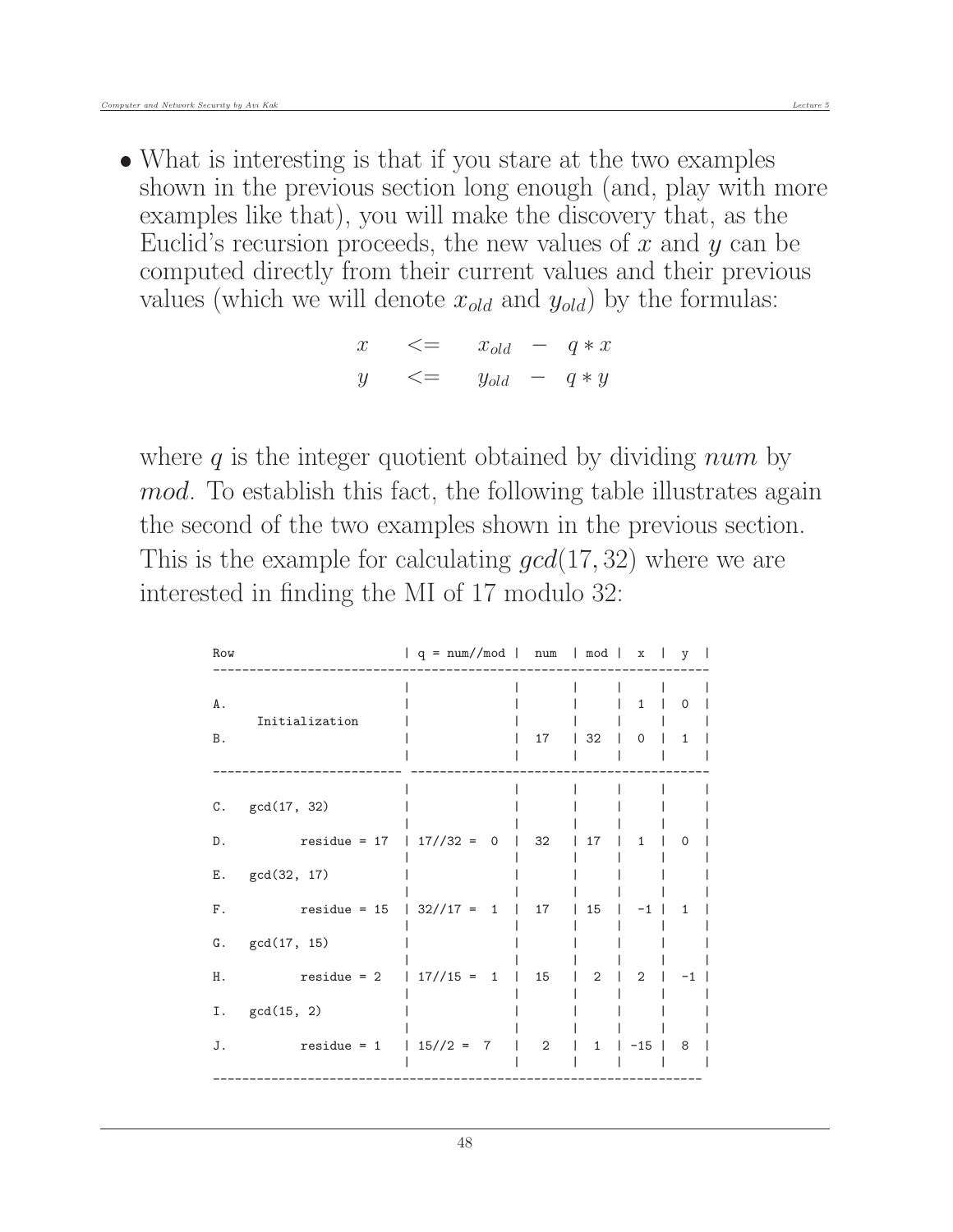- What is interesting is that if you stare at the two examples shown in the previous section long enough (and, play with more examples like that), you will make the discovery that, as the Euclid's recursion proceeds, the new values of $x$ and $y$ can be computed directly from their current values and their previous values (which we will denote $x_{old}$ and $y_{old}$) by the formulas:

$$
\begin{array}{lcl}
x & <= & x_{old} \ - \ q * x \\
y & <= & y_{old} \ - \ q * y
\end{array}
$$

  where $q$ is the integer quotient obtained by dividing $num$ by $mod$. To establish this fact, the following table illustrates again the second of the two examples shown in the previous section. This is the example for calculating $gcd(17, 32)$ where we are interested in finding the MI of 17 modulo 32:

```
Row                      | q = num//mod |  num  | mod |  x  |  y  |
-------------------------------------------------------------------
                         |              |       |     |     |     |
A.                       |              |       |     |  1  |  0  |
     Initialization      |              |       |     |     |     |
B.                       |              |  17   | 32  |  0  |  1  |
                         |              |       |     |     |     |
------------------------- -----------------------------------------
                         |              |       |     |     |     |
C.   gcd(17, 32)         |              |       |     |     |     |
                         |              |       |     |     |     |
D.          residue = 17 | 17//32 =  0  |  32   | 17  |  1  |  0  |
                         |              |       |     |     |     |
E.   gcd(32, 17)         |              |       |     |     |     |
                         |              |       |     |     |     |
F.          residue = 15 | 32//17 =  1  |  17   | 15  |  -1 |  1  |
                         |              |       |     |     |     |
G.   gcd(17, 15)         |              |       |     |     |     |
                         |              |       |     |     |     |
H.          residue = 2  | 17//15 =  1  |  15   |  2  |  2  |  -1 |
                         |              |       |     |     |     |
I.   gcd(15, 2)          |              |       |     |     |     |
                         |              |       |     |     |     |
J.          residue = 1  | 15//2 =  7   |   2   |  1  | -15 |  8  |
                         |              |       |     |     |     |
-------------------------------------------------------------------
```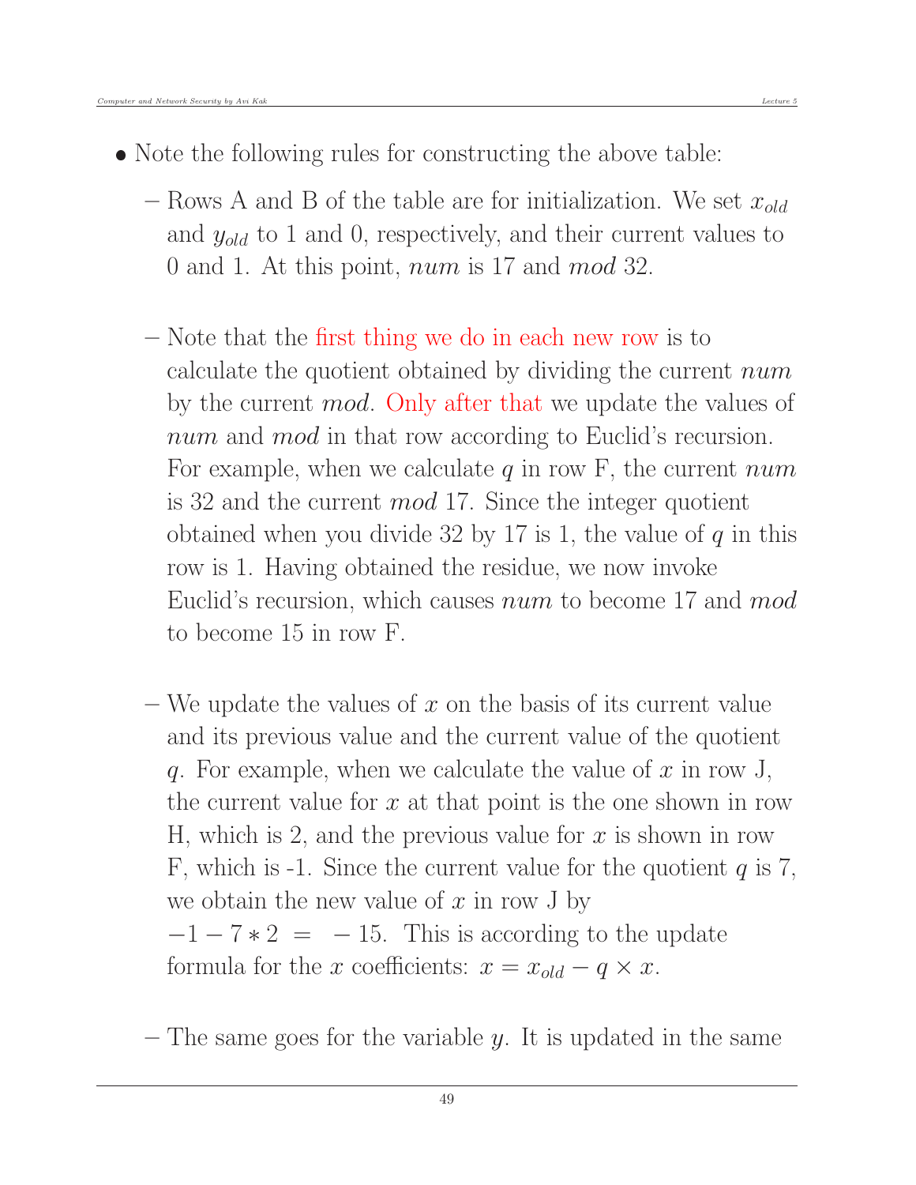- Note the following rules for constructing the above table:

  – Rows A and B of the table are for initialization. We set $x_{old}$ and $y_{old}$ to 1 and 0, respectively, and their current values to 0 and 1. At this point, *num* is 17 and *mod* 32.

  – Note that the first thing we do in each new row is to calculate the quotient obtained by dividing the current *num* by the current *mod*. Only after that we update the values of *num* and *mod* in that row according to Euclid's recursion. For example, when we calculate $q$ in row F, the current *num* is 32 and the current *mod* 17. Since the integer quotient obtained when you divide 32 by 17 is 1, the value of $q$ in this row is 1. Having obtained the residue, we now invoke Euclid's recursion, which causes *num* to become 17 and *mod* to become 15 in row F.

  – We update the values of $x$ on the basis of its current value and its previous value and the current value of the quotient $q$. For example, when we calculate the value of $x$ in row J, the current value for $x$ at that point is the one shown in row H, which is 2, and the previous value for $x$ is shown in row F, which is -1. Since the current value for the quotient $q$ is 7, we obtain the new value of $x$ in row J by $-1 - 7 * 2 \;=\; -15$. This is according to the update formula for the $x$ coefficients: $x = x_{old} - q \times x$.

  – The same goes for the variable $y$. It is updated in the same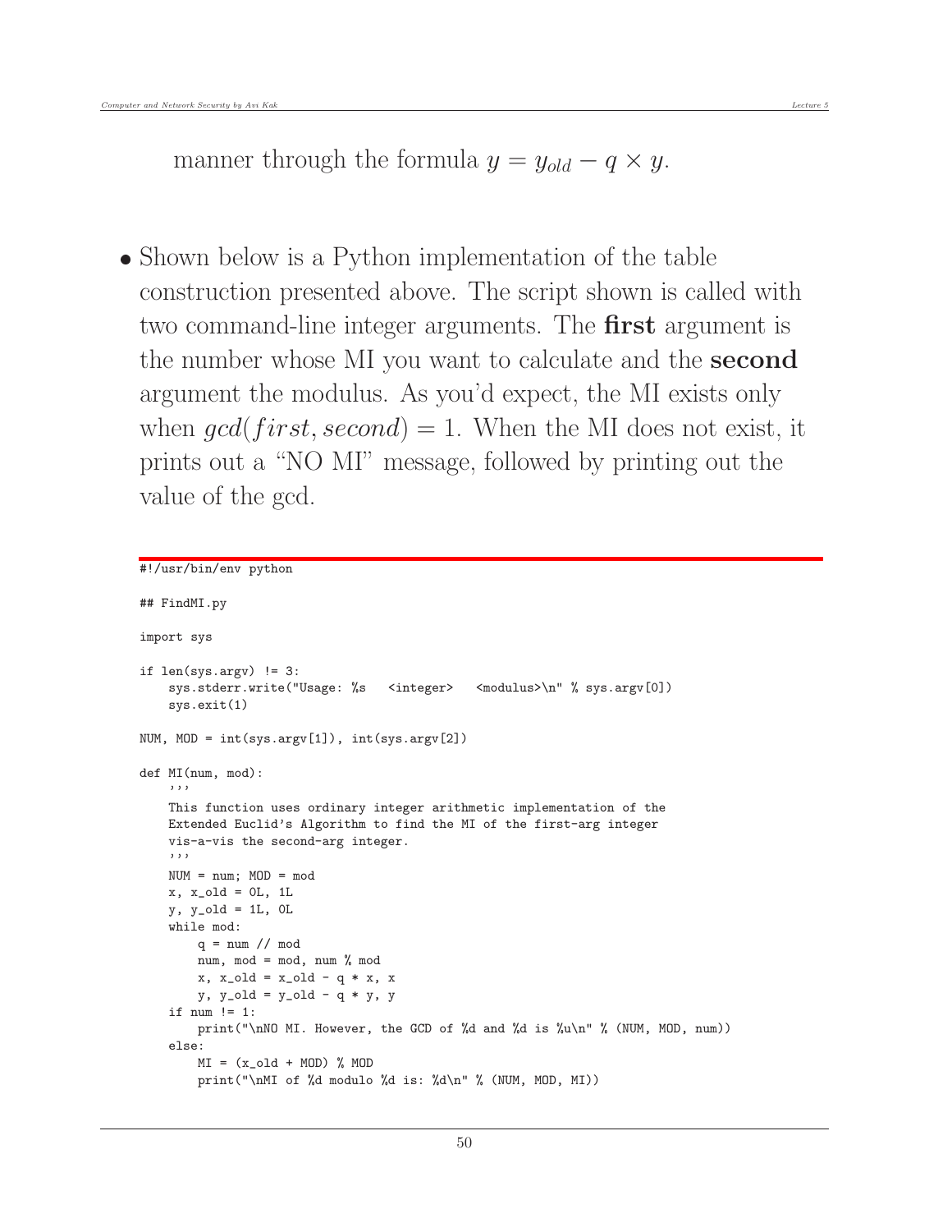manner through the formula $y = y_{old} - q \times y$.

- Shown below is a Python implementation of the table construction presented above. The script shown is called with two command-line integer arguments. The **first** argument is the number whose MI you want to calculate and the **second** argument the modulus. As you'd expect, the MI exists only when $gcd(first, second) = 1$. When the MI does not exist, it prints out a "NO MI" message, followed by printing out the value of the gcd.

```
#!/usr/bin/env python

## FindMI.py

import sys

if len(sys.argv) != 3:
    sys.stderr.write("Usage: %s   <integer>   <modulus>\n" % sys.argv[0])
    sys.exit(1)

NUM, MOD = int(sys.argv[1]), int(sys.argv[2])

def MI(num, mod):
    '''
    This function uses ordinary integer arithmetic implementation of the
    Extended Euclid's Algorithm to find the MI of the first-arg integer
    vis-a-vis the second-arg integer.
    '''
    NUM = num; MOD = mod
    x, x_old = 0L, 1L
    y, y_old = 1L, 0L
    while mod:
        q = num // mod
        num, mod = mod, num % mod
        x, x_old = x_old - q * x, x
        y, y_old = y_old - q * y, y
    if num != 1:
        print("\nNO MI. However, the GCD of %d and %d is %u\n" % (NUM, MOD, num))
    else:
        MI = (x_old + MOD) % MOD
        print("\nMI of %d modulo %d is: %d\n" % (NUM, MOD, MI))
```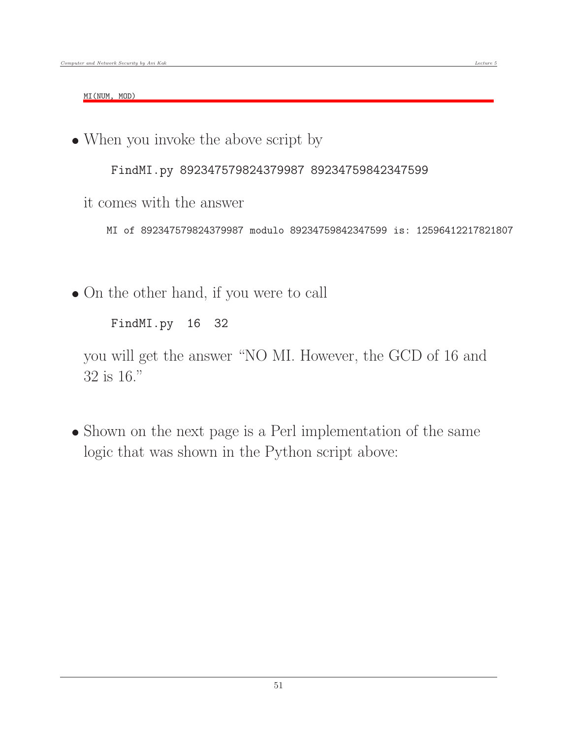```
MI(NUM, MOD)
```

- When you invoke the above script by

```
FindMI.py 892347579824379987 89234759842347599
```

  it comes with the answer

```
MI of 892347579824379987 modulo 89234759842347599 is: 12596412217821807
```

- On the other hand, if you were to call

```
FindMI.py  16  32
```

  you will get the answer "NO MI. However, the GCD of 16 and 32 is 16."

- Shown on the next page is a Perl implementation of the same logic that was shown in the Python script above: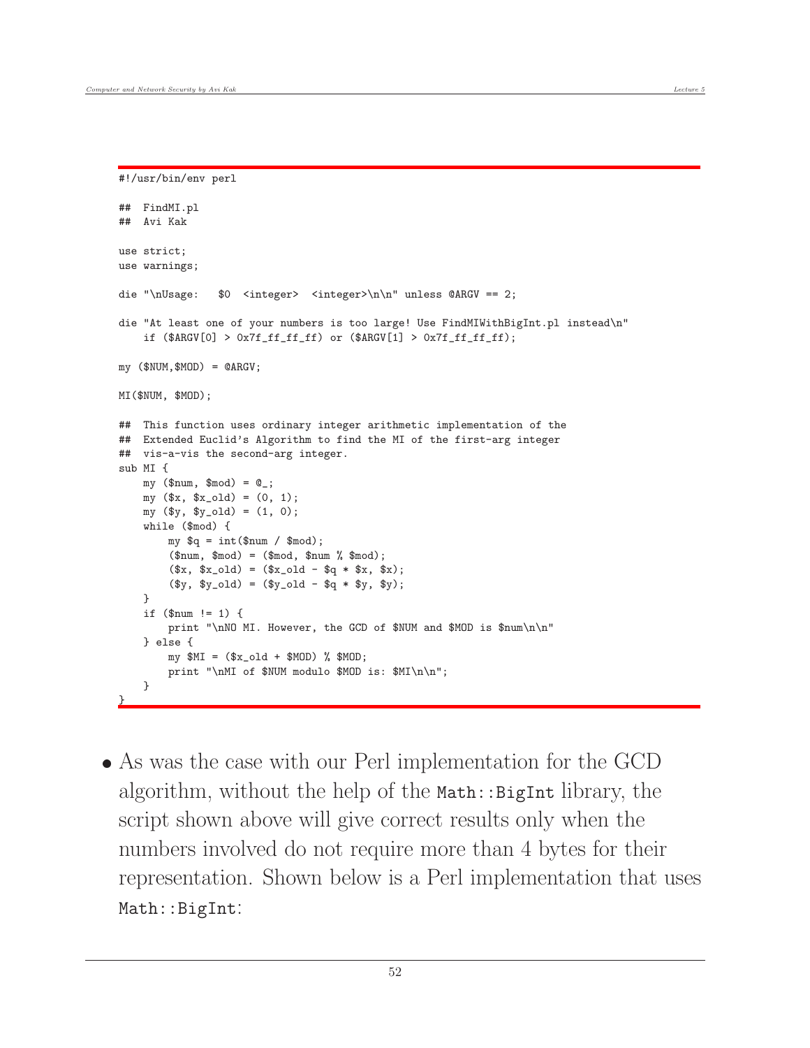```perl
#!/usr/bin/env perl

##  FindMI.pl
##  Avi Kak

use strict;
use warnings;

die "\nUsage:   $0  <integer>  <integer>\n\n" unless @ARGV == 2;

die "At least one of your numbers is too large! Use FindMIWithBigInt.pl instead\n"
    if ($ARGV[0] > 0x7f_ff_ff_ff) or ($ARGV[1] > 0x7f_ff_ff_ff);

my ($NUM,$MOD) = @ARGV;

MI($NUM, $MOD);

##  This function uses ordinary integer arithmetic implementation of the
##  Extended Euclid's Algorithm to find the MI of the first-arg integer
##  vis-a-vis the second-arg integer.
sub MI {
    my ($num, $mod) = @_;
    my ($x, $x_old) = (0, 1);
    my ($y, $y_old) = (1, 0);
    while ($mod) {
        my $q = int($num / $mod);
        ($num, $mod) = ($mod, $num % $mod);
        ($x, $x_old) = ($x_old - $q * $x, $x);
        ($y, $y_old) = ($y_old - $q * $y, $y);
    }
    if ($num != 1) {
        print "\nNO MI. However, the GCD of $NUM and $MOD is $num\n\n"
    } else {
        my $MI = ($x_old + $MOD) % $MOD;
        print "\nMI of $NUM modulo $MOD is: $MI\n\n";
    }
}
```

- As was the case with our Perl implementation for the GCD algorithm, without the help of the `Math::BigInt` library, the script shown above will give correct results only when the numbers involved do not require more than 4 bytes for their representation. Shown below is a Perl implementation that uses `Math::BigInt`: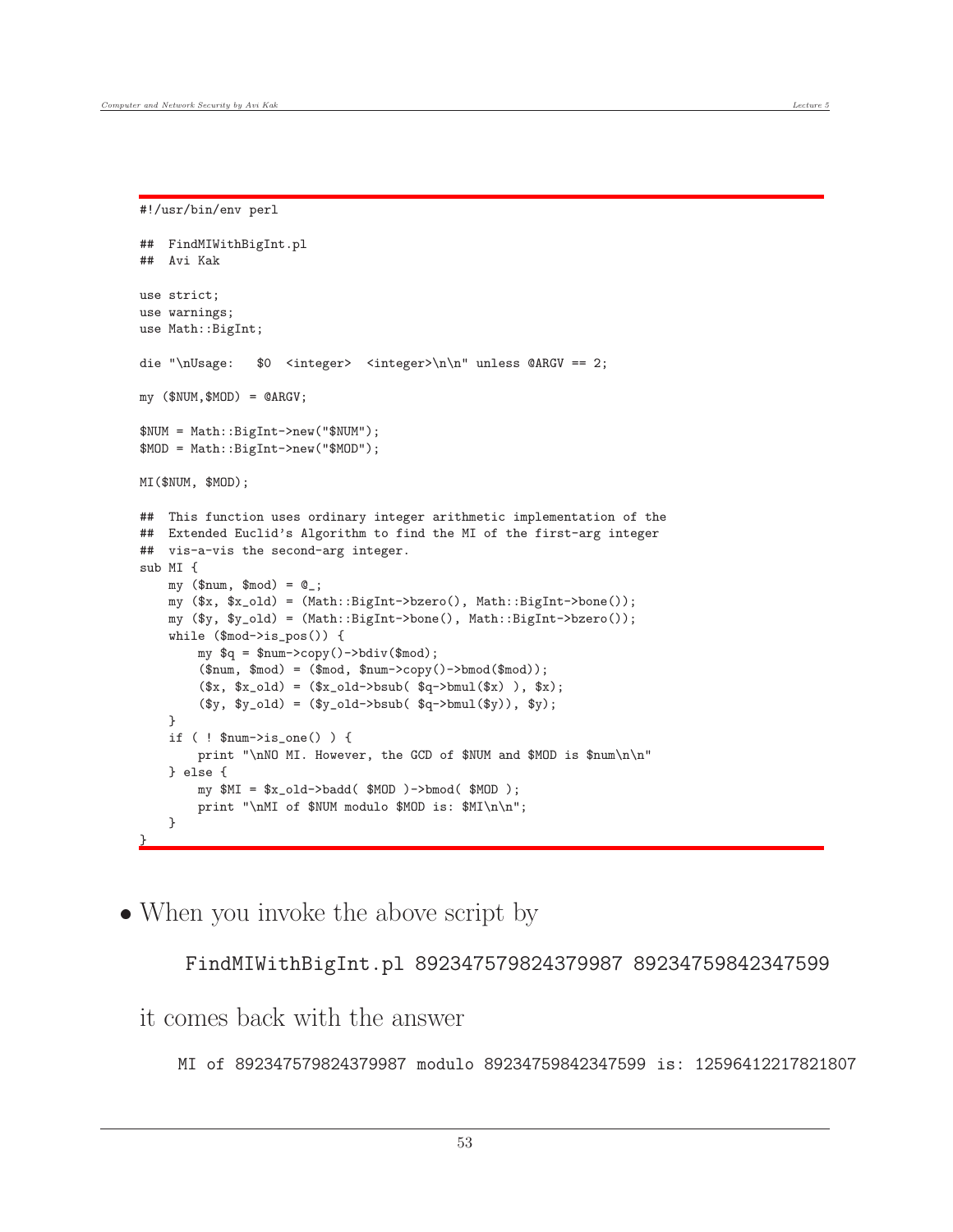```perl
#!/usr/bin/env perl

##  FindMIWithBigInt.pl
##  Avi Kak

use strict;
use warnings;
use Math::BigInt;

die "\nUsage:   $0  <integer>  <integer>\n\n" unless @ARGV == 2;

my ($NUM,$MOD) = @ARGV;

$NUM = Math::BigInt->new("$NUM");
$MOD = Math::BigInt->new("$MOD");

MI($NUM, $MOD);

##  This function uses ordinary integer arithmetic implementation of the
##  Extended Euclid's Algorithm to find the MI of the first-arg integer
##  vis-a-vis the second-arg integer.
sub MI {
    my ($num, $mod) = @_;
    my ($x, $x_old) = (Math::BigInt->bzero(), Math::BigInt->bone());
    my ($y, $y_old) = (Math::BigInt->bone(), Math::BigInt->bzero());
    while ($mod->is_pos()) {
        my $q = $num->copy()->bdiv($mod);
        ($num, $mod) = ($mod, $num->copy()->bmod($mod));
        ($x, $x_old) = ($x_old->bsub( $q->bmul($x) ), $x);
        ($y, $y_old) = ($y_old->bsub( $q->bmul($y)), $y);
    }
    if ( ! $num->is_one() ) {
        print "\nNO MI. However, the GCD of $NUM and $MOD is $num\n\n"
    } else {
        my $MI = $x_old->badd( $MOD )->bmod( $MOD );
        print "\nMI of $NUM modulo $MOD is: $MI\n\n";
    }
}
```

- When you invoke the above script by

  ```
  FindMIWithBigInt.pl 892347579824379987 89234759842347599
  ```

  it comes back with the answer

  ```
  MI of 892347579824379987 modulo 89234759842347599 is: 12596412217821807
  ```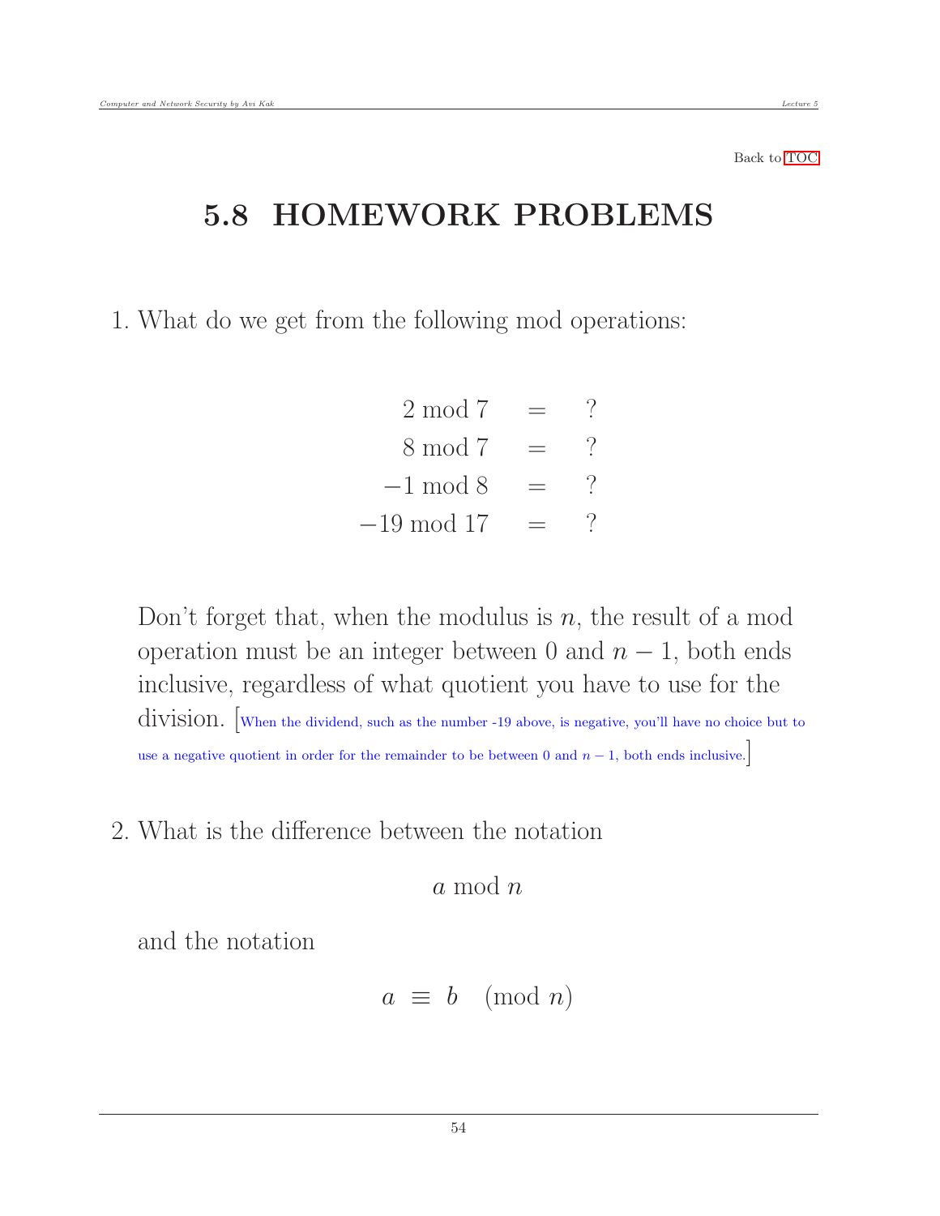Back to TOC

## 5.8 HOMEWORK PROBLEMS

1. What do we get from the following mod operations:

$$
\begin{aligned}
2 \bmod 7 &= ? \\
8 \bmod 7 &= ? \\
-1 \bmod 8 &= ? \\
-19 \bmod 17 &= ?
\end{aligned}
$$

   Don't forget that, when the modulus is $n$, the result of a mod operation must be an integer between 0 and $n-1$, both ends inclusive, regardless of what quotient you have to use for the division. [When the dividend, such as the number -19 above, is negative, you'll have no choice but to use a negative quotient in order for the remainder to be between 0 and $n-1$, both ends inclusive.]

2. What is the difference between the notation

$$a \bmod n$$

   and the notation

$$a \equiv b \pmod{n}$$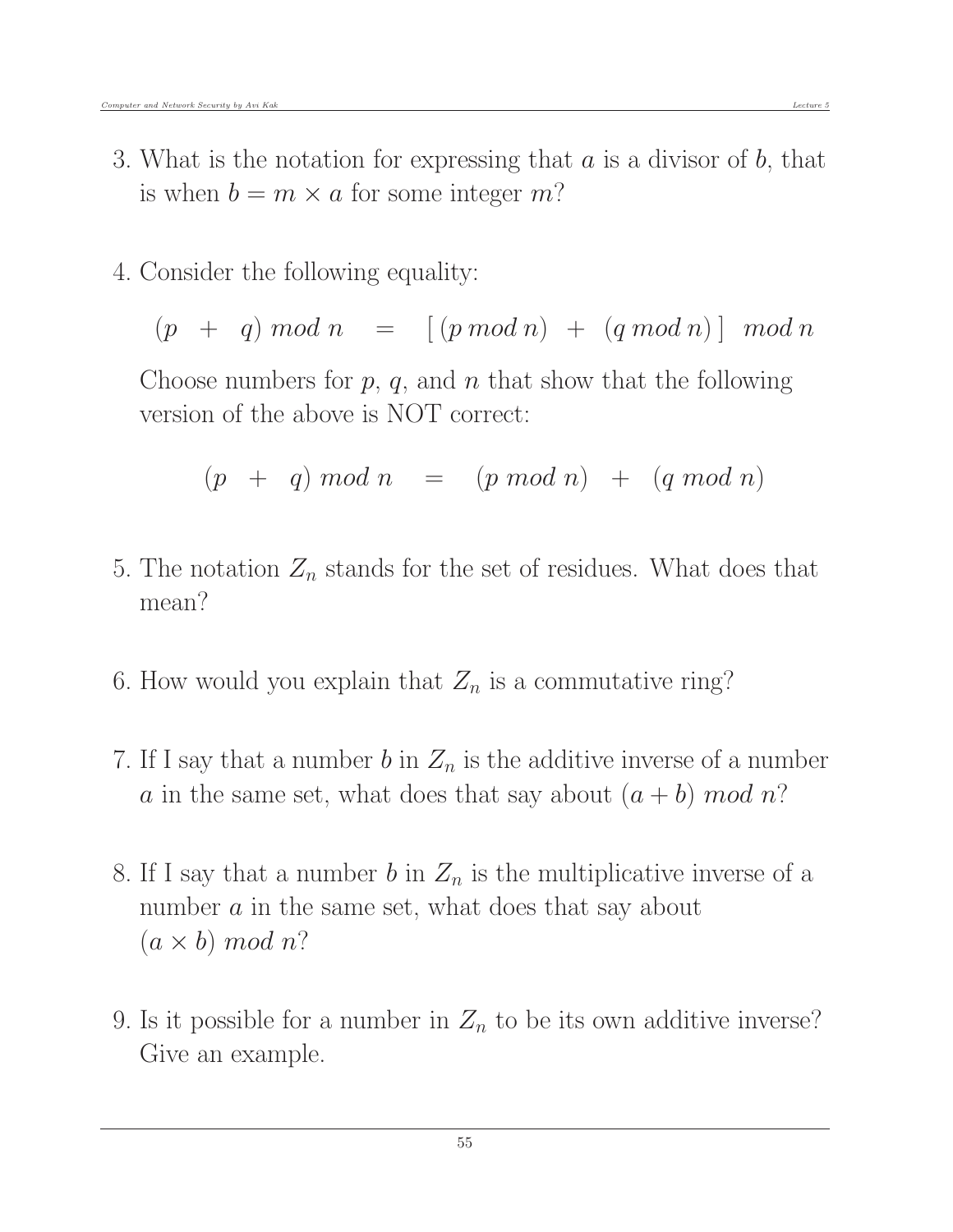3. What is the notation for expressing that $a$ is a divisor of $b$, that is when $b = m \times a$ for some integer $m$?

4. Consider the following equality:

   $$(p \;\; + \;\; q) \; mod \; n \quad = \quad [\,(p \, mod \, n) \;\; + \;\; (q \, mod \, n)\,] \;\; mod \, n$$

   Choose numbers for $p$, $q$, and $n$ that show that the following version of the above is NOT correct:

   $$(p \;\; + \;\; q) \; mod \; n \quad = \quad (p \; mod \; n) \;\; + \;\; (q \; mod \; n)$$

5. The notation $Z_n$ stands for the set of residues. What does that mean?

6. How would you explain that $Z_n$ is a commutative ring?

7. If I say that a number $b$ in $Z_n$ is the additive inverse of a number $a$ in the same set, what does that say about $(a + b) \; mod \; n$?

8. If I say that a number $b$ in $Z_n$ is the multiplicative inverse of a number $a$ in the same set, what does that say about $(a \times b) \; mod \; n$?

9. Is it possible for a number in $Z_n$ to be its own additive inverse? Give an example.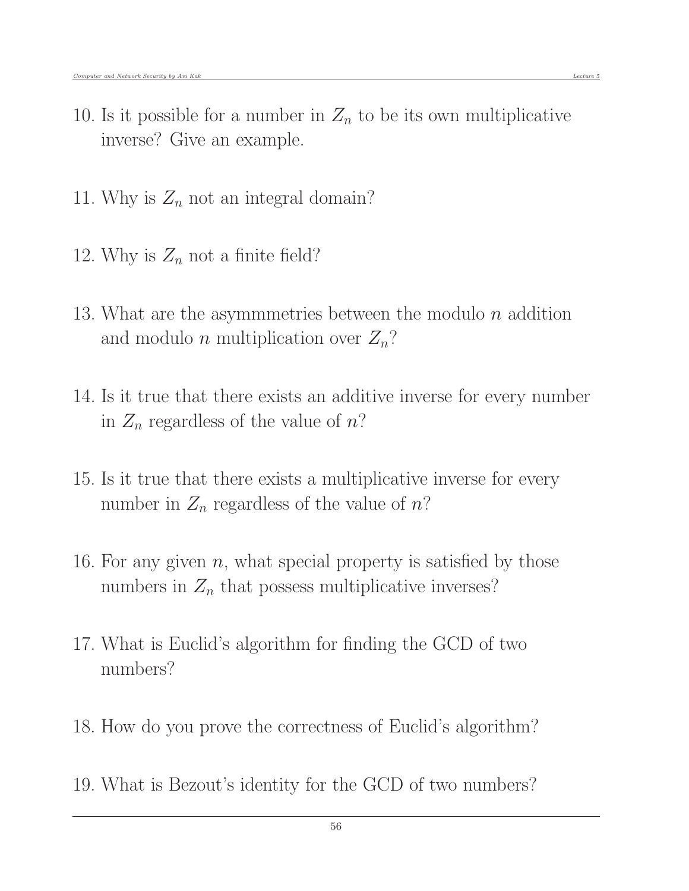10. Is it possible for a number in $Z_n$ to be its own multiplicative inverse? Give an example.

11. Why is $Z_n$ not an integral domain?

12. Why is $Z_n$ not a finite field?

13. What are the asymmmetries between the modulo $n$ addition and modulo $n$ multiplication over $Z_n$?

14. Is it true that there exists an additive inverse for every number in $Z_n$ regardless of the value of $n$?

15. Is it true that there exists a multiplicative inverse for every number in $Z_n$ regardless of the value of $n$?

16. For any given $n$, what special property is satisfied by those numbers in $Z_n$ that possess multiplicative inverses?

17. What is Euclid's algorithm for finding the GCD of two numbers?

18. How do you prove the correctness of Euclid's algorithm?

19. What is Bezout's identity for the GCD of two numbers?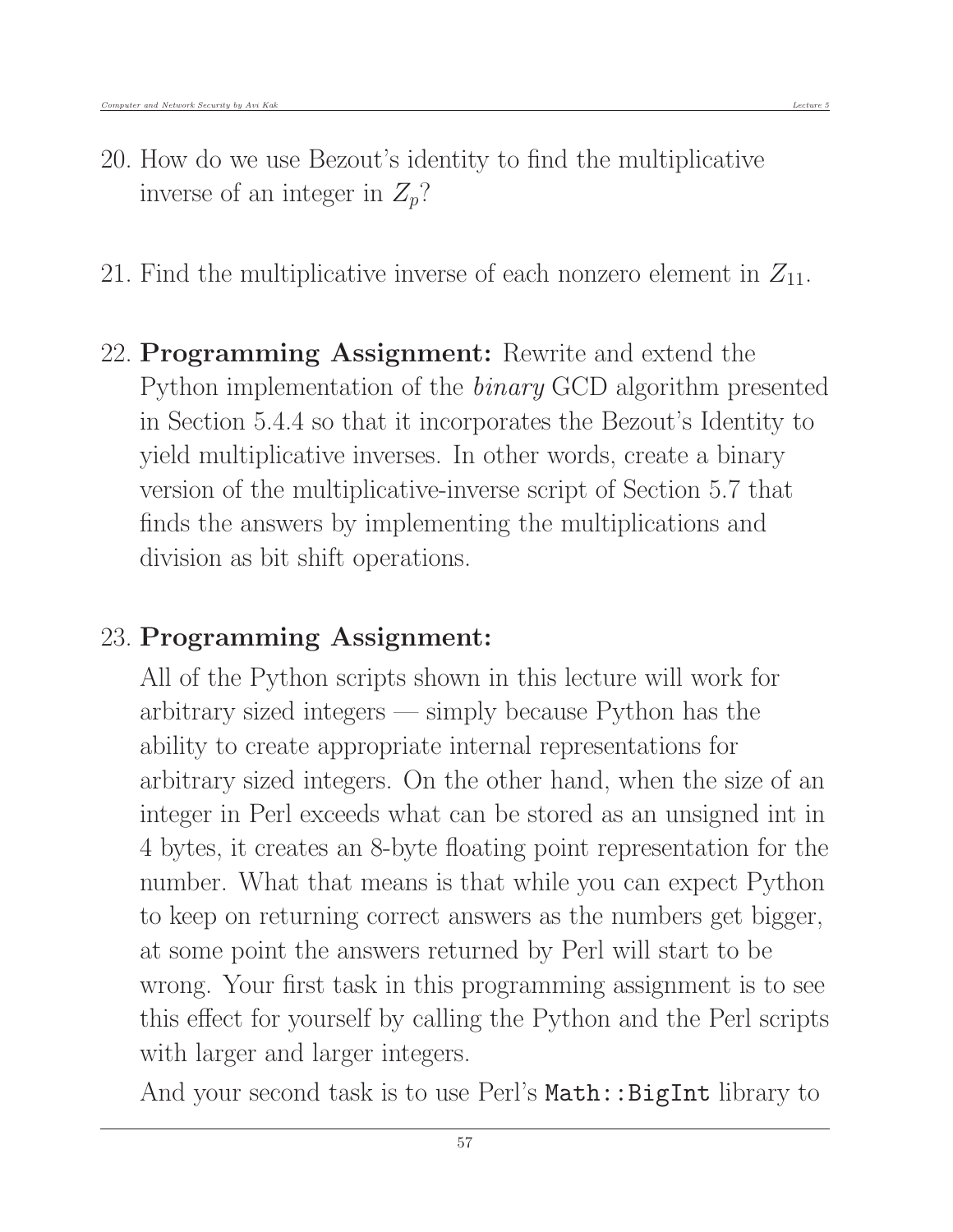20. How do we use Bezout's identity to find the multiplicative inverse of an integer in $Z_p$?

21. Find the multiplicative inverse of each nonzero element in $Z_{11}$.

22. **Programming Assignment:** Rewrite and extend the Python implementation of the *binary* GCD algorithm presented in Section 5.4.4 so that it incorporates the Bezout's Identity to yield multiplicative inverses. In other words, create a binary version of the multiplicative-inverse script of Section 5.7 that finds the answers by implementing the multiplications and division as bit shift operations.

23. **Programming Assignment:**

    All of the Python scripts shown in this lecture will work for arbitrary sized integers — simply because Python has the ability to create appropriate internal representations for arbitrary sized integers. On the other hand, when the size of an integer in Perl exceeds what can be stored as an unsigned int in 4 bytes, it creates an 8-byte floating point representation for the number. What that means is that while you can expect Python to keep on returning correct answers as the numbers get bigger, at some point the answers returned by Perl will start to be wrong. Your first task in this programming assignment is to see this effect for yourself by calling the Python and the Perl scripts with larger and larger integers.

    And your second task is to use Perl's `Math::BigInt` library to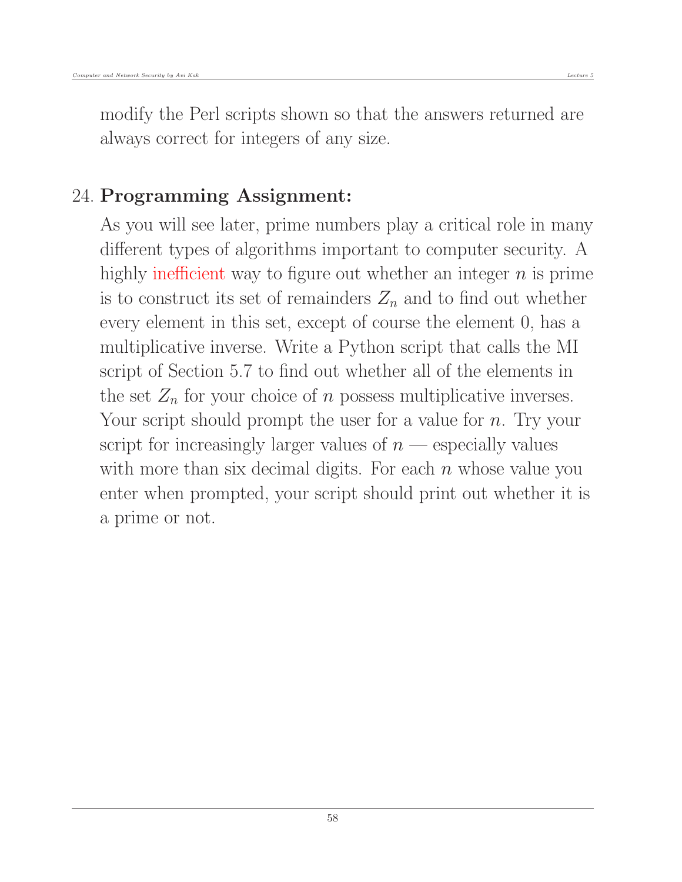modify the Perl scripts shown so that the answers returned are always correct for integers of any size.

24. **Programming Assignment:**

    As you will see later, prime numbers play a critical role in many different types of algorithms important to computer security. A highly inefficient way to figure out whether an integer $n$ is prime is to construct its set of remainders $Z_n$ and to find out whether every element in this set, except of course the element 0, has a multiplicative inverse. Write a Python script that calls the MI script of Section 5.7 to find out whether all of the elements in the set $Z_n$ for your choice of $n$ possess multiplicative inverses. Your script should prompt the user for a value for $n$. Try your script for increasingly larger values of $n$ — especially values with more than six decimal digits. For each $n$ whose value you enter when prompted, your script should print out whether it is a prime or not.